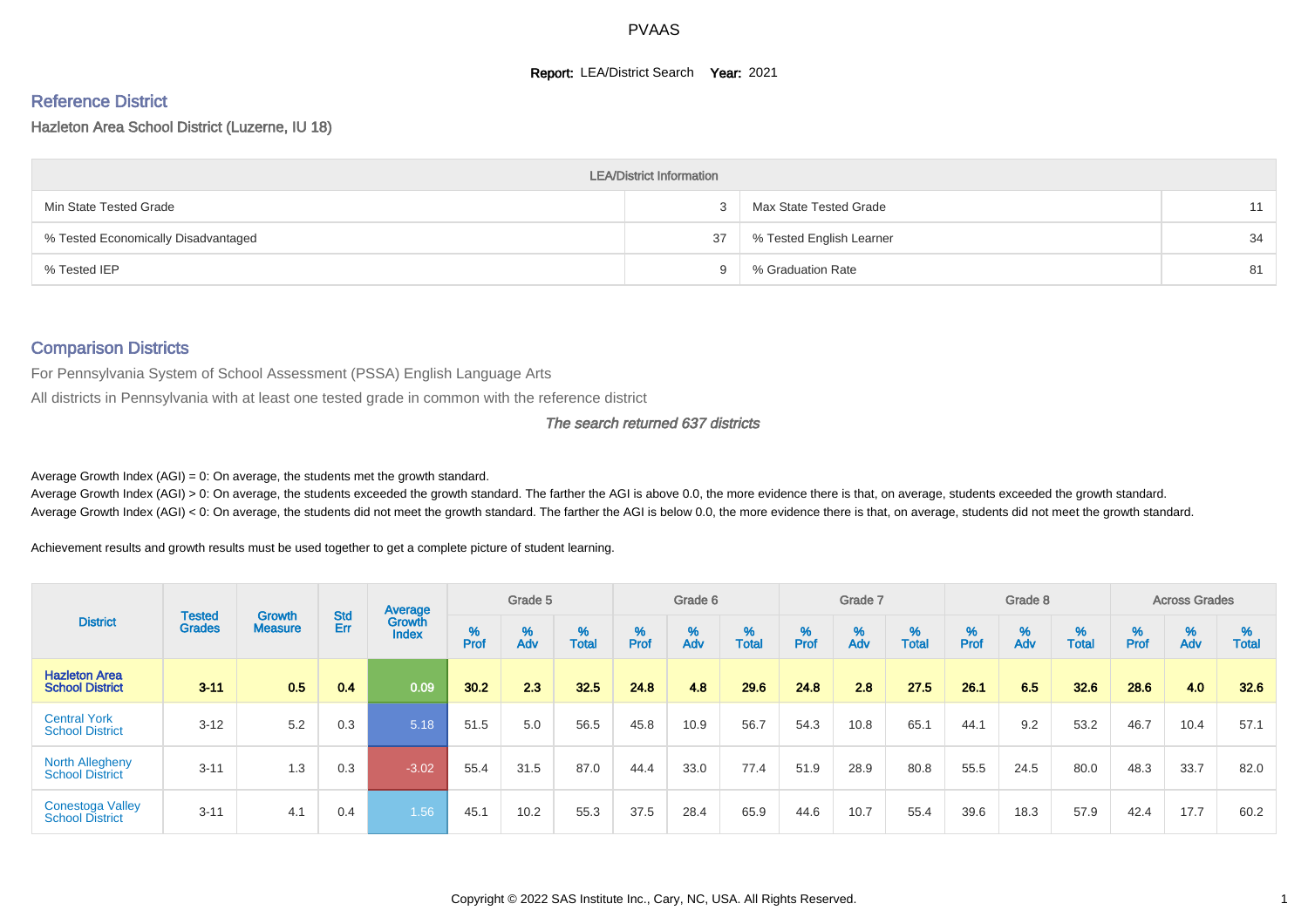PVAAS

**Report:** LEA/District Search **Year:** 2021

## Reference District

Hazleton Area School District (Luzerne, IU 18)

| LEA/District Information | | | |
|---|---|---|---|
| Min State Tested Grade | 3 | Max State Tested Grade | 11 |
| % Tested Economically Disadvantaged | 37 | % Tested English Learner | 34 |
| % Tested IEP | 9 | % Graduation Rate | 81 |

## Comparison Districts

For Pennsylvania System of School Assessment (PSSA) English Language Arts

All districts in Pennsylvania with at least one tested grade in common with the reference district

*The search returned 637 districts*

Average Growth Index (AGI) = 0: On average, the students met the growth standard.

Average Growth Index (AGI) > 0: On average, the students exceeded the growth standard. The farther the AGI is above 0.0, the more evidence there is that, on average, students exceeded the growth standard.

Average Growth Index (AGI) < 0: On average, the students did not meet the growth standard. The farther the AGI is below 0.0, the more evidence there is that, on average, students did not meet the growth standard.

Achievement results and growth results must be used together to get a complete picture of student learning.

| District | Tested Grades | Growth Measure | Std Err | Average Growth Index | Grade 5 | | | Grade 6 | | | Grade 7 | | | Grade 8 | | | Across Grades | | |
|---|---|---|---|---|---|---|---|---|---|---|---|---|---|---|---|---|---|---|---|
| | | | | | % Prof | % Adv | % Total | % Prof | % Adv | % Total | % Prof | % Adv | % Total | % Prof | % Adv | % Total | % Prof | % Adv | % Total |
| **Hazleton Area School District** | **3-11** | **0.5** | **0.4** | **0.09** | **30.2** | **2.3** | **32.5** | **24.8** | **4.8** | **29.6** | **24.8** | **2.8** | **27.5** | **26.1** | **6.5** | **32.6** | **28.6** | **4.0** | **32.6** |
| Central York School District | 3-12 | 5.2 | 0.3 | 5.18 | 51.5 | 5.0 | 56.5 | 45.8 | 10.9 | 56.7 | 54.3 | 10.8 | 65.1 | 44.1 | 9.2 | 53.2 | 46.7 | 10.4 | 57.1 |
| North Allegheny School District | 3-11 | 1.3 | 0.3 | -3.02 | 55.4 | 31.5 | 87.0 | 44.4 | 33.0 | 77.4 | 51.9 | 28.9 | 80.8 | 55.5 | 24.5 | 80.0 | 48.3 | 33.7 | 82.0 |
| Conestoga Valley School District | 3-11 | 4.1 | 0.4 | 1.56 | 45.1 | 10.2 | 55.3 | 37.5 | 28.4 | 65.9 | 44.6 | 10.7 | 55.4 | 39.6 | 18.3 | 57.9 | 42.4 | 17.7 | 60.2 |

Copyright © 2022 SAS Institute Inc., Cary, NC, USA. All Rights Reserved.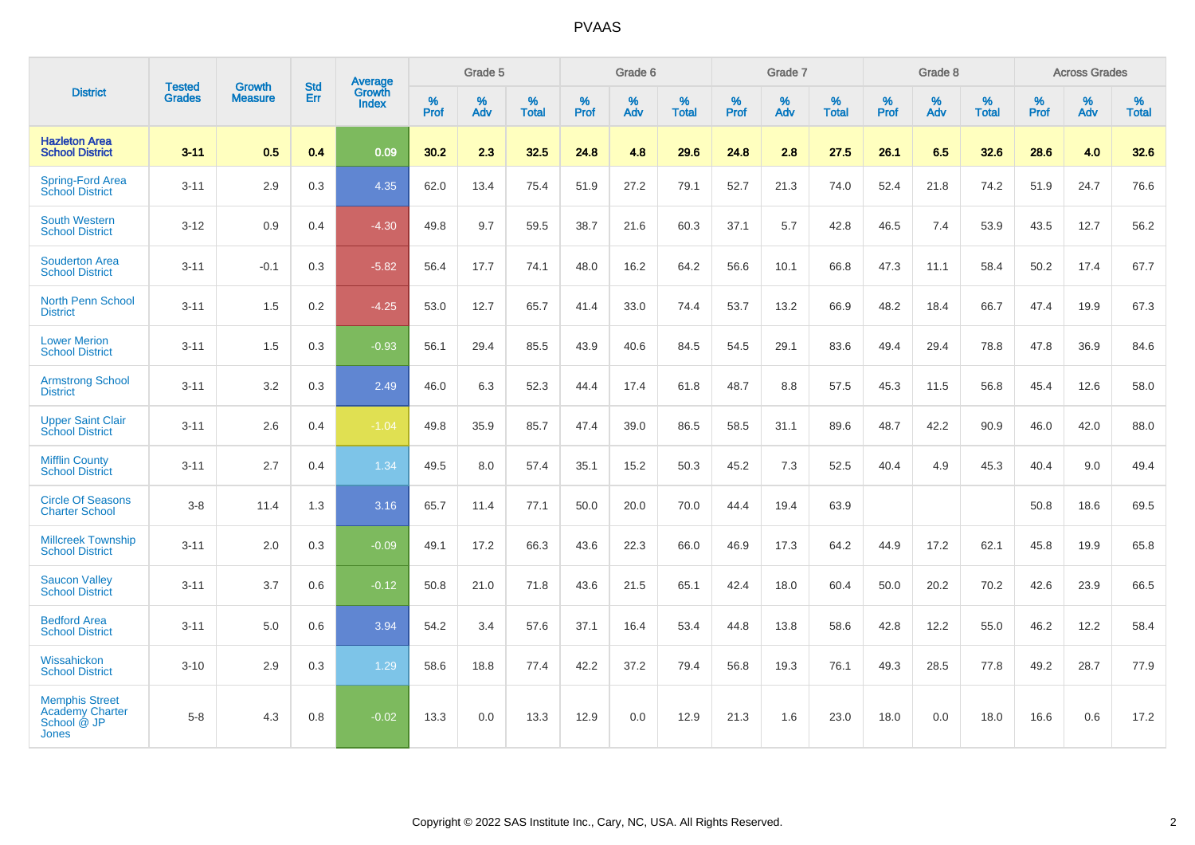# PVAAS

| District | Tested Grades | Growth Measure | Std Err | Average Growth Index | Grade 5 | | | Grade 6 | | | Grade 7 | | | Grade 8 | | | Across Grades | | |
|---|---|---|---|---|---|---|---|---|---|---|---|---|---|---|---|---|---|---|---|
| | | | | | % Prof | % Adv | % Total | % Prof | % Adv | % Total | % Prof | % Adv | % Total | % Prof | % Adv | % Total | % Prof | % Adv | % Total |
| **Hazleton Area School District** | **3-11** | **0.5** | **0.4** | **0.09** | **30.2** | **2.3** | **32.5** | **24.8** | **4.8** | **29.6** | **24.8** | **2.8** | **27.5** | **26.1** | **6.5** | **32.6** | **28.6** | **4.0** | **32.6** |
| Spring-Ford Area School District | 3-11 | 2.9 | 0.3 | 4.35 | 62.0 | 13.4 | 75.4 | 51.9 | 27.2 | 79.1 | 52.7 | 21.3 | 74.0 | 52.4 | 21.8 | 74.2 | 51.9 | 24.7 | 76.6 |
| South Western School District | 3-12 | 0.9 | 0.4 | -4.30 | 49.8 | 9.7 | 59.5 | 38.7 | 21.6 | 60.3 | 37.1 | 5.7 | 42.8 | 46.5 | 7.4 | 53.9 | 43.5 | 12.7 | 56.2 |
| Souderton Area School District | 3-11 | -0.1 | 0.3 | -5.82 | 56.4 | 17.7 | 74.1 | 48.0 | 16.2 | 64.2 | 56.6 | 10.1 | 66.8 | 47.3 | 11.1 | 58.4 | 50.2 | 17.4 | 67.7 |
| North Penn School District | 3-11 | 1.5 | 0.2 | -4.25 | 53.0 | 12.7 | 65.7 | 41.4 | 33.0 | 74.4 | 53.7 | 13.2 | 66.9 | 48.2 | 18.4 | 66.7 | 47.4 | 19.9 | 67.3 |
| Lower Merion School District | 3-11 | 1.5 | 0.3 | -0.93 | 56.1 | 29.4 | 85.5 | 43.9 | 40.6 | 84.5 | 54.5 | 29.1 | 83.6 | 49.4 | 29.4 | 78.8 | 47.8 | 36.9 | 84.6 |
| Armstrong School District | 3-11 | 3.2 | 0.3 | 2.49 | 46.0 | 6.3 | 52.3 | 44.4 | 17.4 | 61.8 | 48.7 | 8.8 | 57.5 | 45.3 | 11.5 | 56.8 | 45.4 | 12.6 | 58.0 |
| Upper Saint Clair School District | 3-11 | 2.6 | 0.4 | -1.04 | 49.8 | 35.9 | 85.7 | 47.4 | 39.0 | 86.5 | 58.5 | 31.1 | 89.6 | 48.7 | 42.2 | 90.9 | 46.0 | 42.0 | 88.0 |
| Mifflin County School District | 3-11 | 2.7 | 0.4 | 1.34 | 49.5 | 8.0 | 57.4 | 35.1 | 15.2 | 50.3 | 45.2 | 7.3 | 52.5 | 40.4 | 4.9 | 45.3 | 40.4 | 9.0 | 49.4 |
| Circle Of Seasons Charter School | 3-8 | 11.4 | 1.3 | 3.16 | 65.7 | 11.4 | 77.1 | 50.0 | 20.0 | 70.0 | 44.4 | 19.4 | 63.9 | | | | 50.8 | 18.6 | 69.5 |
| Millcreek Township School District | 3-11 | 2.0 | 0.3 | -0.09 | 49.1 | 17.2 | 66.3 | 43.6 | 22.3 | 66.0 | 46.9 | 17.3 | 64.2 | 44.9 | 17.2 | 62.1 | 45.8 | 19.9 | 65.8 |
| Saucon Valley School District | 3-11 | 3.7 | 0.6 | -0.12 | 50.8 | 21.0 | 71.8 | 43.6 | 21.5 | 65.1 | 42.4 | 18.0 | 60.4 | 50.0 | 20.2 | 70.2 | 42.6 | 23.9 | 66.5 |
| Bedford Area School District | 3-11 | 5.0 | 0.6 | 3.94 | 54.2 | 3.4 | 57.6 | 37.1 | 16.4 | 53.4 | 44.8 | 13.8 | 58.6 | 42.8 | 12.2 | 55.0 | 46.2 | 12.2 | 58.4 |
| Wissahickon School District | 3-10 | 2.9 | 0.3 | 1.29 | 58.6 | 18.8 | 77.4 | 42.2 | 37.2 | 79.4 | 56.8 | 19.3 | 76.1 | 49.3 | 28.5 | 77.8 | 49.2 | 28.7 | 77.9 |
| Memphis Street Academy Charter School @ JP Jones | 5-8 | 4.3 | 0.8 | -0.02 | 13.3 | 0.0 | 13.3 | 12.9 | 0.0 | 12.9 | 21.3 | 1.6 | 23.0 | 18.0 | 0.0 | 18.0 | 16.6 | 0.6 | 17.2 |

Copyright © 2022 SAS Institute Inc., Cary, NC, USA. All Rights Reserved.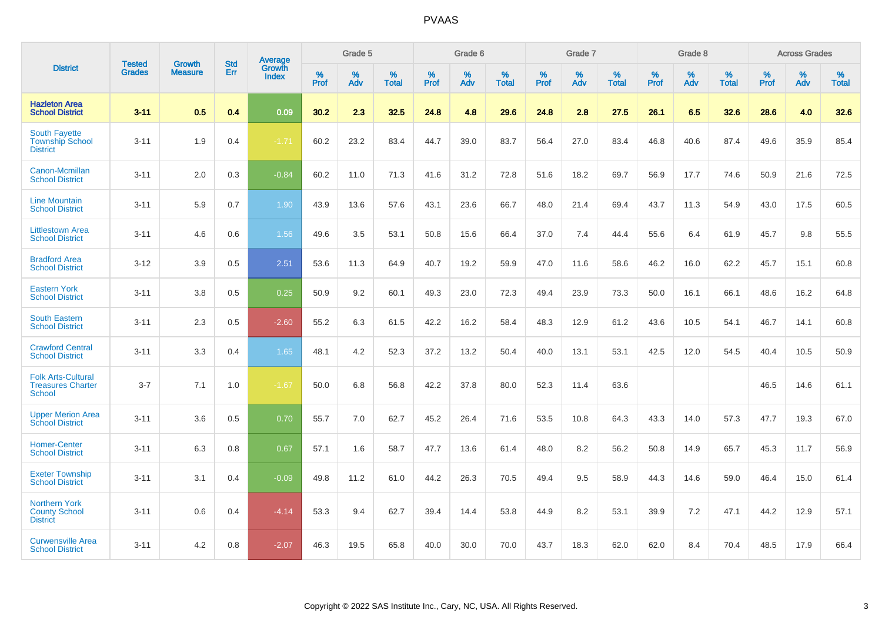| District | Tested Grades | Growth Measure | Std Err | Average Growth Index | Grade 5 | | | Grade 6 | | | Grade 7 | | | Grade 8 | | | Across Grades | | |
|---|---|---|---|---|---|---|---|---|---|---|---|---|---|---|---|---|---|---|---|
| | | | | | % Prof | % Adv | % Total | % Prof | % Adv | % Total | % Prof | % Adv | % Total | % Prof | % Adv | % Total | % Prof | % Adv | % Total |
| **Hazleton Area School District** | **3-11** | **0.5** | **0.4** | **0.09** | **30.2** | **2.3** | **32.5** | **24.8** | **4.8** | **29.6** | **24.8** | **2.8** | **27.5** | **26.1** | **6.5** | **32.6** | **28.6** | **4.0** | **32.6** |
| South Fayette Township School District | 3-11 | 1.9 | 0.4 | -1.71 | 60.2 | 23.2 | 83.4 | 44.7 | 39.0 | 83.7 | 56.4 | 27.0 | 83.4 | 46.8 | 40.6 | 87.4 | 49.6 | 35.9 | 85.4 |
| Canon-Mcmillan School District | 3-11 | 2.0 | 0.3 | -0.84 | 60.2 | 11.0 | 71.3 | 41.6 | 31.2 | 72.8 | 51.6 | 18.2 | 69.7 | 56.9 | 17.7 | 74.6 | 50.9 | 21.6 | 72.5 |
| Line Mountain School District | 3-11 | 5.9 | 0.7 | 1.90 | 43.9 | 13.6 | 57.6 | 43.1 | 23.6 | 66.7 | 48.0 | 21.4 | 69.4 | 43.7 | 11.3 | 54.9 | 43.0 | 17.5 | 60.5 |
| Littlestown Area School District | 3-11 | 4.6 | 0.6 | 1.56 | 49.6 | 3.5 | 53.1 | 50.8 | 15.6 | 66.4 | 37.0 | 7.4 | 44.4 | 55.6 | 6.4 | 61.9 | 45.7 | 9.8 | 55.5 |
| Bradford Area School District | 3-12 | 3.9 | 0.5 | 2.51 | 53.6 | 11.3 | 64.9 | 40.7 | 19.2 | 59.9 | 47.0 | 11.6 | 58.6 | 46.2 | 16.0 | 62.2 | 45.7 | 15.1 | 60.8 |
| Eastern York School District | 3-11 | 3.8 | 0.5 | 0.25 | 50.9 | 9.2 | 60.1 | 49.3 | 23.0 | 72.3 | 49.4 | 23.9 | 73.3 | 50.0 | 16.1 | 66.1 | 48.6 | 16.2 | 64.8 |
| South Eastern School District | 3-11 | 2.3 | 0.5 | -2.60 | 55.2 | 6.3 | 61.5 | 42.2 | 16.2 | 58.4 | 48.3 | 12.9 | 61.2 | 43.6 | 10.5 | 54.1 | 46.7 | 14.1 | 60.8 |
| Crawford Central School District | 3-11 | 3.3 | 0.4 | 1.65 | 48.1 | 4.2 | 52.3 | 37.2 | 13.2 | 50.4 | 40.0 | 13.1 | 53.1 | 42.5 | 12.0 | 54.5 | 40.4 | 10.5 | 50.9 |
| Folk Arts-Cultural Treasures Charter School | 3-7 | 7.1 | 1.0 | -1.67 | 50.0 | 6.8 | 56.8 | 42.2 | 37.8 | 80.0 | 52.3 | 11.4 | 63.6 | | | | 46.5 | 14.6 | 61.1 |
| Upper Merion Area School District | 3-11 | 3.6 | 0.5 | 0.70 | 55.7 | 7.0 | 62.7 | 45.2 | 26.4 | 71.6 | 53.5 | 10.8 | 64.3 | 43.3 | 14.0 | 57.3 | 47.7 | 19.3 | 67.0 |
| Homer-Center School District | 3-11 | 6.3 | 0.8 | 0.67 | 57.1 | 1.6 | 58.7 | 47.7 | 13.6 | 61.4 | 48.0 | 8.2 | 56.2 | 50.8 | 14.9 | 65.7 | 45.3 | 11.7 | 56.9 |
| Exeter Township School District | 3-11 | 3.1 | 0.4 | -0.09 | 49.8 | 11.2 | 61.0 | 44.2 | 26.3 | 70.5 | 49.4 | 9.5 | 58.9 | 44.3 | 14.6 | 59.0 | 46.4 | 15.0 | 61.4 |
| Northern York County School District | 3-11 | 0.6 | 0.4 | -4.14 | 53.3 | 9.4 | 62.7 | 39.4 | 14.4 | 53.8 | 44.9 | 8.2 | 53.1 | 39.9 | 7.2 | 47.1 | 44.2 | 12.9 | 57.1 |
| Curwensville Area School District | 3-11 | 4.2 | 0.8 | -2.07 | 46.3 | 19.5 | 65.8 | 40.0 | 30.0 | 70.0 | 43.7 | 18.3 | 62.0 | 62.0 | 8.4 | 70.4 | 48.5 | 17.9 | 66.4 |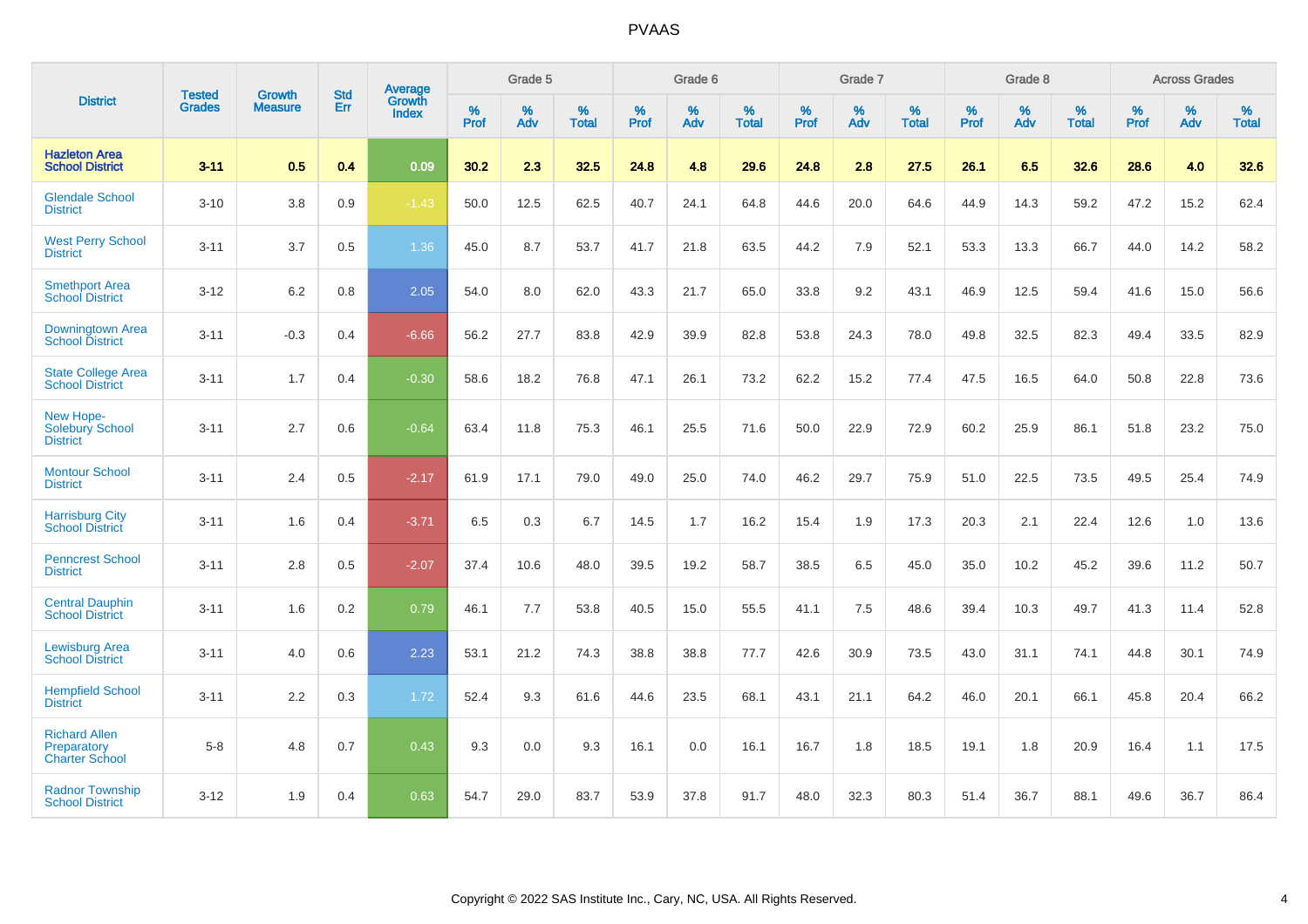| District | Tested Grades | Growth Measure | Std Err | Average Growth Index | Grade 5 | | | Grade 6 | | | Grade 7 | | | Grade 8 | | | Across Grades | | |
|---|---|---|---|---|---|---|---|---|---|---|---|---|---|---|---|---|---|---|---|
| | | | | | % Prof | % Adv | % Total | % Prof | % Adv | % Total | % Prof | % Adv | % Total | % Prof | % Adv | % Total | % Prof | % Adv | % Total |
| **Hazleton Area School District** | **3-11** | **0.5** | **0.4** | **0.09** | **30.2** | **2.3** | **32.5** | **24.8** | **4.8** | **29.6** | **24.8** | **2.8** | **27.5** | **26.1** | **6.5** | **32.6** | **28.6** | **4.0** | **32.6** |
| Glendale School District | 3-10 | 3.8 | 0.9 | -1.43 | 50.0 | 12.5 | 62.5 | 40.7 | 24.1 | 64.8 | 44.6 | 20.0 | 64.6 | 44.9 | 14.3 | 59.2 | 47.2 | 15.2 | 62.4 |
| West Perry School District | 3-11 | 3.7 | 0.5 | 1.36 | 45.0 | 8.7 | 53.7 | 41.7 | 21.8 | 63.5 | 44.2 | 7.9 | 52.1 | 53.3 | 13.3 | 66.7 | 44.0 | 14.2 | 58.2 |
| Smethport Area School District | 3-12 | 6.2 | 0.8 | 2.05 | 54.0 | 8.0 | 62.0 | 43.3 | 21.7 | 65.0 | 33.8 | 9.2 | 43.1 | 46.9 | 12.5 | 59.4 | 41.6 | 15.0 | 56.6 |
| Downingtown Area School District | 3-11 | -0.3 | 0.4 | -6.66 | 56.2 | 27.7 | 83.8 | 42.9 | 39.9 | 82.8 | 53.8 | 24.3 | 78.0 | 49.8 | 32.5 | 82.3 | 49.4 | 33.5 | 82.9 |
| State College Area School District | 3-11 | 1.7 | 0.4 | -0.30 | 58.6 | 18.2 | 76.8 | 47.1 | 26.1 | 73.2 | 62.2 | 15.2 | 77.4 | 47.5 | 16.5 | 64.0 | 50.8 | 22.8 | 73.6 |
| New Hope-Solebury School District | 3-11 | 2.7 | 0.6 | -0.64 | 63.4 | 11.8 | 75.3 | 46.1 | 25.5 | 71.6 | 50.0 | 22.9 | 72.9 | 60.2 | 25.9 | 86.1 | 51.8 | 23.2 | 75.0 |
| Montour School District | 3-11 | 2.4 | 0.5 | -2.17 | 61.9 | 17.1 | 79.0 | 49.0 | 25.0 | 74.0 | 46.2 | 29.7 | 75.9 | 51.0 | 22.5 | 73.5 | 49.5 | 25.4 | 74.9 |
| Harrisburg City School District | 3-11 | 1.6 | 0.4 | -3.71 | 6.5 | 0.3 | 6.7 | 14.5 | 1.7 | 16.2 | 15.4 | 1.9 | 17.3 | 20.3 | 2.1 | 22.4 | 12.6 | 1.0 | 13.6 |
| Penncrest School District | 3-11 | 2.8 | 0.5 | -2.07 | 37.4 | 10.6 | 48.0 | 39.5 | 19.2 | 58.7 | 38.5 | 6.5 | 45.0 | 35.0 | 10.2 | 45.2 | 39.6 | 11.2 | 50.7 |
| Central Dauphin School District | 3-11 | 1.6 | 0.2 | 0.79 | 46.1 | 7.7 | 53.8 | 40.5 | 15.0 | 55.5 | 41.1 | 7.5 | 48.6 | 39.4 | 10.3 | 49.7 | 41.3 | 11.4 | 52.8 |
| Lewisburg Area School District | 3-11 | 4.0 | 0.6 | 2.23 | 53.1 | 21.2 | 74.3 | 38.8 | 38.8 | 77.7 | 42.6 | 30.9 | 73.5 | 43.0 | 31.1 | 74.1 | 44.8 | 30.1 | 74.9 |
| Hempfield School District | 3-11 | 2.2 | 0.3 | 1.72 | 52.4 | 9.3 | 61.6 | 44.6 | 23.5 | 68.1 | 43.1 | 21.1 | 64.2 | 46.0 | 20.1 | 66.1 | 45.8 | 20.4 | 66.2 |
| Richard Allen Preparatory Charter School | 5-8 | 4.8 | 0.7 | 0.43 | 9.3 | 0.0 | 9.3 | 16.1 | 0.0 | 16.1 | 16.7 | 1.8 | 18.5 | 19.1 | 1.8 | 20.9 | 16.4 | 1.1 | 17.5 |
| Radnor Township School District | 3-12 | 1.9 | 0.4 | 0.63 | 54.7 | 29.0 | 83.7 | 53.9 | 37.8 | 91.7 | 48.0 | 32.3 | 80.3 | 51.4 | 36.7 | 88.1 | 49.6 | 36.7 | 86.4 |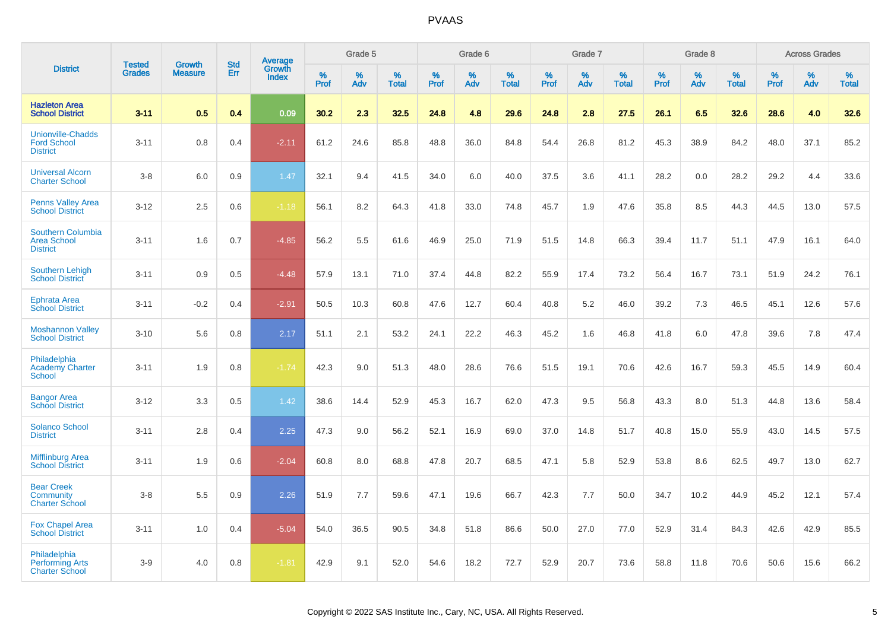| District | Tested Grades | Growth Measure | Std Err | Average Growth Index | Grade 5 | | | Grade 6 | | | Grade 7 | | | Grade 8 | | | Across Grades | | |
|---|---|---|---|---|---|---|---|---|---|---|---|---|---|---|---|---|---|---|---|
| | | | | | % Prof | % Adv | % Total | % Prof | % Adv | % Total | % Prof | % Adv | % Total | % Prof | % Adv | % Total | % Prof | % Adv | % Total |
| **Hazleton Area School District** | **3-11** | **0.5** | **0.4** | **0.09** | **30.2** | **2.3** | **32.5** | **24.8** | **4.8** | **29.6** | **24.8** | **2.8** | **27.5** | **26.1** | **6.5** | **32.6** | **28.6** | **4.0** | **32.6** |
| Unionville-Chadds Ford School District | 3-11 | 0.8 | 0.4 | -2.11 | 61.2 | 24.6 | 85.8 | 48.8 | 36.0 | 84.8 | 54.4 | 26.8 | 81.2 | 45.3 | 38.9 | 84.2 | 48.0 | 37.1 | 85.2 |
| Universal Alcorn Charter School | 3-8 | 6.0 | 0.9 | 1.47 | 32.1 | 9.4 | 41.5 | 34.0 | 6.0 | 40.0 | 37.5 | 3.6 | 41.1 | 28.2 | 0.0 | 28.2 | 29.2 | 4.4 | 33.6 |
| Penns Valley Area School District | 3-12 | 2.5 | 0.6 | -1.18 | 56.1 | 8.2 | 64.3 | 41.8 | 33.0 | 74.8 | 45.7 | 1.9 | 47.6 | 35.8 | 8.5 | 44.3 | 44.5 | 13.0 | 57.5 |
| Southern Columbia Area School District | 3-11 | 1.6 | 0.7 | -4.85 | 56.2 | 5.5 | 61.6 | 46.9 | 25.0 | 71.9 | 51.5 | 14.8 | 66.3 | 39.4 | 11.7 | 51.1 | 47.9 | 16.1 | 64.0 |
| Southern Lehigh School District | 3-11 | 0.9 | 0.5 | -4.48 | 57.9 | 13.1 | 71.0 | 37.4 | 44.8 | 82.2 | 55.9 | 17.4 | 73.2 | 56.4 | 16.7 | 73.1 | 51.9 | 24.2 | 76.1 |
| Ephrata Area School District | 3-11 | -0.2 | 0.4 | -2.91 | 50.5 | 10.3 | 60.8 | 47.6 | 12.7 | 60.4 | 40.8 | 5.2 | 46.0 | 39.2 | 7.3 | 46.5 | 45.1 | 12.6 | 57.6 |
| Moshannon Valley School District | 3-10 | 5.6 | 0.8 | 2.17 | 51.1 | 2.1 | 53.2 | 24.1 | 22.2 | 46.3 | 45.2 | 1.6 | 46.8 | 41.8 | 6.0 | 47.8 | 39.6 | 7.8 | 47.4 |
| Philadelphia Academy Charter School | 3-11 | 1.9 | 0.8 | -1.74 | 42.3 | 9.0 | 51.3 | 48.0 | 28.6 | 76.6 | 51.5 | 19.1 | 70.6 | 42.6 | 16.7 | 59.3 | 45.5 | 14.9 | 60.4 |
| Bangor Area School District | 3-12 | 3.3 | 0.5 | 1.42 | 38.6 | 14.4 | 52.9 | 45.3 | 16.7 | 62.0 | 47.3 | 9.5 | 56.8 | 43.3 | 8.0 | 51.3 | 44.8 | 13.6 | 58.4 |
| Solanco School District | 3-11 | 2.8 | 0.4 | 2.25 | 47.3 | 9.0 | 56.2 | 52.1 | 16.9 | 69.0 | 37.0 | 14.8 | 51.7 | 40.8 | 15.0 | 55.9 | 43.0 | 14.5 | 57.5 |
| Mifflinburg Area School District | 3-11 | 1.9 | 0.6 | -2.04 | 60.8 | 8.0 | 68.8 | 47.8 | 20.7 | 68.5 | 47.1 | 5.8 | 52.9 | 53.8 | 8.6 | 62.5 | 49.7 | 13.0 | 62.7 |
| Bear Creek Community Charter School | 3-8 | 5.5 | 0.9 | 2.26 | 51.9 | 7.7 | 59.6 | 47.1 | 19.6 | 66.7 | 42.3 | 7.7 | 50.0 | 34.7 | 10.2 | 44.9 | 45.2 | 12.1 | 57.4 |
| Fox Chapel Area School District | 3-11 | 1.0 | 0.4 | -5.04 | 54.0 | 36.5 | 90.5 | 34.8 | 51.8 | 86.6 | 50.0 | 27.0 | 77.0 | 52.9 | 31.4 | 84.3 | 42.6 | 42.9 | 85.5 |
| Philadelphia Performing Arts Charter School | 3-9 | 4.0 | 0.8 | -1.81 | 42.9 | 9.1 | 52.0 | 54.6 | 18.2 | 72.7 | 52.9 | 20.7 | 73.6 | 58.8 | 11.8 | 70.6 | 50.6 | 15.6 | 66.2 |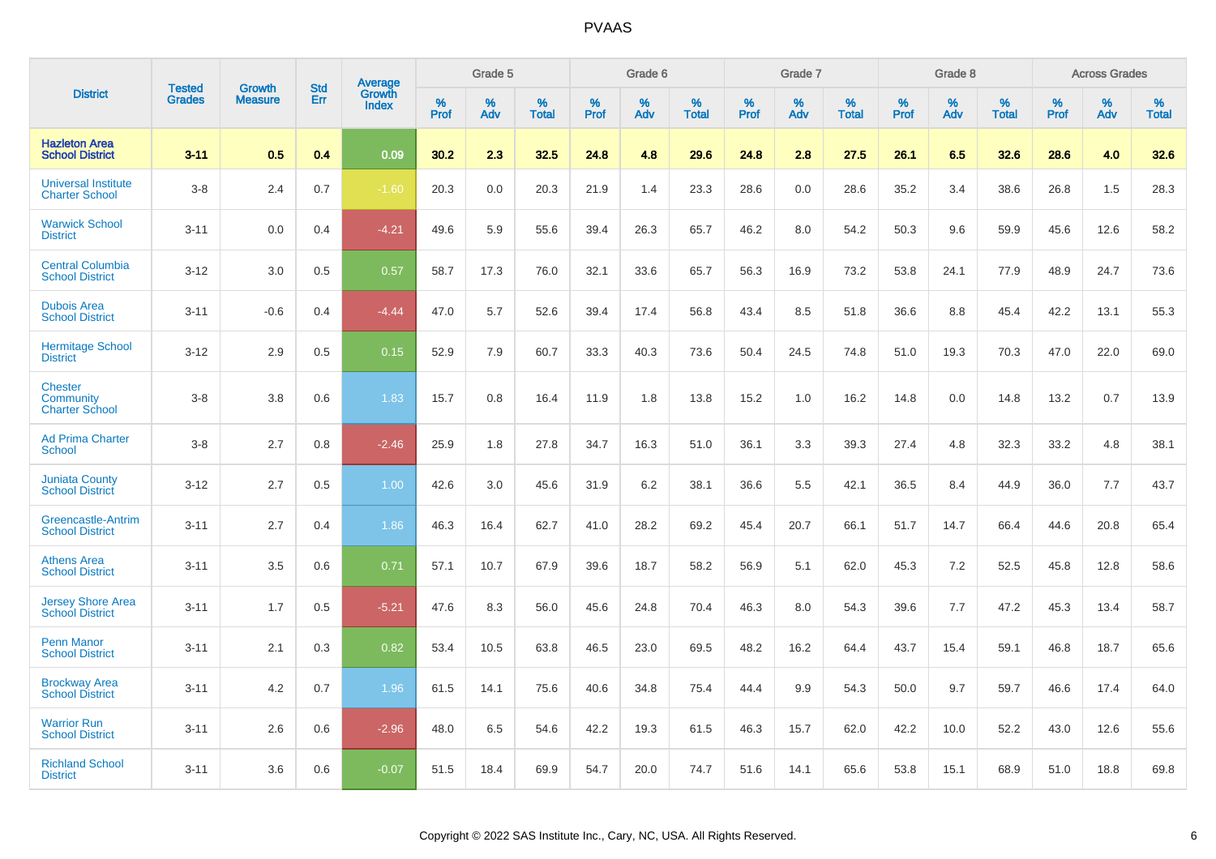# PVAAS

| District | Tested Grades | Growth Measure | Std Err | Average Growth Index | Grade 5 | | | Grade 6 | | | Grade 7 | | | Grade 8 | | | Across Grades | | |
|---|---|---|---|---|---|---|---|---|---|---|---|---|---|---|---|---|---|---|---|
| | | | | | % Prof | % Adv | % Total | % Prof | % Adv | % Total | % Prof | % Adv | % Total | % Prof | % Adv | % Total | % Prof | % Adv | % Total |
| **Hazleton Area School District** | **3-11** | **0.5** | **0.4** | **0.09** | **30.2** | **2.3** | **32.5** | **24.8** | **4.8** | **29.6** | **24.8** | **2.8** | **27.5** | **26.1** | **6.5** | **32.6** | **28.6** | **4.0** | **32.6** |
| Universal Institute Charter School | 3-8 | 2.4 | 0.7 | -1.60 | 20.3 | 0.0 | 20.3 | 21.9 | 1.4 | 23.3 | 28.6 | 0.0 | 28.6 | 35.2 | 3.4 | 38.6 | 26.8 | 1.5 | 28.3 |
| Warwick School District | 3-11 | 0.0 | 0.4 | -4.21 | 49.6 | 5.9 | 55.6 | 39.4 | 26.3 | 65.7 | 46.2 | 8.0 | 54.2 | 50.3 | 9.6 | 59.9 | 45.6 | 12.6 | 58.2 |
| Central Columbia School District | 3-12 | 3.0 | 0.5 | 0.57 | 58.7 | 17.3 | 76.0 | 32.1 | 33.6 | 65.7 | 56.3 | 16.9 | 73.2 | 53.8 | 24.1 | 77.9 | 48.9 | 24.7 | 73.6 |
| Dubois Area School District | 3-11 | -0.6 | 0.4 | -4.44 | 47.0 | 5.7 | 52.6 | 39.4 | 17.4 | 56.8 | 43.4 | 8.5 | 51.8 | 36.6 | 8.8 | 45.4 | 42.2 | 13.1 | 55.3 |
| Hermitage School District | 3-12 | 2.9 | 0.5 | 0.15 | 52.9 | 7.9 | 60.7 | 33.3 | 40.3 | 73.6 | 50.4 | 24.5 | 74.8 | 51.0 | 19.3 | 70.3 | 47.0 | 22.0 | 69.0 |
| Chester Community Charter School | 3-8 | 3.8 | 0.6 | 1.83 | 15.7 | 0.8 | 16.4 | 11.9 | 1.8 | 13.8 | 15.2 | 1.0 | 16.2 | 14.8 | 0.0 | 14.8 | 13.2 | 0.7 | 13.9 |
| Ad Prima Charter School | 3-8 | 2.7 | 0.8 | -2.46 | 25.9 | 1.8 | 27.8 | 34.7 | 16.3 | 51.0 | 36.1 | 3.3 | 39.3 | 27.4 | 4.8 | 32.3 | 33.2 | 4.8 | 38.1 |
| Juniata County School District | 3-12 | 2.7 | 0.5 | 1.00 | 42.6 | 3.0 | 45.6 | 31.9 | 6.2 | 38.1 | 36.6 | 5.5 | 42.1 | 36.5 | 8.4 | 44.9 | 36.0 | 7.7 | 43.7 |
| Greencastle-Antrim School District | 3-11 | 2.7 | 0.4 | 1.86 | 46.3 | 16.4 | 62.7 | 41.0 | 28.2 | 69.2 | 45.4 | 20.7 | 66.1 | 51.7 | 14.7 | 66.4 | 44.6 | 20.8 | 65.4 |
| Athens Area School District | 3-11 | 3.5 | 0.6 | 0.71 | 57.1 | 10.7 | 67.9 | 39.6 | 18.7 | 58.2 | 56.9 | 5.1 | 62.0 | 45.3 | 7.2 | 52.5 | 45.8 | 12.8 | 58.6 |
| Jersey Shore Area School District | 3-11 | 1.7 | 0.5 | -5.21 | 47.6 | 8.3 | 56.0 | 45.6 | 24.8 | 70.4 | 46.3 | 8.0 | 54.3 | 39.6 | 7.7 | 47.2 | 45.3 | 13.4 | 58.7 |
| Penn Manor School District | 3-11 | 2.1 | 0.3 | 0.82 | 53.4 | 10.5 | 63.8 | 46.5 | 23.0 | 69.5 | 48.2 | 16.2 | 64.4 | 43.7 | 15.4 | 59.1 | 46.8 | 18.7 | 65.6 |
| Brockway Area School District | 3-11 | 4.2 | 0.7 | 1.96 | 61.5 | 14.1 | 75.6 | 40.6 | 34.8 | 75.4 | 44.4 | 9.9 | 54.3 | 50.0 | 9.7 | 59.7 | 46.6 | 17.4 | 64.0 |
| Warrior Run School District | 3-11 | 2.6 | 0.6 | -2.96 | 48.0 | 6.5 | 54.6 | 42.2 | 19.3 | 61.5 | 46.3 | 15.7 | 62.0 | 42.2 | 10.0 | 52.2 | 43.0 | 12.6 | 55.6 |
| Richland School District | 3-11 | 3.6 | 0.6 | -0.07 | 51.5 | 18.4 | 69.9 | 54.7 | 20.0 | 74.7 | 51.6 | 14.1 | 65.6 | 53.8 | 15.1 | 68.9 | 51.0 | 18.8 | 69.8 |

Copyright © 2022 SAS Institute Inc., Cary, NC, USA. All Rights Reserved.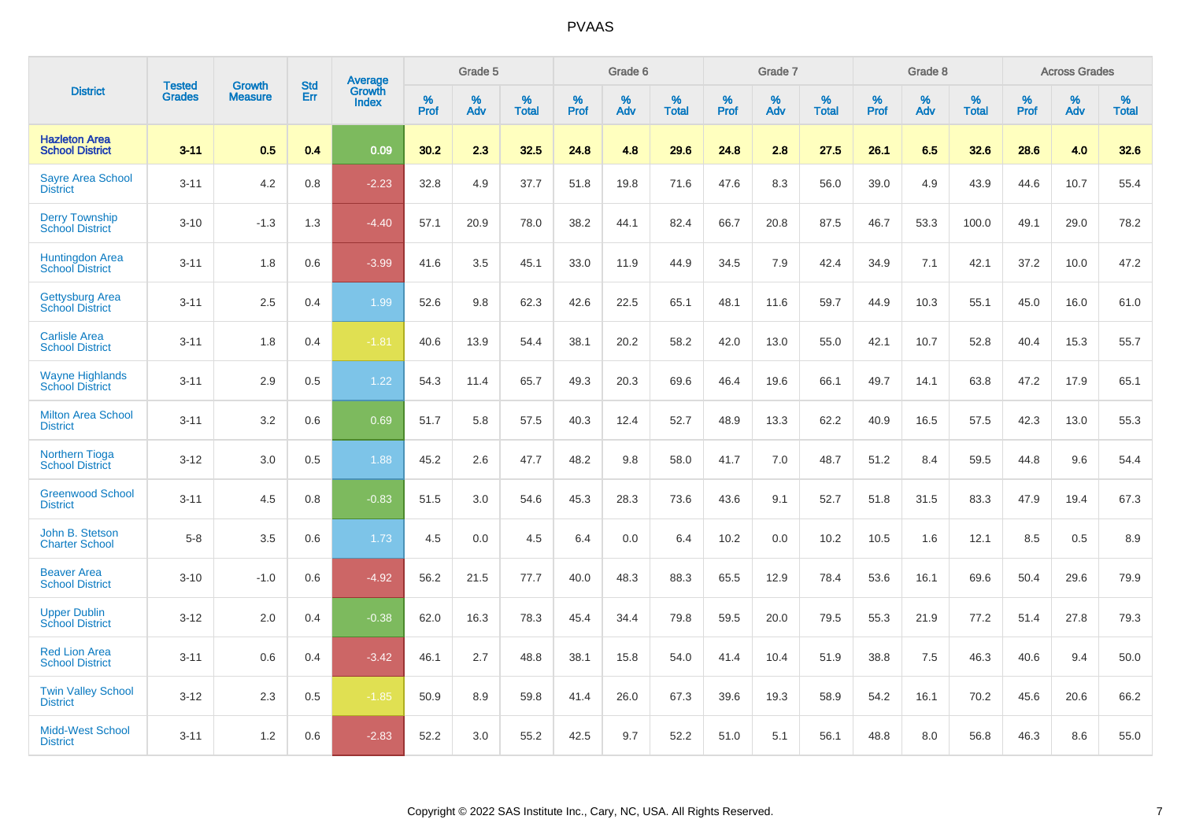# PVAAS

| District | Tested Grades | Growth Measure | Std Err | Average Growth Index | Grade 5 | | | Grade 6 | | | Grade 7 | | | Grade 8 | | | Across Grades | | |
|---|---|---|---|---|---|---|---|---|---|---|---|---|---|---|---|---|---|---|---|
| | | | | | % Prof | % Adv | % Total | % Prof | % Adv | % Total | % Prof | % Adv | % Total | % Prof | % Adv | % Total | % Prof | % Adv | % Total |
| **Hazleton Area School District** | **3-11** | **0.5** | **0.4** | **0.09** | **30.2** | **2.3** | **32.5** | **24.8** | **4.8** | **29.6** | **24.8** | **2.8** | **27.5** | **26.1** | **6.5** | **32.6** | **28.6** | **4.0** | **32.6** |
| Sayre Area School District | 3-11 | 4.2 | 0.8 | -2.23 | 32.8 | 4.9 | 37.7 | 51.8 | 19.8 | 71.6 | 47.6 | 8.3 | 56.0 | 39.0 | 4.9 | 43.9 | 44.6 | 10.7 | 55.4 |
| Derry Township School District | 3-10 | -1.3 | 1.3 | -4.40 | 57.1 | 20.9 | 78.0 | 38.2 | 44.1 | 82.4 | 66.7 | 20.8 | 87.5 | 46.7 | 53.3 | 100.0 | 49.1 | 29.0 | 78.2 |
| Huntingdon Area School District | 3-11 | 1.8 | 0.6 | -3.99 | 41.6 | 3.5 | 45.1 | 33.0 | 11.9 | 44.9 | 34.5 | 7.9 | 42.4 | 34.9 | 7.1 | 42.1 | 37.2 | 10.0 | 47.2 |
| Gettysburg Area School District | 3-11 | 2.5 | 0.4 | 1.99 | 52.6 | 9.8 | 62.3 | 42.6 | 22.5 | 65.1 | 48.1 | 11.6 | 59.7 | 44.9 | 10.3 | 55.1 | 45.0 | 16.0 | 61.0 |
| Carlisle Area School District | 3-11 | 1.8 | 0.4 | -1.81 | 40.6 | 13.9 | 54.4 | 38.1 | 20.2 | 58.2 | 42.0 | 13.0 | 55.0 | 42.1 | 10.7 | 52.8 | 40.4 | 15.3 | 55.7 |
| Wayne Highlands School District | 3-11 | 2.9 | 0.5 | 1.22 | 54.3 | 11.4 | 65.7 | 49.3 | 20.3 | 69.6 | 46.4 | 19.6 | 66.1 | 49.7 | 14.1 | 63.8 | 47.2 | 17.9 | 65.1 |
| Milton Area School District | 3-11 | 3.2 | 0.6 | 0.69 | 51.7 | 5.8 | 57.5 | 40.3 | 12.4 | 52.7 | 48.9 | 13.3 | 62.2 | 40.9 | 16.5 | 57.5 | 42.3 | 13.0 | 55.3 |
| Northern Tioga School District | 3-12 | 3.0 | 0.5 | 1.88 | 45.2 | 2.6 | 47.7 | 48.2 | 9.8 | 58.0 | 41.7 | 7.0 | 48.7 | 51.2 | 8.4 | 59.5 | 44.8 | 9.6 | 54.4 |
| Greenwood School District | 3-11 | 4.5 | 0.8 | -0.83 | 51.5 | 3.0 | 54.6 | 45.3 | 28.3 | 73.6 | 43.6 | 9.1 | 52.7 | 51.8 | 31.5 | 83.3 | 47.9 | 19.4 | 67.3 |
| John B. Stetson Charter School | 5-8 | 3.5 | 0.6 | 1.73 | 4.5 | 0.0 | 4.5 | 6.4 | 0.0 | 6.4 | 10.2 | 0.0 | 10.2 | 10.5 | 1.6 | 12.1 | 8.5 | 0.5 | 8.9 |
| Beaver Area School District | 3-10 | -1.0 | 0.6 | -4.92 | 56.2 | 21.5 | 77.7 | 40.0 | 48.3 | 88.3 | 65.5 | 12.9 | 78.4 | 53.6 | 16.1 | 69.6 | 50.4 | 29.6 | 79.9 |
| Upper Dublin School District | 3-12 | 2.0 | 0.4 | -0.38 | 62.0 | 16.3 | 78.3 | 45.4 | 34.4 | 79.8 | 59.5 | 20.0 | 79.5 | 55.3 | 21.9 | 77.2 | 51.4 | 27.8 | 79.3 |
| Red Lion Area School District | 3-11 | 0.6 | 0.4 | -3.42 | 46.1 | 2.7 | 48.8 | 38.1 | 15.8 | 54.0 | 41.4 | 10.4 | 51.9 | 38.8 | 7.5 | 46.3 | 40.6 | 9.4 | 50.0 |
| Twin Valley School District | 3-12 | 2.3 | 0.5 | -1.85 | 50.9 | 8.9 | 59.8 | 41.4 | 26.0 | 67.3 | 39.6 | 19.3 | 58.9 | 54.2 | 16.1 | 70.2 | 45.6 | 20.6 | 66.2 |
| Midd-West School District | 3-11 | 1.2 | 0.6 | -2.83 | 52.2 | 3.0 | 55.2 | 42.5 | 9.7 | 52.2 | 51.0 | 5.1 | 56.1 | 48.8 | 8.0 | 56.8 | 46.3 | 8.6 | 55.0 |

Copyright © 2022 SAS Institute Inc., Cary, NC, USA. All Rights Reserved.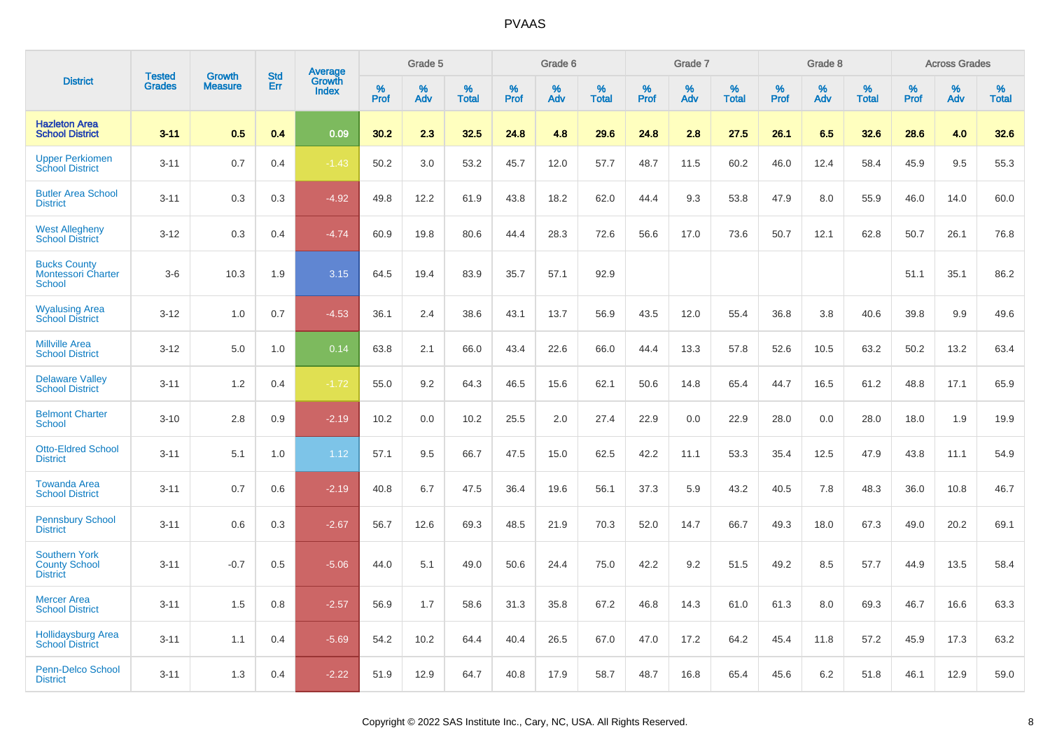# PVAAS

| District | Tested Grades | Growth Measure | Std Err | Average Growth Index | Grade 5 | | | Grade 6 | | | Grade 7 | | | Grade 8 | | | Across Grades | | |
|---|---|---|---|---|---|---|---|---|---|---|---|---|---|---|---|---|---|---|---|
| | | | | | % Prof | % Adv | % Total | % Prof | % Adv | % Total | % Prof | % Adv | % Total | % Prof | % Adv | % Total | % Prof | % Adv | % Total |
| **Hazleton Area School District** | **3-11** | **0.5** | **0.4** | **0.09** | **30.2** | **2.3** | **32.5** | **24.8** | **4.8** | **29.6** | **24.8** | **2.8** | **27.5** | **26.1** | **6.5** | **32.6** | **28.6** | **4.0** | **32.6** |
| Upper Perkiomen School District | 3-11 | 0.7 | 0.4 | -1.43 | 50.2 | 3.0 | 53.2 | 45.7 | 12.0 | 57.7 | 48.7 | 11.5 | 60.2 | 46.0 | 12.4 | 58.4 | 45.9 | 9.5 | 55.3 |
| Butler Area School District | 3-11 | 0.3 | 0.3 | -4.92 | 49.8 | 12.2 | 61.9 | 43.8 | 18.2 | 62.0 | 44.4 | 9.3 | 53.8 | 47.9 | 8.0 | 55.9 | 46.0 | 14.0 | 60.0 |
| West Allegheny School District | 3-12 | 0.3 | 0.4 | -4.74 | 60.9 | 19.8 | 80.6 | 44.4 | 28.3 | 72.6 | 56.6 | 17.0 | 73.6 | 50.7 | 12.1 | 62.8 | 50.7 | 26.1 | 76.8 |
| Bucks County Montessori Charter School | 3-6 | 10.3 | 1.9 | 3.15 | 64.5 | 19.4 | 83.9 | 35.7 | 57.1 | 92.9 | | | | | | | 51.1 | 35.1 | 86.2 |
| Wyalusing Area School District | 3-12 | 1.0 | 0.7 | -4.53 | 36.1 | 2.4 | 38.6 | 43.1 | 13.7 | 56.9 | 43.5 | 12.0 | 55.4 | 36.8 | 3.8 | 40.6 | 39.8 | 9.9 | 49.6 |
| Millville Area School District | 3-12 | 5.0 | 1.0 | 0.14 | 63.8 | 2.1 | 66.0 | 43.4 | 22.6 | 66.0 | 44.4 | 13.3 | 57.8 | 52.6 | 10.5 | 63.2 | 50.2 | 13.2 | 63.4 |
| Delaware Valley School District | 3-11 | 1.2 | 0.4 | -1.72 | 55.0 | 9.2 | 64.3 | 46.5 | 15.6 | 62.1 | 50.6 | 14.8 | 65.4 | 44.7 | 16.5 | 61.2 | 48.8 | 17.1 | 65.9 |
| Belmont Charter School | 3-10 | 2.8 | 0.9 | -2.19 | 10.2 | 0.0 | 10.2 | 25.5 | 2.0 | 27.4 | 22.9 | 0.0 | 22.9 | 28.0 | 0.0 | 28.0 | 18.0 | 1.9 | 19.9 |
| Otto-Eldred School District | 3-11 | 5.1 | 1.0 | 1.12 | 57.1 | 9.5 | 66.7 | 47.5 | 15.0 | 62.5 | 42.2 | 11.1 | 53.3 | 35.4 | 12.5 | 47.9 | 43.8 | 11.1 | 54.9 |
| Towanda Area School District | 3-11 | 0.7 | 0.6 | -2.19 | 40.8 | 6.7 | 47.5 | 36.4 | 19.6 | 56.1 | 37.3 | 5.9 | 43.2 | 40.5 | 7.8 | 48.3 | 36.0 | 10.8 | 46.7 |
| Pennsbury School District | 3-11 | 0.6 | 0.3 | -2.67 | 56.7 | 12.6 | 69.3 | 48.5 | 21.9 | 70.3 | 52.0 | 14.7 | 66.7 | 49.3 | 18.0 | 67.3 | 49.0 | 20.2 | 69.1 |
| Southern York County School District | 3-11 | -0.7 | 0.5 | -5.06 | 44.0 | 5.1 | 49.0 | 50.6 | 24.4 | 75.0 | 42.2 | 9.2 | 51.5 | 49.2 | 8.5 | 57.7 | 44.9 | 13.5 | 58.4 |
| Mercer Area School District | 3-11 | 1.5 | 0.8 | -2.57 | 56.9 | 1.7 | 58.6 | 31.3 | 35.8 | 67.2 | 46.8 | 14.3 | 61.0 | 61.3 | 8.0 | 69.3 | 46.7 | 16.6 | 63.3 |
| Hollidaysburg Area School District | 3-11 | 1.1 | 0.4 | -5.69 | 54.2 | 10.2 | 64.4 | 40.4 | 26.5 | 67.0 | 47.0 | 17.2 | 64.2 | 45.4 | 11.8 | 57.2 | 45.9 | 17.3 | 63.2 |
| Penn-Delco School District | 3-11 | 1.3 | 0.4 | -2.22 | 51.9 | 12.9 | 64.7 | 40.8 | 17.9 | 58.7 | 48.7 | 16.8 | 65.4 | 45.6 | 6.2 | 51.8 | 46.1 | 12.9 | 59.0 |

Copyright © 2022 SAS Institute Inc., Cary, NC, USA. All Rights Reserved.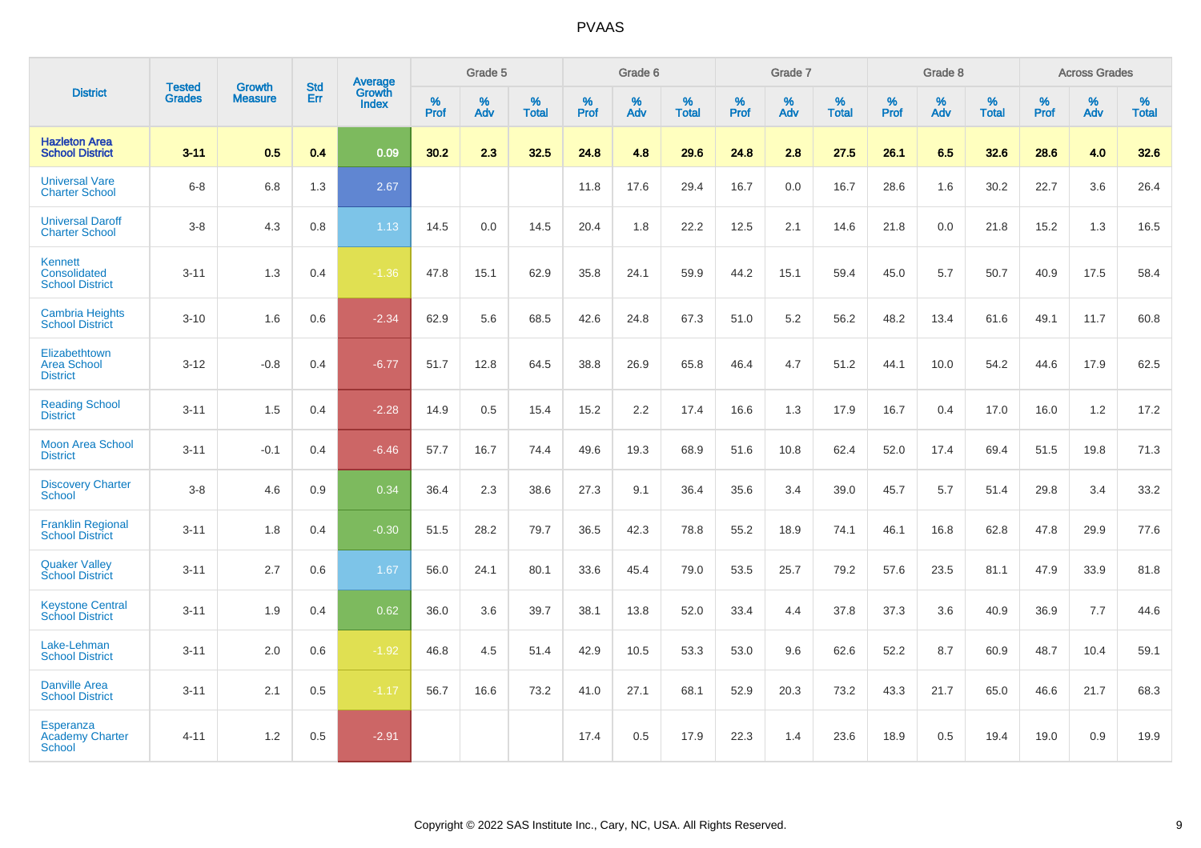# PVAAS

| District | Tested Grades | Growth Measure | Std Err | Average Growth Index | Grade 5 | | | Grade 6 | | | Grade 7 | | | Grade 8 | | | Across Grades | | |
|---|---|---|---|---|---|---|---|---|---|---|---|---|---|---|---|---|---|---|---|
| | | | | | % Prof | % Adv | % Total | % Prof | % Adv | % Total | % Prof | % Adv | % Total | % Prof | % Adv | % Total | % Prof | % Adv | % Total |
| **Hazleton Area School District** | **3-11** | **0.5** | **0.4** | **0.09** | **30.2** | **2.3** | **32.5** | **24.8** | **4.8** | **29.6** | **24.8** | **2.8** | **27.5** | **26.1** | **6.5** | **32.6** | **28.6** | **4.0** | **32.6** |
| Universal Vare Charter School | 6-8 | 6.8 | 1.3 | 2.67 | | | | 11.8 | 17.6 | 29.4 | 16.7 | 0.0 | 16.7 | 28.6 | 1.6 | 30.2 | 22.7 | 3.6 | 26.4 |
| Universal Daroff Charter School | 3-8 | 4.3 | 0.8 | 1.13 | 14.5 | 0.0 | 14.5 | 20.4 | 1.8 | 22.2 | 12.5 | 2.1 | 14.6 | 21.8 | 0.0 | 21.8 | 15.2 | 1.3 | 16.5 |
| Kennett Consolidated School District | 3-11 | 1.3 | 0.4 | -1.36 | 47.8 | 15.1 | 62.9 | 35.8 | 24.1 | 59.9 | 44.2 | 15.1 | 59.4 | 45.0 | 5.7 | 50.7 | 40.9 | 17.5 | 58.4 |
| Cambria Heights School District | 3-10 | 1.6 | 0.6 | -2.34 | 62.9 | 5.6 | 68.5 | 42.6 | 24.8 | 67.3 | 51.0 | 5.2 | 56.2 | 48.2 | 13.4 | 61.6 | 49.1 | 11.7 | 60.8 |
| Elizabethtown Area School District | 3-12 | -0.8 | 0.4 | -6.77 | 51.7 | 12.8 | 64.5 | 38.8 | 26.9 | 65.8 | 46.4 | 4.7 | 51.2 | 44.1 | 10.0 | 54.2 | 44.6 | 17.9 | 62.5 |
| Reading School District | 3-11 | 1.5 | 0.4 | -2.28 | 14.9 | 0.5 | 15.4 | 15.2 | 2.2 | 17.4 | 16.6 | 1.3 | 17.9 | 16.7 | 0.4 | 17.0 | 16.0 | 1.2 | 17.2 |
| Moon Area School District | 3-11 | -0.1 | 0.4 | -6.46 | 57.7 | 16.7 | 74.4 | 49.6 | 19.3 | 68.9 | 51.6 | 10.8 | 62.4 | 52.0 | 17.4 | 69.4 | 51.5 | 19.8 | 71.3 |
| Discovery Charter School | 3-8 | 4.6 | 0.9 | 0.34 | 36.4 | 2.3 | 38.6 | 27.3 | 9.1 | 36.4 | 35.6 | 3.4 | 39.0 | 45.7 | 5.7 | 51.4 | 29.8 | 3.4 | 33.2 |
| Franklin Regional School District | 3-11 | 1.8 | 0.4 | -0.30 | 51.5 | 28.2 | 79.7 | 36.5 | 42.3 | 78.8 | 55.2 | 18.9 | 74.1 | 46.1 | 16.8 | 62.8 | 47.8 | 29.9 | 77.6 |
| Quaker Valley School District | 3-11 | 2.7 | 0.6 | 1.67 | 56.0 | 24.1 | 80.1 | 33.6 | 45.4 | 79.0 | 53.5 | 25.7 | 79.2 | 57.6 | 23.5 | 81.1 | 47.9 | 33.9 | 81.8 |
| Keystone Central School District | 3-11 | 1.9 | 0.4 | 0.62 | 36.0 | 3.6 | 39.7 | 38.1 | 13.8 | 52.0 | 33.4 | 4.4 | 37.8 | 37.3 | 3.6 | 40.9 | 36.9 | 7.7 | 44.6 |
| Lake-Lehman School District | 3-11 | 2.0 | 0.6 | -1.92 | 46.8 | 4.5 | 51.4 | 42.9 | 10.5 | 53.3 | 53.0 | 9.6 | 62.6 | 52.2 | 8.7 | 60.9 | 48.7 | 10.4 | 59.1 |
| Danville Area School District | 3-11 | 2.1 | 0.5 | -1.17 | 56.7 | 16.6 | 73.2 | 41.0 | 27.1 | 68.1 | 52.9 | 20.3 | 73.2 | 43.3 | 21.7 | 65.0 | 46.6 | 21.7 | 68.3 |
| Esperanza Academy Charter School | 4-11 | 1.2 | 0.5 | -2.91 | | | | 17.4 | 0.5 | 17.9 | 22.3 | 1.4 | 23.6 | 18.9 | 0.5 | 19.4 | 19.0 | 0.9 | 19.9 |

Copyright © 2022 SAS Institute Inc., Cary, NC, USA. All Rights Reserved.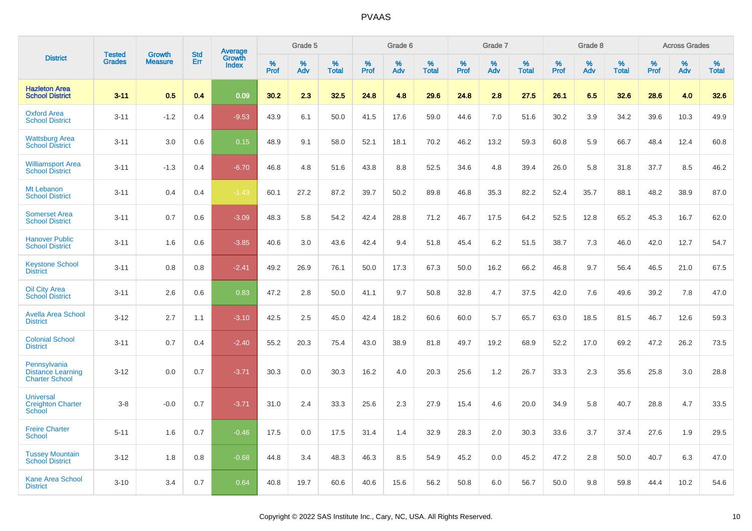# PVAAS

| District | Tested Grades | Growth Measure | Std Err | Average Growth Index | Grade 5 | | | Grade 6 | | | Grade 7 | | | Grade 8 | | | Across Grades | | |
|---|---|---|---|---|---|---|---|---|---|---|---|---|---|---|---|---|---|---|---|
| | | | | | % Prof | % Adv | % Total | % Prof | % Adv | % Total | % Prof | % Adv | % Total | % Prof | % Adv | % Total | % Prof | % Adv | % Total |
| **Hazleton Area School District** | **3-11** | **0.5** | **0.4** | **0.09** | **30.2** | **2.3** | **32.5** | **24.8** | **4.8** | **29.6** | **24.8** | **2.8** | **27.5** | **26.1** | **6.5** | **32.6** | **28.6** | **4.0** | **32.6** |
| Oxford Area School District | 3-11 | -1.2 | 0.4 | -9.53 | 43.9 | 6.1 | 50.0 | 41.5 | 17.6 | 59.0 | 44.6 | 7.0 | 51.6 | 30.2 | 3.9 | 34.2 | 39.6 | 10.3 | 49.9 |
| Wattsburg Area School District | 3-11 | 3.0 | 0.6 | 0.15 | 48.9 | 9.1 | 58.0 | 52.1 | 18.1 | 70.2 | 46.2 | 13.2 | 59.3 | 60.8 | 5.9 | 66.7 | 48.4 | 12.4 | 60.8 |
| Williamsport Area School District | 3-11 | -1.3 | 0.4 | -6.70 | 46.8 | 4.8 | 51.6 | 43.8 | 8.8 | 52.5 | 34.6 | 4.8 | 39.4 | 26.0 | 5.8 | 31.8 | 37.7 | 8.5 | 46.2 |
| Mt Lebanon School District | 3-11 | 0.4 | 0.4 | -1.43 | 60.1 | 27.2 | 87.2 | 39.7 | 50.2 | 89.8 | 46.8 | 35.3 | 82.2 | 52.4 | 35.7 | 88.1 | 48.2 | 38.9 | 87.0 |
| Somerset Area School District | 3-11 | 0.7 | 0.6 | -3.09 | 48.3 | 5.8 | 54.2 | 42.4 | 28.8 | 71.2 | 46.7 | 17.5 | 64.2 | 52.5 | 12.8 | 65.2 | 45.3 | 16.7 | 62.0 |
| Hanover Public School District | 3-11 | 1.6 | 0.6 | -3.85 | 40.6 | 3.0 | 43.6 | 42.4 | 9.4 | 51.8 | 45.4 | 6.2 | 51.5 | 38.7 | 7.3 | 46.0 | 42.0 | 12.7 | 54.7 |
| Keystone School District | 3-11 | 0.8 | 0.8 | -2.41 | 49.2 | 26.9 | 76.1 | 50.0 | 17.3 | 67.3 | 50.0 | 16.2 | 66.2 | 46.8 | 9.7 | 56.4 | 46.5 | 21.0 | 67.5 |
| Oil City Area School District | 3-11 | 2.6 | 0.6 | 0.83 | 47.2 | 2.8 | 50.0 | 41.1 | 9.7 | 50.8 | 32.8 | 4.7 | 37.5 | 42.0 | 7.6 | 49.6 | 39.2 | 7.8 | 47.0 |
| Avella Area School District | 3-12 | 2.7 | 1.1 | -3.10 | 42.5 | 2.5 | 45.0 | 42.4 | 18.2 | 60.6 | 60.0 | 5.7 | 65.7 | 63.0 | 18.5 | 81.5 | 46.7 | 12.6 | 59.3 |
| Colonial School District | 3-11 | 0.7 | 0.4 | -2.40 | 55.2 | 20.3 | 75.4 | 43.0 | 38.9 | 81.8 | 49.7 | 19.2 | 68.9 | 52.2 | 17.0 | 69.2 | 47.2 | 26.2 | 73.5 |
| Pennsylvania Distance Learning Charter School | 3-12 | 0.0 | 0.7 | -3.71 | 30.3 | 0.0 | 30.3 | 16.2 | 4.0 | 20.3 | 25.6 | 1.2 | 26.7 | 33.3 | 2.3 | 35.6 | 25.8 | 3.0 | 28.8 |
| Universal Creighton Charter School | 3-8 | -0.0 | 0.7 | -3.71 | 31.0 | 2.4 | 33.3 | 25.6 | 2.3 | 27.9 | 15.4 | 4.6 | 20.0 | 34.9 | 5.8 | 40.7 | 28.8 | 4.7 | 33.5 |
| Freire Charter School | 5-11 | 1.6 | 0.7 | -0.46 | 17.5 | 0.0 | 17.5 | 31.4 | 1.4 | 32.9 | 28.3 | 2.0 | 30.3 | 33.6 | 3.7 | 37.4 | 27.6 | 1.9 | 29.5 |
| Tussey Mountain School District | 3-12 | 1.8 | 0.8 | -0.68 | 44.8 | 3.4 | 48.3 | 46.3 | 8.5 | 54.9 | 45.2 | 0.0 | 45.2 | 47.2 | 2.8 | 50.0 | 40.7 | 6.3 | 47.0 |
| Kane Area School District | 3-10 | 3.4 | 0.7 | 0.64 | 40.8 | 19.7 | 60.6 | 40.6 | 15.6 | 56.2 | 50.8 | 6.0 | 56.7 | 50.0 | 9.8 | 59.8 | 44.4 | 10.2 | 54.6 |

Copyright © 2022 SAS Institute Inc., Cary, NC, USA. All Rights Reserved.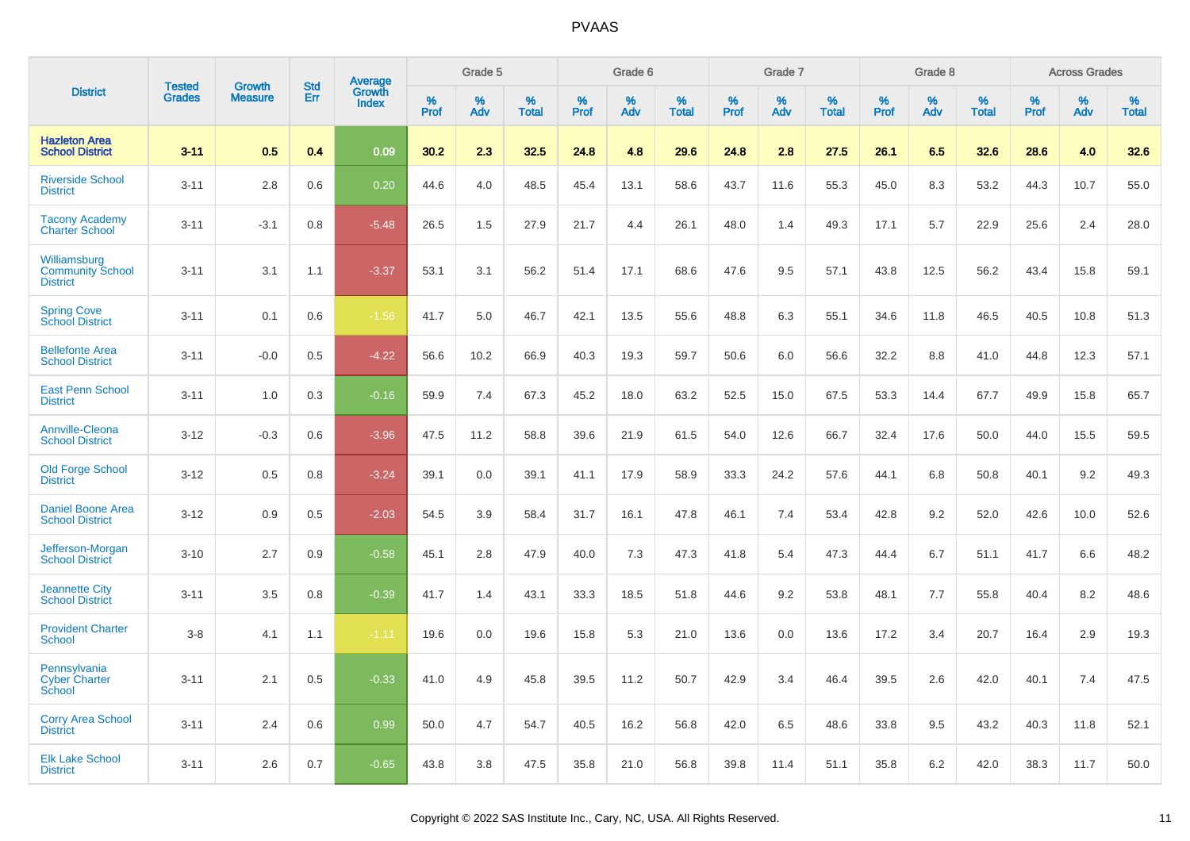| District | Tested Grades | Growth Measure | Std Err | Average Growth Index | Grade 5 | | | Grade 6 | | | Grade 7 | | | Grade 8 | | | Across Grades | | |
|---|---|---|---|---|---|---|---|---|---|---|---|---|---|---|---|---|---|---|---|
| | | | | | % Prof | % Adv | % Total | % Prof | % Adv | % Total | % Prof | % Adv | % Total | % Prof | % Adv | % Total | % Prof | % Adv | % Total |
| **Hazleton Area School District** | **3-11** | **0.5** | **0.4** | **0.09** | **30.2** | **2.3** | **32.5** | **24.8** | **4.8** | **29.6** | **24.8** | **2.8** | **27.5** | **26.1** | **6.5** | **32.6** | **28.6** | **4.0** | **32.6** |
| Riverside School District | 3-11 | 2.8 | 0.6 | 0.20 | 44.6 | 4.0 | 48.5 | 45.4 | 13.1 | 58.6 | 43.7 | 11.6 | 55.3 | 45.0 | 8.3 | 53.2 | 44.3 | 10.7 | 55.0 |
| Tacony Academy Charter School | 3-11 | -3.1 | 0.8 | -5.48 | 26.5 | 1.5 | 27.9 | 21.7 | 4.4 | 26.1 | 48.0 | 1.4 | 49.3 | 17.1 | 5.7 | 22.9 | 25.6 | 2.4 | 28.0 |
| Williamsburg Community School District | 3-11 | 3.1 | 1.1 | -3.37 | 53.1 | 3.1 | 56.2 | 51.4 | 17.1 | 68.6 | 47.6 | 9.5 | 57.1 | 43.8 | 12.5 | 56.2 | 43.4 | 15.8 | 59.1 |
| Spring Cove School District | 3-11 | 0.1 | 0.6 | -1.56 | 41.7 | 5.0 | 46.7 | 42.1 | 13.5 | 55.6 | 48.8 | 6.3 | 55.1 | 34.6 | 11.8 | 46.5 | 40.5 | 10.8 | 51.3 |
| Bellefonte Area School District | 3-11 | -0.0 | 0.5 | -4.22 | 56.6 | 10.2 | 66.9 | 40.3 | 19.3 | 59.7 | 50.6 | 6.0 | 56.6 | 32.2 | 8.8 | 41.0 | 44.8 | 12.3 | 57.1 |
| East Penn School District | 3-11 | 1.0 | 0.3 | -0.16 | 59.9 | 7.4 | 67.3 | 45.2 | 18.0 | 63.2 | 52.5 | 15.0 | 67.5 | 53.3 | 14.4 | 67.7 | 49.9 | 15.8 | 65.7 |
| Annville-Cleona School District | 3-12 | -0.3 | 0.6 | -3.96 | 47.5 | 11.2 | 58.8 | 39.6 | 21.9 | 61.5 | 54.0 | 12.6 | 66.7 | 32.4 | 17.6 | 50.0 | 44.0 | 15.5 | 59.5 |
| Old Forge School District | 3-12 | 0.5 | 0.8 | -3.24 | 39.1 | 0.0 | 39.1 | 41.1 | 17.9 | 58.9 | 33.3 | 24.2 | 57.6 | 44.1 | 6.8 | 50.8 | 40.1 | 9.2 | 49.3 |
| Daniel Boone Area School District | 3-12 | 0.9 | 0.5 | -2.03 | 54.5 | 3.9 | 58.4 | 31.7 | 16.1 | 47.8 | 46.1 | 7.4 | 53.4 | 42.8 | 9.2 | 52.0 | 42.6 | 10.0 | 52.6 |
| Jefferson-Morgan School District | 3-10 | 2.7 | 0.9 | -0.58 | 45.1 | 2.8 | 47.9 | 40.0 | 7.3 | 47.3 | 41.8 | 5.4 | 47.3 | 44.4 | 6.7 | 51.1 | 41.7 | 6.6 | 48.2 |
| Jeannette City School District | 3-11 | 3.5 | 0.8 | -0.39 | 41.7 | 1.4 | 43.1 | 33.3 | 18.5 | 51.8 | 44.6 | 9.2 | 53.8 | 48.1 | 7.7 | 55.8 | 40.4 | 8.2 | 48.6 |
| Provident Charter School | 3-8 | 4.1 | 1.1 | -1.11 | 19.6 | 0.0 | 19.6 | 15.8 | 5.3 | 21.0 | 13.6 | 0.0 | 13.6 | 17.2 | 3.4 | 20.7 | 16.4 | 2.9 | 19.3 |
| Pennsylvania Cyber Charter School | 3-11 | 2.1 | 0.5 | -0.33 | 41.0 | 4.9 | 45.8 | 39.5 | 11.2 | 50.7 | 42.9 | 3.4 | 46.4 | 39.5 | 2.6 | 42.0 | 40.1 | 7.4 | 47.5 |
| Corry Area School District | 3-11 | 2.4 | 0.6 | 0.99 | 50.0 | 4.7 | 54.7 | 40.5 | 16.2 | 56.8 | 42.0 | 6.5 | 48.6 | 33.8 | 9.5 | 43.2 | 40.3 | 11.8 | 52.1 |
| Elk Lake School District | 3-11 | 2.6 | 0.7 | -0.65 | 43.8 | 3.8 | 47.5 | 35.8 | 21.0 | 56.8 | 39.8 | 11.4 | 51.1 | 35.8 | 6.2 | 42.0 | 38.3 | 11.7 | 50.0 |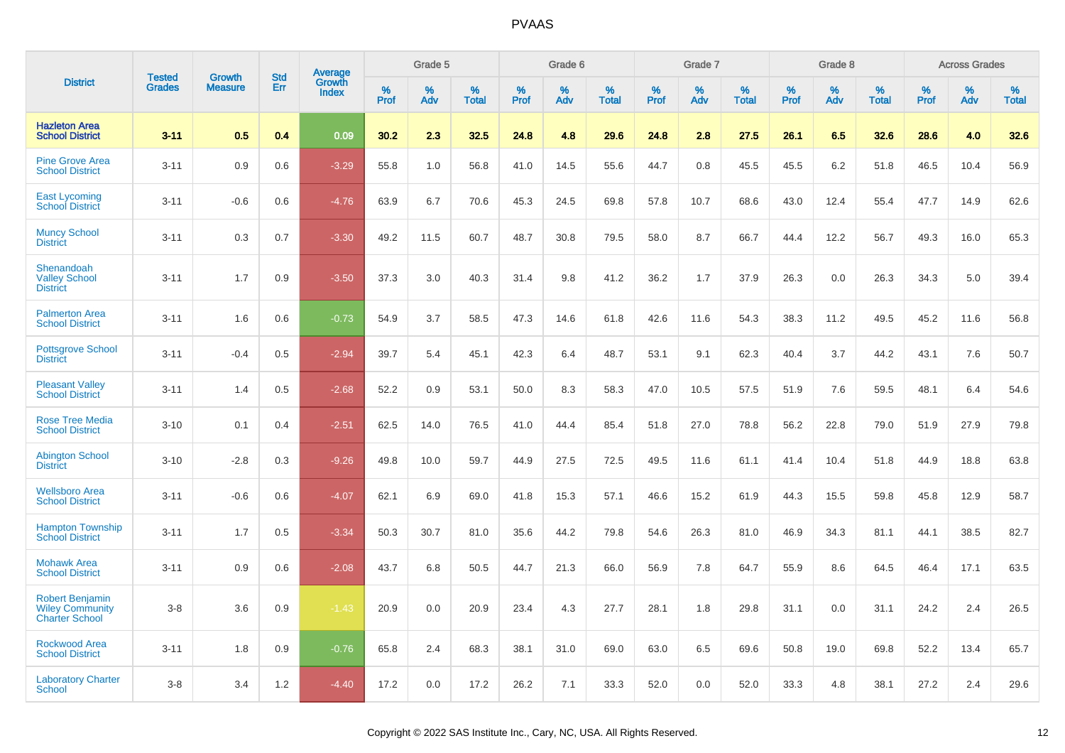# PVAAS

| District | Tested Grades | Growth Measure | Std Err | Average Growth Index | Grade 5 | | | Grade 6 | | | Grade 7 | | | Grade 8 | | | Across Grades | | |
|---|---|---|---|---|---|---|---|---|---|---|---|---|---|---|---|---|---|---|---|
| | | | | | % Prof | % Adv | % Total | % Prof | % Adv | % Total | % Prof | % Adv | % Total | % Prof | % Adv | % Total | % Prof | % Adv | % Total |
| **Hazleton Area School District** | **3-11** | **0.5** | **0.4** | **0.09** | **30.2** | **2.3** | **32.5** | **24.8** | **4.8** | **29.6** | **24.8** | **2.8** | **27.5** | **26.1** | **6.5** | **32.6** | **28.6** | **4.0** | **32.6** |
| Pine Grove Area School District | 3-11 | 0.9 | 0.6 | -3.29 | 55.8 | 1.0 | 56.8 | 41.0 | 14.5 | 55.6 | 44.7 | 0.8 | 45.5 | 45.5 | 6.2 | 51.8 | 46.5 | 10.4 | 56.9 |
| East Lycoming School District | 3-11 | -0.6 | 0.6 | -4.76 | 63.9 | 6.7 | 70.6 | 45.3 | 24.5 | 69.8 | 57.8 | 10.7 | 68.6 | 43.0 | 12.4 | 55.4 | 47.7 | 14.9 | 62.6 |
| Muncy School District | 3-11 | 0.3 | 0.7 | -3.30 | 49.2 | 11.5 | 60.7 | 48.7 | 30.8 | 79.5 | 58.0 | 8.7 | 66.7 | 44.4 | 12.2 | 56.7 | 49.3 | 16.0 | 65.3 |
| Shenandoah Valley School District | 3-11 | 1.7 | 0.9 | -3.50 | 37.3 | 3.0 | 40.3 | 31.4 | 9.8 | 41.2 | 36.2 | 1.7 | 37.9 | 26.3 | 0.0 | 26.3 | 34.3 | 5.0 | 39.4 |
| Palmerton Area School District | 3-11 | 1.6 | 0.6 | -0.73 | 54.9 | 3.7 | 58.5 | 47.3 | 14.6 | 61.8 | 42.6 | 11.6 | 54.3 | 38.3 | 11.2 | 49.5 | 45.2 | 11.6 | 56.8 |
| Pottsgrove School District | 3-11 | -0.4 | 0.5 | -2.94 | 39.7 | 5.4 | 45.1 | 42.3 | 6.4 | 48.7 | 53.1 | 9.1 | 62.3 | 40.4 | 3.7 | 44.2 | 43.1 | 7.6 | 50.7 |
| Pleasant Valley School District | 3-11 | 1.4 | 0.5 | -2.68 | 52.2 | 0.9 | 53.1 | 50.0 | 8.3 | 58.3 | 47.0 | 10.5 | 57.5 | 51.9 | 7.6 | 59.5 | 48.1 | 6.4 | 54.6 |
| Rose Tree Media School District | 3-10 | 0.1 | 0.4 | -2.51 | 62.5 | 14.0 | 76.5 | 41.0 | 44.4 | 85.4 | 51.8 | 27.0 | 78.8 | 56.2 | 22.8 | 79.0 | 51.9 | 27.9 | 79.8 |
| Abington School District | 3-10 | -2.8 | 0.3 | -9.26 | 49.8 | 10.0 | 59.7 | 44.9 | 27.5 | 72.5 | 49.5 | 11.6 | 61.1 | 41.4 | 10.4 | 51.8 | 44.9 | 18.8 | 63.8 |
| Wellsboro Area School District | 3-11 | -0.6 | 0.6 | -4.07 | 62.1 | 6.9 | 69.0 | 41.8 | 15.3 | 57.1 | 46.6 | 15.2 | 61.9 | 44.3 | 15.5 | 59.8 | 45.8 | 12.9 | 58.7 |
| Hampton Township School District | 3-11 | 1.7 | 0.5 | -3.34 | 50.3 | 30.7 | 81.0 | 35.6 | 44.2 | 79.8 | 54.6 | 26.3 | 81.0 | 46.9 | 34.3 | 81.1 | 44.1 | 38.5 | 82.7 |
| Mohawk Area School District | 3-11 | 0.9 | 0.6 | -2.08 | 43.7 | 6.8 | 50.5 | 44.7 | 21.3 | 66.0 | 56.9 | 7.8 | 64.7 | 55.9 | 8.6 | 64.5 | 46.4 | 17.1 | 63.5 |
| Robert Benjamin Wiley Community Charter School | 3-8 | 3.6 | 0.9 | -1.43 | 20.9 | 0.0 | 20.9 | 23.4 | 4.3 | 27.7 | 28.1 | 1.8 | 29.8 | 31.1 | 0.0 | 31.1 | 24.2 | 2.4 | 26.5 |
| Rockwood Area School District | 3-11 | 1.8 | 0.9 | -0.76 | 65.8 | 2.4 | 68.3 | 38.1 | 31.0 | 69.0 | 63.0 | 6.5 | 69.6 | 50.8 | 19.0 | 69.8 | 52.2 | 13.4 | 65.7 |
| Laboratory Charter School | 3-8 | 3.4 | 1.2 | -4.40 | 17.2 | 0.0 | 17.2 | 26.2 | 7.1 | 33.3 | 52.0 | 0.0 | 52.0 | 33.3 | 4.8 | 38.1 | 27.2 | 2.4 | 29.6 |

Copyright © 2022 SAS Institute Inc., Cary, NC, USA. All Rights Reserved.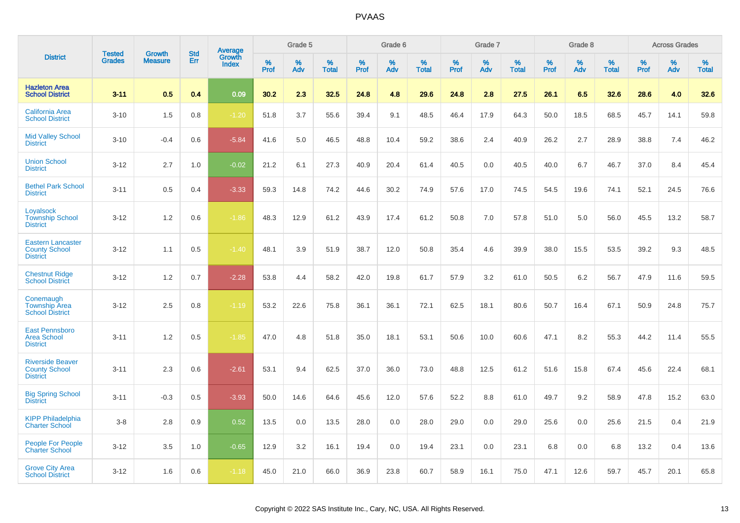# PVAAS

| District | Tested Grades | Growth Measure | Std Err | Average Growth Index | Grade 5 | | | Grade 6 | | | Grade 7 | | | Grade 8 | | | Across Grades | | |
|---|---|---|---|---|---|---|---|---|---|---|---|---|---|---|---|---|---|---|---|
| | | | | | % Prof | % Adv | % Total | % Prof | % Adv | % Total | % Prof | % Adv | % Total | % Prof | % Adv | % Total | % Prof | % Adv | % Total |
| **Hazleton Area School District** | **3-11** | **0.5** | **0.4** | **0.09** | **30.2** | **2.3** | **32.5** | **24.8** | **4.8** | **29.6** | **24.8** | **2.8** | **27.5** | **26.1** | **6.5** | **32.6** | **28.6** | **4.0** | **32.6** |
| California Area School District | 3-10 | 1.5 | 0.8 | -1.20 | 51.8 | 3.7 | 55.6 | 39.4 | 9.1 | 48.5 | 46.4 | 17.9 | 64.3 | 50.0 | 18.5 | 68.5 | 45.7 | 14.1 | 59.8 |
| Mid Valley School District | 3-10 | -0.4 | 0.6 | -5.84 | 41.6 | 5.0 | 46.5 | 48.8 | 10.4 | 59.2 | 38.6 | 2.4 | 40.9 | 26.2 | 2.7 | 28.9 | 38.8 | 7.4 | 46.2 |
| Union School District | 3-12 | 2.7 | 1.0 | -0.02 | 21.2 | 6.1 | 27.3 | 40.9 | 20.4 | 61.4 | 40.5 | 0.0 | 40.5 | 40.0 | 6.7 | 46.7 | 37.0 | 8.4 | 45.4 |
| Bethel Park School District | 3-11 | 0.5 | 0.4 | -3.33 | 59.3 | 14.8 | 74.2 | 44.6 | 30.2 | 74.9 | 57.6 | 17.0 | 74.5 | 54.5 | 19.6 | 74.1 | 52.1 | 24.5 | 76.6 |
| Loyalsock Township School District | 3-12 | 1.2 | 0.6 | -1.86 | 48.3 | 12.9 | 61.2 | 43.9 | 17.4 | 61.2 | 50.8 | 7.0 | 57.8 | 51.0 | 5.0 | 56.0 | 45.5 | 13.2 | 58.7 |
| Eastern Lancaster County School District | 3-12 | 1.1 | 0.5 | -1.40 | 48.1 | 3.9 | 51.9 | 38.7 | 12.0 | 50.8 | 35.4 | 4.6 | 39.9 | 38.0 | 15.5 | 53.5 | 39.2 | 9.3 | 48.5 |
| Chestnut Ridge School District | 3-12 | 1.2 | 0.7 | -2.28 | 53.8 | 4.4 | 58.2 | 42.0 | 19.8 | 61.7 | 57.9 | 3.2 | 61.0 | 50.5 | 6.2 | 56.7 | 47.9 | 11.6 | 59.5 |
| Conemaugh Township Area School District | 3-12 | 2.5 | 0.8 | -1.19 | 53.2 | 22.6 | 75.8 | 36.1 | 36.1 | 72.1 | 62.5 | 18.1 | 80.6 | 50.7 | 16.4 | 67.1 | 50.9 | 24.8 | 75.7 |
| East Pennsboro Area School District | 3-11 | 1.2 | 0.5 | -1.85 | 47.0 | 4.8 | 51.8 | 35.0 | 18.1 | 53.1 | 50.6 | 10.0 | 60.6 | 47.1 | 8.2 | 55.3 | 44.2 | 11.4 | 55.5 |
| Riverside Beaver County School District | 3-11 | 2.3 | 0.6 | -2.61 | 53.1 | 9.4 | 62.5 | 37.0 | 36.0 | 73.0 | 48.8 | 12.5 | 61.2 | 51.6 | 15.8 | 67.4 | 45.6 | 22.4 | 68.1 |
| Big Spring School District | 3-11 | -0.3 | 0.5 | -3.93 | 50.0 | 14.6 | 64.6 | 45.6 | 12.0 | 57.6 | 52.2 | 8.8 | 61.0 | 49.7 | 9.2 | 58.9 | 47.8 | 15.2 | 63.0 |
| KIPP Philadelphia Charter School | 3-8 | 2.8 | 0.9 | 0.52 | 13.5 | 0.0 | 13.5 | 28.0 | 0.0 | 28.0 | 29.0 | 0.0 | 29.0 | 25.6 | 0.0 | 25.6 | 21.5 | 0.4 | 21.9 |
| People For People Charter School | 3-12 | 3.5 | 1.0 | -0.65 | 12.9 | 3.2 | 16.1 | 19.4 | 0.0 | 19.4 | 23.1 | 0.0 | 23.1 | 6.8 | 0.0 | 6.8 | 13.2 | 0.4 | 13.6 |
| Grove City Area School District | 3-12 | 1.6 | 0.6 | -1.18 | 45.0 | 21.0 | 66.0 | 36.9 | 23.8 | 60.7 | 58.9 | 16.1 | 75.0 | 47.1 | 12.6 | 59.7 | 45.7 | 20.1 | 65.8 |

Copyright © 2022 SAS Institute Inc., Cary, NC, USA. All Rights Reserved.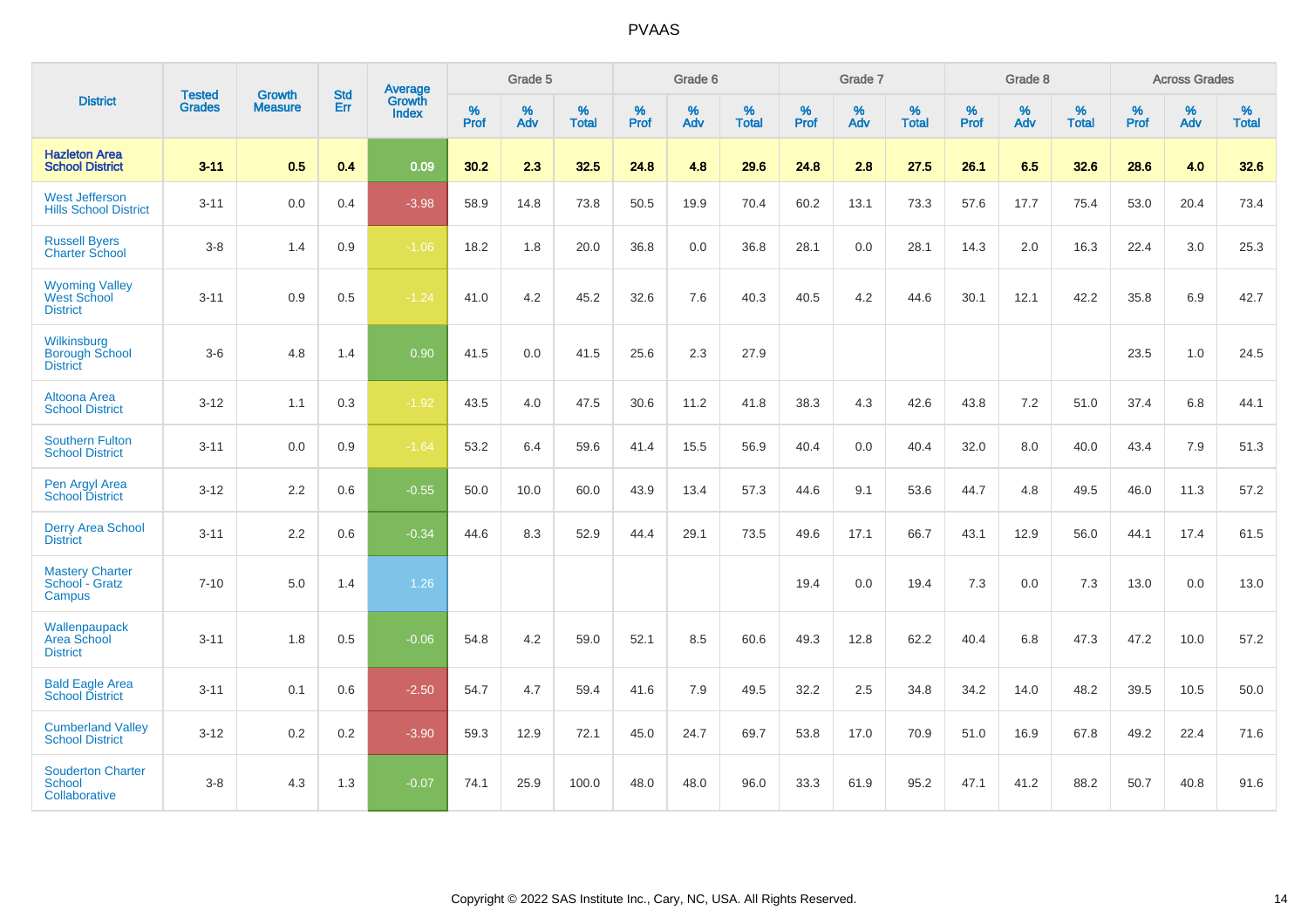# PVAAS

| District | Tested Grades | Growth Measure | Std Err | Average Growth Index | Grade 5 | | | Grade 6 | | | Grade 7 | | | Grade 8 | | | Across Grades | | |
|---|---|---|---|---|---|---|---|---|---|---|---|---|---|---|---|---|---|---|---|
| | | | | | % Prof | % Adv | % Total | % Prof | % Adv | % Total | % Prof | % Adv | % Total | % Prof | % Adv | % Total | % Prof | % Adv | % Total |
| **Hazleton Area School District** | **3-11** | **0.5** | **0.4** | **0.09** | **30.2** | **2.3** | **32.5** | **24.8** | **4.8** | **29.6** | **24.8** | **2.8** | **27.5** | **26.1** | **6.5** | **32.6** | **28.6** | **4.0** | **32.6** |
| West Jefferson Hills School District | 3-11 | 0.0 | 0.4 | -3.98 | 58.9 | 14.8 | 73.8 | 50.5 | 19.9 | 70.4 | 60.2 | 13.1 | 73.3 | 57.6 | 17.7 | 75.4 | 53.0 | 20.4 | 73.4 |
| Russell Byers Charter School | 3-8 | 1.4 | 0.9 | -1.06 | 18.2 | 1.8 | 20.0 | 36.8 | 0.0 | 36.8 | 28.1 | 0.0 | 28.1 | 14.3 | 2.0 | 16.3 | 22.4 | 3.0 | 25.3 |
| Wyoming Valley West School District | 3-11 | 0.9 | 0.5 | -1.24 | 41.0 | 4.2 | 45.2 | 32.6 | 7.6 | 40.3 | 40.5 | 4.2 | 44.6 | 30.1 | 12.1 | 42.2 | 35.8 | 6.9 | 42.7 |
| Wilkinsburg Borough School District | 3-6 | 4.8 | 1.4 | 0.90 | 41.5 | 0.0 | 41.5 | 25.6 | 2.3 | 27.9 | | | | | | | 23.5 | 1.0 | 24.5 |
| Altoona Area School District | 3-12 | 1.1 | 0.3 | -1.92 | 43.5 | 4.0 | 47.5 | 30.6 | 11.2 | 41.8 | 38.3 | 4.3 | 42.6 | 43.8 | 7.2 | 51.0 | 37.4 | 6.8 | 44.1 |
| Southern Fulton School District | 3-11 | 0.0 | 0.9 | -1.64 | 53.2 | 6.4 | 59.6 | 41.4 | 15.5 | 56.9 | 40.4 | 0.0 | 40.4 | 32.0 | 8.0 | 40.0 | 43.4 | 7.9 | 51.3 |
| Pen Argyl Area School District | 3-12 | 2.2 | 0.6 | -0.55 | 50.0 | 10.0 | 60.0 | 43.9 | 13.4 | 57.3 | 44.6 | 9.1 | 53.6 | 44.7 | 4.8 | 49.5 | 46.0 | 11.3 | 57.2 |
| Derry Area School District | 3-11 | 2.2 | 0.6 | -0.34 | 44.6 | 8.3 | 52.9 | 44.4 | 29.1 | 73.5 | 49.6 | 17.1 | 66.7 | 43.1 | 12.9 | 56.0 | 44.1 | 17.4 | 61.5 |
| Mastery Charter School - Gratz Campus | 7-10 | 5.0 | 1.4 | 1.26 | | | | | | | 19.4 | 0.0 | 19.4 | 7.3 | 0.0 | 7.3 | 13.0 | 0.0 | 13.0 |
| Wallenpaupack Area School District | 3-11 | 1.8 | 0.5 | -0.06 | 54.8 | 4.2 | 59.0 | 52.1 | 8.5 | 60.6 | 49.3 | 12.8 | 62.2 | 40.4 | 6.8 | 47.3 | 47.2 | 10.0 | 57.2 |
| Bald Eagle Area School District | 3-11 | 0.1 | 0.6 | -2.50 | 54.7 | 4.7 | 59.4 | 41.6 | 7.9 | 49.5 | 32.2 | 2.5 | 34.8 | 34.2 | 14.0 | 48.2 | 39.5 | 10.5 | 50.0 |
| Cumberland Valley School District | 3-12 | 0.2 | 0.2 | -3.90 | 59.3 | 12.9 | 72.1 | 45.0 | 24.7 | 69.7 | 53.8 | 17.0 | 70.9 | 51.0 | 16.9 | 67.8 | 49.2 | 22.4 | 71.6 |
| Souderton Charter School Collaborative | 3-8 | 4.3 | 1.3 | -0.07 | 74.1 | 25.9 | 100.0 | 48.0 | 48.0 | 96.0 | 33.3 | 61.9 | 95.2 | 47.1 | 41.2 | 88.2 | 50.7 | 40.8 | 91.6 |

Copyright © 2022 SAS Institute Inc., Cary, NC, USA. All Rights Reserved.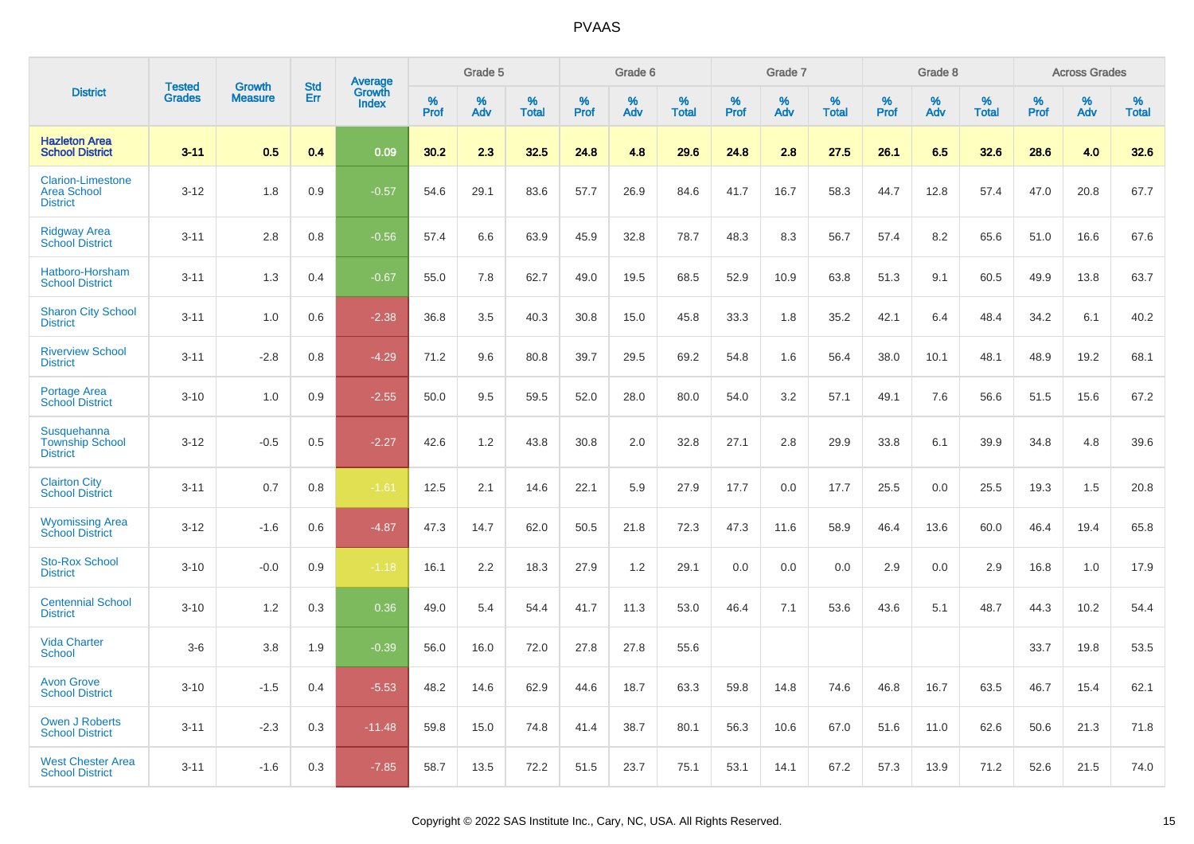# PVAAS

| District | Tested Grades | Growth Measure | Std Err | Average Growth Index | Grade 5 | | | Grade 6 | | | Grade 7 | | | Grade 8 | | | Across Grades | | |
|---|---|---|---|---|---|---|---|---|---|---|---|---|---|---|---|---|---|---|---|
| | | | | | % Prof | % Adv | % Total | % Prof | % Adv | % Total | % Prof | % Adv | % Total | % Prof | % Adv | % Total | % Prof | % Adv | % Total |
| **Hazleton Area School District** | **3-11** | **0.5** | **0.4** | **0.09** | **30.2** | **2.3** | **32.5** | **24.8** | **4.8** | **29.6** | **24.8** | **2.8** | **27.5** | **26.1** | **6.5** | **32.6** | **28.6** | **4.0** | **32.6** |
| Clarion-Limestone Area School District | 3-12 | 1.8 | 0.9 | -0.57 | 54.6 | 29.1 | 83.6 | 57.7 | 26.9 | 84.6 | 41.7 | 16.7 | 58.3 | 44.7 | 12.8 | 57.4 | 47.0 | 20.8 | 67.7 |
| Ridgway Area School District | 3-11 | 2.8 | 0.8 | -0.56 | 57.4 | 6.6 | 63.9 | 45.9 | 32.8 | 78.7 | 48.3 | 8.3 | 56.7 | 57.4 | 8.2 | 65.6 | 51.0 | 16.6 | 67.6 |
| Hatboro-Horsham School District | 3-11 | 1.3 | 0.4 | -0.67 | 55.0 | 7.8 | 62.7 | 49.0 | 19.5 | 68.5 | 52.9 | 10.9 | 63.8 | 51.3 | 9.1 | 60.5 | 49.9 | 13.8 | 63.7 |
| Sharon City School District | 3-11 | 1.0 | 0.6 | -2.38 | 36.8 | 3.5 | 40.3 | 30.8 | 15.0 | 45.8 | 33.3 | 1.8 | 35.2 | 42.1 | 6.4 | 48.4 | 34.2 | 6.1 | 40.2 |
| Riverview School District | 3-11 | -2.8 | 0.8 | -4.29 | 71.2 | 9.6 | 80.8 | 39.7 | 29.5 | 69.2 | 54.8 | 1.6 | 56.4 | 38.0 | 10.1 | 48.1 | 48.9 | 19.2 | 68.1 |
| Portage Area School District | 3-10 | 1.0 | 0.9 | -2.55 | 50.0 | 9.5 | 59.5 | 52.0 | 28.0 | 80.0 | 54.0 | 3.2 | 57.1 | 49.1 | 7.6 | 56.6 | 51.5 | 15.6 | 67.2 |
| Susquehanna Township School District | 3-12 | -0.5 | 0.5 | -2.27 | 42.6 | 1.2 | 43.8 | 30.8 | 2.0 | 32.8 | 27.1 | 2.8 | 29.9 | 33.8 | 6.1 | 39.9 | 34.8 | 4.8 | 39.6 |
| Clairton City School District | 3-11 | 0.7 | 0.8 | -1.61 | 12.5 | 2.1 | 14.6 | 22.1 | 5.9 | 27.9 | 17.7 | 0.0 | 17.7 | 25.5 | 0.0 | 25.5 | 19.3 | 1.5 | 20.8 |
| Wyomissing Area School District | 3-12 | -1.6 | 0.6 | -4.87 | 47.3 | 14.7 | 62.0 | 50.5 | 21.8 | 72.3 | 47.3 | 11.6 | 58.9 | 46.4 | 13.6 | 60.0 | 46.4 | 19.4 | 65.8 |
| Sto-Rox School District | 3-10 | -0.0 | 0.9 | -1.18 | 16.1 | 2.2 | 18.3 | 27.9 | 1.2 | 29.1 | 0.0 | 0.0 | 0.0 | 2.9 | 0.0 | 2.9 | 16.8 | 1.0 | 17.9 |
| Centennial School District | 3-10 | 1.2 | 0.3 | 0.36 | 49.0 | 5.4 | 54.4 | 41.7 | 11.3 | 53.0 | 46.4 | 7.1 | 53.6 | 43.6 | 5.1 | 48.7 | 44.3 | 10.2 | 54.4 |
| Vida Charter School | 3-6 | 3.8 | 1.9 | -0.39 | 56.0 | 16.0 | 72.0 | 27.8 | 27.8 | 55.6 | | | | | | | 33.7 | 19.8 | 53.5 |
| Avon Grove School District | 3-10 | -1.5 | 0.4 | -5.53 | 48.2 | 14.6 | 62.9 | 44.6 | 18.7 | 63.3 | 59.8 | 14.8 | 74.6 | 46.8 | 16.7 | 63.5 | 46.7 | 15.4 | 62.1 |
| Owen J Roberts School District | 3-11 | -2.3 | 0.3 | -11.48 | 59.8 | 15.0 | 74.8 | 41.4 | 38.7 | 80.1 | 56.3 | 10.6 | 67.0 | 51.6 | 11.0 | 62.6 | 50.6 | 21.3 | 71.8 |
| West Chester Area School District | 3-11 | -1.6 | 0.3 | -7.85 | 58.7 | 13.5 | 72.2 | 51.5 | 23.7 | 75.1 | 53.1 | 14.1 | 67.2 | 57.3 | 13.9 | 71.2 | 52.6 | 21.5 | 74.0 |

Copyright © 2022 SAS Institute Inc., Cary, NC, USA. All Rights Reserved.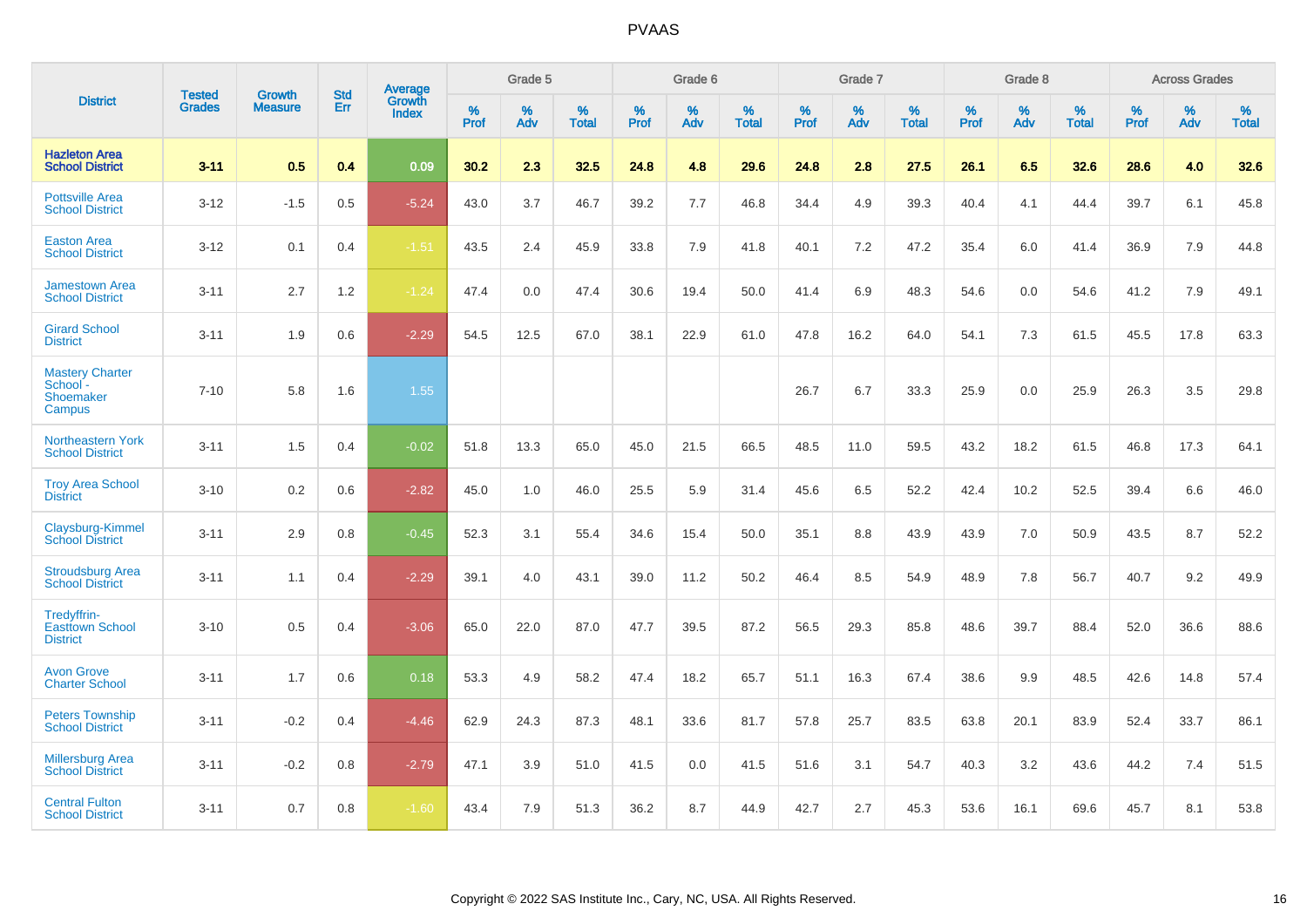# PVAAS

| District | Tested Grades | Growth Measure | Std Err | Average Growth Index | Grade 5 | | | Grade 6 | | | Grade 7 | | | Grade 8 | | | Across Grades | | |
|---|---|---|---|---|---|---|---|---|---|---|---|---|---|---|---|---|---|---|---|
| | | | | | % Prof | % Adv | % Total | % Prof | % Adv | % Total | % Prof | % Adv | % Total | % Prof | % Adv | % Total | % Prof | % Adv | % Total |
| **Hazleton Area School District** | **3-11** | **0.5** | **0.4** | **0.09** | **30.2** | **2.3** | **32.5** | **24.8** | **4.8** | **29.6** | **24.8** | **2.8** | **27.5** | **26.1** | **6.5** | **32.6** | **28.6** | **4.0** | **32.6** |
| Pottsville Area School District | 3-12 | -1.5 | 0.5 | -5.24 | 43.0 | 3.7 | 46.7 | 39.2 | 7.7 | 46.8 | 34.4 | 4.9 | 39.3 | 40.4 | 4.1 | 44.4 | 39.7 | 6.1 | 45.8 |
| Easton Area School District | 3-12 | 0.1 | 0.4 | -1.51 | 43.5 | 2.4 | 45.9 | 33.8 | 7.9 | 41.8 | 40.1 | 7.2 | 47.2 | 35.4 | 6.0 | 41.4 | 36.9 | 7.9 | 44.8 |
| Jamestown Area School District | 3-11 | 2.7 | 1.2 | -1.24 | 47.4 | 0.0 | 47.4 | 30.6 | 19.4 | 50.0 | 41.4 | 6.9 | 48.3 | 54.6 | 0.0 | 54.6 | 41.2 | 7.9 | 49.1 |
| Girard School District | 3-11 | 1.9 | 0.6 | -2.29 | 54.5 | 12.5 | 67.0 | 38.1 | 22.9 | 61.0 | 47.8 | 16.2 | 64.0 | 54.1 | 7.3 | 61.5 | 45.5 | 17.8 | 63.3 |
| Mastery Charter School - Shoemaker Campus | 7-10 | 5.8 | 1.6 | 1.55 | | | | | | | 26.7 | 6.7 | 33.3 | 25.9 | 0.0 | 25.9 | 26.3 | 3.5 | 29.8 |
| Northeastern York School District | 3-11 | 1.5 | 0.4 | -0.02 | 51.8 | 13.3 | 65.0 | 45.0 | 21.5 | 66.5 | 48.5 | 11.0 | 59.5 | 43.2 | 18.2 | 61.5 | 46.8 | 17.3 | 64.1 |
| Troy Area School District | 3-10 | 0.2 | 0.6 | -2.82 | 45.0 | 1.0 | 46.0 | 25.5 | 5.9 | 31.4 | 45.6 | 6.5 | 52.2 | 42.4 | 10.2 | 52.5 | 39.4 | 6.6 | 46.0 |
| Claysburg-Kimmel School District | 3-11 | 2.9 | 0.8 | -0.45 | 52.3 | 3.1 | 55.4 | 34.6 | 15.4 | 50.0 | 35.1 | 8.8 | 43.9 | 43.9 | 7.0 | 50.9 | 43.5 | 8.7 | 52.2 |
| Stroudsburg Area School District | 3-11 | 1.1 | 0.4 | -2.29 | 39.1 | 4.0 | 43.1 | 39.0 | 11.2 | 50.2 | 46.4 | 8.5 | 54.9 | 48.9 | 7.8 | 56.7 | 40.7 | 9.2 | 49.9 |
| Tredyffrin-Easttown School District | 3-10 | 0.5 | 0.4 | -3.06 | 65.0 | 22.0 | 87.0 | 47.7 | 39.5 | 87.2 | 56.5 | 29.3 | 85.8 | 48.6 | 39.7 | 88.4 | 52.0 | 36.6 | 88.6 |
| Avon Grove Charter School | 3-11 | 1.7 | 0.6 | 0.18 | 53.3 | 4.9 | 58.2 | 47.4 | 18.2 | 65.7 | 51.1 | 16.3 | 67.4 | 38.6 | 9.9 | 48.5 | 42.6 | 14.8 | 57.4 |
| Peters Township School District | 3-11 | -0.2 | 0.4 | -4.46 | 62.9 | 24.3 | 87.3 | 48.1 | 33.6 | 81.7 | 57.8 | 25.7 | 83.5 | 63.8 | 20.1 | 83.9 | 52.4 | 33.7 | 86.1 |
| Millersburg Area School District | 3-11 | -0.2 | 0.8 | -2.79 | 47.1 | 3.9 | 51.0 | 41.5 | 0.0 | 41.5 | 51.6 | 3.1 | 54.7 | 40.3 | 3.2 | 43.6 | 44.2 | 7.4 | 51.5 |
| Central Fulton School District | 3-11 | 0.7 | 0.8 | -1.60 | 43.4 | 7.9 | 51.3 | 36.2 | 8.7 | 44.9 | 42.7 | 2.7 | 45.3 | 53.6 | 16.1 | 69.6 | 45.7 | 8.1 | 53.8 |

Copyright © 2022 SAS Institute Inc., Cary, NC, USA. All Rights Reserved.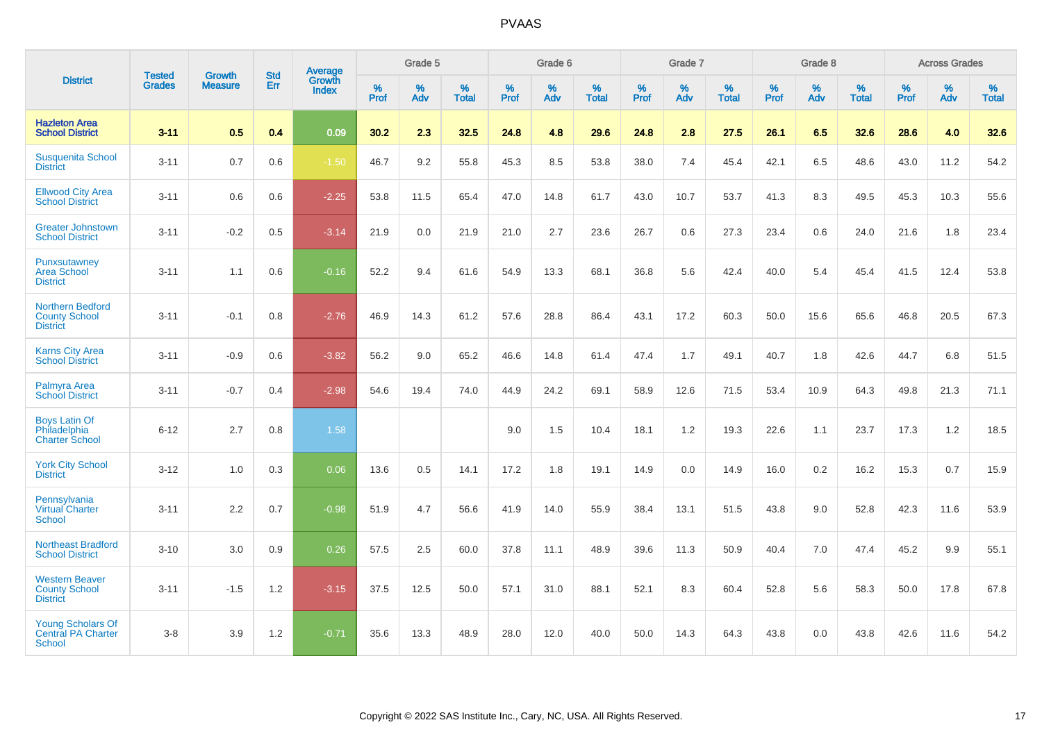# PVAAS

| District | Tested Grades | Growth Measure | Std Err | Average Growth Index | Grade 5 | | | Grade 6 | | | Grade 7 | | | Grade 8 | | | Across Grades | | |
|---|---|---|---|---|---|---|---|---|---|---|---|---|---|---|---|---|---|---|---|
| | | | | | % Prof | % Adv | % Total | % Prof | % Adv | % Total | % Prof | % Adv | % Total | % Prof | % Adv | % Total | % Prof | % Adv | % Total |
| **Hazleton Area School District** | **3-11** | **0.5** | **0.4** | **0.09** | **30.2** | **2.3** | **32.5** | **24.8** | **4.8** | **29.6** | **24.8** | **2.8** | **27.5** | **26.1** | **6.5** | **32.6** | **28.6** | **4.0** | **32.6** |
| Susquenita School District | 3-11 | 0.7 | 0.6 | -1.50 | 46.7 | 9.2 | 55.8 | 45.3 | 8.5 | 53.8 | 38.0 | 7.4 | 45.4 | 42.1 | 6.5 | 48.6 | 43.0 | 11.2 | 54.2 |
| Ellwood City Area School District | 3-11 | 0.6 | 0.6 | -2.25 | 53.8 | 11.5 | 65.4 | 47.0 | 14.8 | 61.7 | 43.0 | 10.7 | 53.7 | 41.3 | 8.3 | 49.5 | 45.3 | 10.3 | 55.6 |
| Greater Johnstown School District | 3-11 | -0.2 | 0.5 | -3.14 | 21.9 | 0.0 | 21.9 | 21.0 | 2.7 | 23.6 | 26.7 | 0.6 | 27.3 | 23.4 | 0.6 | 24.0 | 21.6 | 1.8 | 23.4 |
| Punxsutawney Area School District | 3-11 | 1.1 | 0.6 | -0.16 | 52.2 | 9.4 | 61.6 | 54.9 | 13.3 | 68.1 | 36.8 | 5.6 | 42.4 | 40.0 | 5.4 | 45.4 | 41.5 | 12.4 | 53.8 |
| Northern Bedford County School District | 3-11 | -0.1 | 0.8 | -2.76 | 46.9 | 14.3 | 61.2 | 57.6 | 28.8 | 86.4 | 43.1 | 17.2 | 60.3 | 50.0 | 15.6 | 65.6 | 46.8 | 20.5 | 67.3 |
| Karns City Area School District | 3-11 | -0.9 | 0.6 | -3.82 | 56.2 | 9.0 | 65.2 | 46.6 | 14.8 | 61.4 | 47.4 | 1.7 | 49.1 | 40.7 | 1.8 | 42.6 | 44.7 | 6.8 | 51.5 |
| Palmyra Area School District | 3-11 | -0.7 | 0.4 | -2.98 | 54.6 | 19.4 | 74.0 | 44.9 | 24.2 | 69.1 | 58.9 | 12.6 | 71.5 | 53.4 | 10.9 | 64.3 | 49.8 | 21.3 | 71.1 |
| Boys Latin Of Philadelphia Charter School | 6-12 | 2.7 | 0.8 | 1.58 | | | | 9.0 | 1.5 | 10.4 | 18.1 | 1.2 | 19.3 | 22.6 | 1.1 | 23.7 | 17.3 | 1.2 | 18.5 |
| York City School District | 3-12 | 1.0 | 0.3 | 0.06 | 13.6 | 0.5 | 14.1 | 17.2 | 1.8 | 19.1 | 14.9 | 0.0 | 14.9 | 16.0 | 0.2 | 16.2 | 15.3 | 0.7 | 15.9 |
| Pennsylvania Virtual Charter School | 3-11 | 2.2 | 0.7 | -0.98 | 51.9 | 4.7 | 56.6 | 41.9 | 14.0 | 55.9 | 38.4 | 13.1 | 51.5 | 43.8 | 9.0 | 52.8 | 42.3 | 11.6 | 53.9 |
| Northeast Bradford School District | 3-10 | 3.0 | 0.9 | 0.26 | 57.5 | 2.5 | 60.0 | 37.8 | 11.1 | 48.9 | 39.6 | 11.3 | 50.9 | 40.4 | 7.0 | 47.4 | 45.2 | 9.9 | 55.1 |
| Western Beaver County School District | 3-11 | -1.5 | 1.2 | -3.15 | 37.5 | 12.5 | 50.0 | 57.1 | 31.0 | 88.1 | 52.1 | 8.3 | 60.4 | 52.8 | 5.6 | 58.3 | 50.0 | 17.8 | 67.8 |
| Young Scholars Of Central PA Charter School | 3-8 | 3.9 | 1.2 | -0.71 | 35.6 | 13.3 | 48.9 | 28.0 | 12.0 | 40.0 | 50.0 | 14.3 | 64.3 | 43.8 | 0.0 | 43.8 | 42.6 | 11.6 | 54.2 |

Copyright © 2022 SAS Institute Inc., Cary, NC, USA. All Rights Reserved.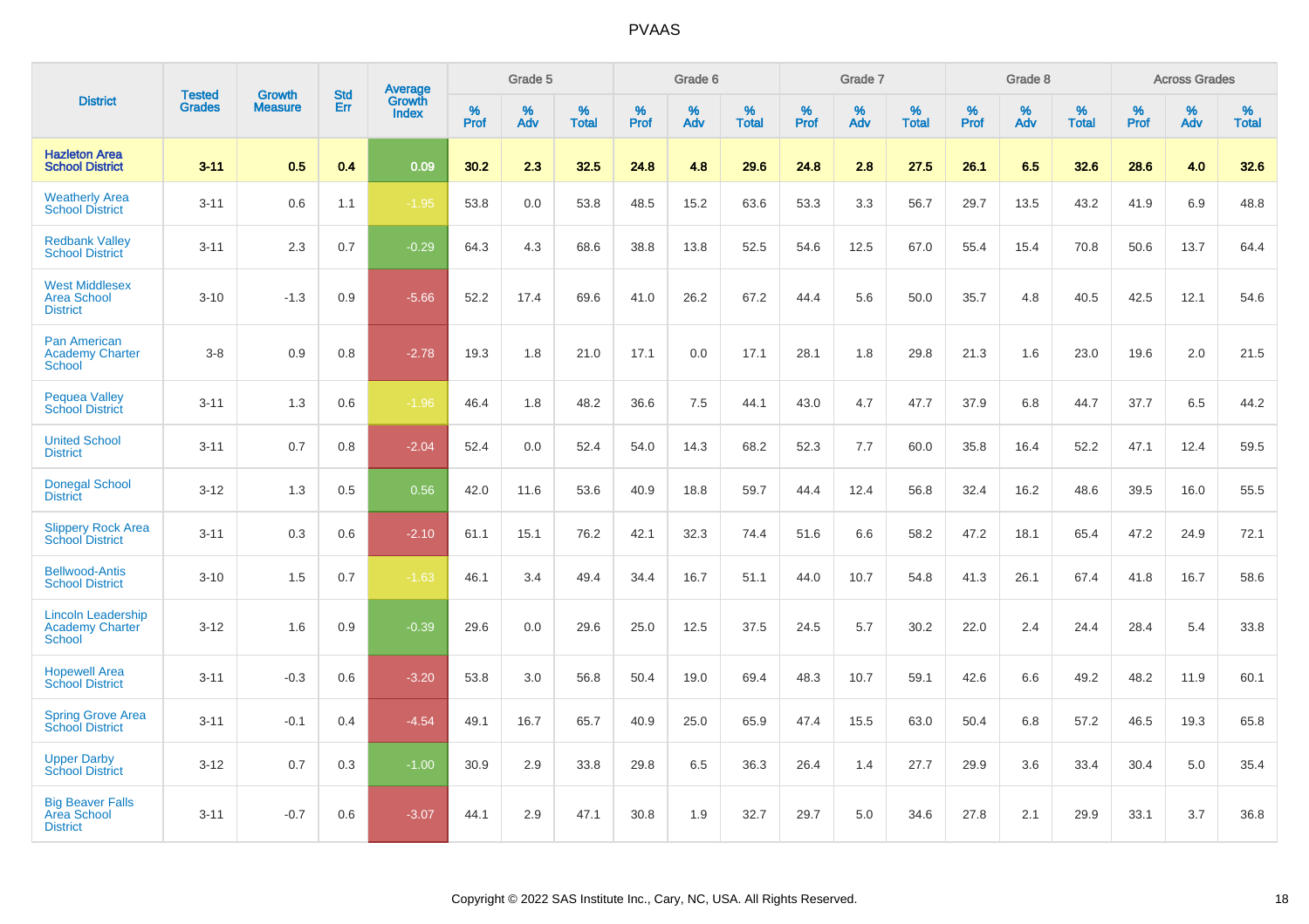# PVAAS

| District | Tested Grades | Growth Measure | Std Err | Average Growth Index | Grade 5 | | | Grade 6 | | | Grade 7 | | | Grade 8 | | | Across Grades | | |
|---|---|---|---|---|---|---|---|---|---|---|---|---|---|---|---|---|---|---|---|
| | | | | | % Prof | % Adv | % Total | % Prof | % Adv | % Total | % Prof | % Adv | % Total | % Prof | % Adv | % Total | % Prof | % Adv | % Total |
| **Hazleton Area School District** | **3-11** | **0.5** | **0.4** | **0.09** | **30.2** | **2.3** | **32.5** | **24.8** | **4.8** | **29.6** | **24.8** | **2.8** | **27.5** | **26.1** | **6.5** | **32.6** | **28.6** | **4.0** | **32.6** |
| Weatherly Area School District | 3-11 | 0.6 | 1.1 | -1.95 | 53.8 | 0.0 | 53.8 | 48.5 | 15.2 | 63.6 | 53.3 | 3.3 | 56.7 | 29.7 | 13.5 | 43.2 | 41.9 | 6.9 | 48.8 |
| Redbank Valley School District | 3-11 | 2.3 | 0.7 | -0.29 | 64.3 | 4.3 | 68.6 | 38.8 | 13.8 | 52.5 | 54.6 | 12.5 | 67.0 | 55.4 | 15.4 | 70.8 | 50.6 | 13.7 | 64.4 |
| West Middlesex Area School District | 3-10 | -1.3 | 0.9 | -5.66 | 52.2 | 17.4 | 69.6 | 41.0 | 26.2 | 67.2 | 44.4 | 5.6 | 50.0 | 35.7 | 4.8 | 40.5 | 42.5 | 12.1 | 54.6 |
| Pan American Academy Charter School | 3-8 | 0.9 | 0.8 | -2.78 | 19.3 | 1.8 | 21.0 | 17.1 | 0.0 | 17.1 | 28.1 | 1.8 | 29.8 | 21.3 | 1.6 | 23.0 | 19.6 | 2.0 | 21.5 |
| Pequea Valley School District | 3-11 | 1.3 | 0.6 | -1.96 | 46.4 | 1.8 | 48.2 | 36.6 | 7.5 | 44.1 | 43.0 | 4.7 | 47.7 | 37.9 | 6.8 | 44.7 | 37.7 | 6.5 | 44.2 |
| United School District | 3-11 | 0.7 | 0.8 | -2.04 | 52.4 | 0.0 | 52.4 | 54.0 | 14.3 | 68.2 | 52.3 | 7.7 | 60.0 | 35.8 | 16.4 | 52.2 | 47.1 | 12.4 | 59.5 |
| Donegal School District | 3-12 | 1.3 | 0.5 | 0.56 | 42.0 | 11.6 | 53.6 | 40.9 | 18.8 | 59.7 | 44.4 | 12.4 | 56.8 | 32.4 | 16.2 | 48.6 | 39.5 | 16.0 | 55.5 |
| Slippery Rock Area School District | 3-11 | 0.3 | 0.6 | -2.10 | 61.1 | 15.1 | 76.2 | 42.1 | 32.3 | 74.4 | 51.6 | 6.6 | 58.2 | 47.2 | 18.1 | 65.4 | 47.2 | 24.9 | 72.1 |
| Bellwood-Antis School District | 3-10 | 1.5 | 0.7 | -1.63 | 46.1 | 3.4 | 49.4 | 34.4 | 16.7 | 51.1 | 44.0 | 10.7 | 54.8 | 41.3 | 26.1 | 67.4 | 41.8 | 16.7 | 58.6 |
| Lincoln Leadership Academy Charter School | 3-12 | 1.6 | 0.9 | -0.39 | 29.6 | 0.0 | 29.6 | 25.0 | 12.5 | 37.5 | 24.5 | 5.7 | 30.2 | 22.0 | 2.4 | 24.4 | 28.4 | 5.4 | 33.8 |
| Hopewell Area School District | 3-11 | -0.3 | 0.6 | -3.20 | 53.8 | 3.0 | 56.8 | 50.4 | 19.0 | 69.4 | 48.3 | 10.7 | 59.1 | 42.6 | 6.6 | 49.2 | 48.2 | 11.9 | 60.1 |
| Spring Grove Area School District | 3-11 | -0.1 | 0.4 | -4.54 | 49.1 | 16.7 | 65.7 | 40.9 | 25.0 | 65.9 | 47.4 | 15.5 | 63.0 | 50.4 | 6.8 | 57.2 | 46.5 | 19.3 | 65.8 |
| Upper Darby School District | 3-12 | 0.7 | 0.3 | -1.00 | 30.9 | 2.9 | 33.8 | 29.8 | 6.5 | 36.3 | 26.4 | 1.4 | 27.7 | 29.9 | 3.6 | 33.4 | 30.4 | 5.0 | 35.4 |
| Big Beaver Falls Area School District | 3-11 | -0.7 | 0.6 | -3.07 | 44.1 | 2.9 | 47.1 | 30.8 | 1.9 | 32.7 | 29.7 | 5.0 | 34.6 | 27.8 | 2.1 | 29.9 | 33.1 | 3.7 | 36.8 |

Copyright © 2022 SAS Institute Inc., Cary, NC, USA. All Rights Reserved.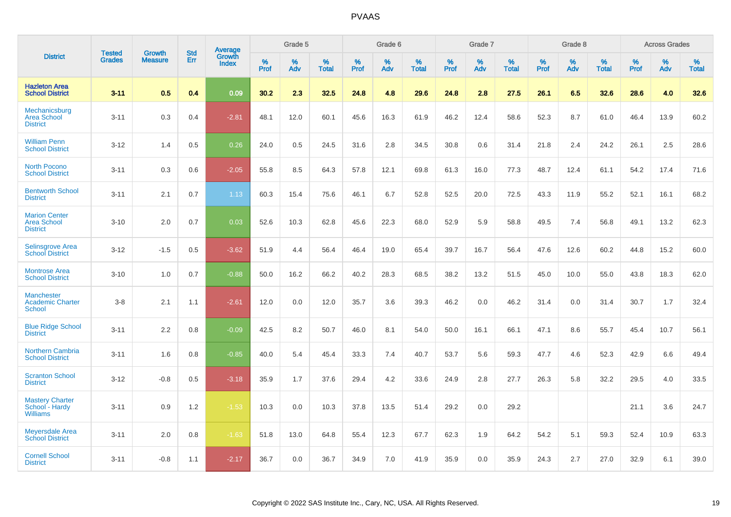PVAAS

| District | Tested Grades | Growth Measure | Std Err | Average Growth Index | Grade 5 | | | Grade 6 | | | Grade 7 | | | Grade 8 | | | Across Grades | | |
|---|---|---|---|---|---|---|---|---|---|---|---|---|---|---|---|---|---|---|---|
| | | | | | % Prof | % Adv | % Total | % Prof | % Adv | % Total | % Prof | % Adv | % Total | % Prof | % Adv | % Total | % Prof | % Adv | % Total |
| **Hazleton Area School District** | **3-11** | **0.5** | **0.4** | **0.09** | **30.2** | **2.3** | **32.5** | **24.8** | **4.8** | **29.6** | **24.8** | **2.8** | **27.5** | **26.1** | **6.5** | **32.6** | **28.6** | **4.0** | **32.6** |
| Mechanicsburg Area School District | 3-11 | 0.3 | 0.4 | -2.81 | 48.1 | 12.0 | 60.1 | 45.6 | 16.3 | 61.9 | 46.2 | 12.4 | 58.6 | 52.3 | 8.7 | 61.0 | 46.4 | 13.9 | 60.2 |
| William Penn School District | 3-12 | 1.4 | 0.5 | 0.26 | 24.0 | 0.5 | 24.5 | 31.6 | 2.8 | 34.5 | 30.8 | 0.6 | 31.4 | 21.8 | 2.4 | 24.2 | 26.1 | 2.5 | 28.6 |
| North Pocono School District | 3-11 | 0.3 | 0.6 | -2.05 | 55.8 | 8.5 | 64.3 | 57.8 | 12.1 | 69.8 | 61.3 | 16.0 | 77.3 | 48.7 | 12.4 | 61.1 | 54.2 | 17.4 | 71.6 |
| Bentworth School District | 3-11 | 2.1 | 0.7 | 1.13 | 60.3 | 15.4 | 75.6 | 46.1 | 6.7 | 52.8 | 52.5 | 20.0 | 72.5 | 43.3 | 11.9 | 55.2 | 52.1 | 16.1 | 68.2 |
| Marion Center Area School District | 3-10 | 2.0 | 0.7 | 0.03 | 52.6 | 10.3 | 62.8 | 45.6 | 22.3 | 68.0 | 52.9 | 5.9 | 58.8 | 49.5 | 7.4 | 56.8 | 49.1 | 13.2 | 62.3 |
| Selinsgrove Area School District | 3-12 | -1.5 | 0.5 | -3.62 | 51.9 | 4.4 | 56.4 | 46.4 | 19.0 | 65.4 | 39.7 | 16.7 | 56.4 | 47.6 | 12.6 | 60.2 | 44.8 | 15.2 | 60.0 |
| Montrose Area School District | 3-10 | 1.0 | 0.7 | -0.88 | 50.0 | 16.2 | 66.2 | 40.2 | 28.3 | 68.5 | 38.2 | 13.2 | 51.5 | 45.0 | 10.0 | 55.0 | 43.8 | 18.3 | 62.0 |
| Manchester Academic Charter School | 3-8 | 2.1 | 1.1 | -2.61 | 12.0 | 0.0 | 12.0 | 35.7 | 3.6 | 39.3 | 46.2 | 0.0 | 46.2 | 31.4 | 0.0 | 31.4 | 30.7 | 1.7 | 32.4 |
| Blue Ridge School District | 3-11 | 2.2 | 0.8 | -0.09 | 42.5 | 8.2 | 50.7 | 46.0 | 8.1 | 54.0 | 50.0 | 16.1 | 66.1 | 47.1 | 8.6 | 55.7 | 45.4 | 10.7 | 56.1 |
| Northern Cambria School District | 3-11 | 1.6 | 0.8 | -0.85 | 40.0 | 5.4 | 45.4 | 33.3 | 7.4 | 40.7 | 53.7 | 5.6 | 59.3 | 47.7 | 4.6 | 52.3 | 42.9 | 6.6 | 49.4 |
| Scranton School District | 3-12 | -0.8 | 0.5 | -3.18 | 35.9 | 1.7 | 37.6 | 29.4 | 4.2 | 33.6 | 24.9 | 2.8 | 27.7 | 26.3 | 5.8 | 32.2 | 29.5 | 4.0 | 33.5 |
| Mastery Charter School - Hardy Williams | 3-11 | 0.9 | 1.2 | -1.53 | 10.3 | 0.0 | 10.3 | 37.8 | 13.5 | 51.4 | 29.2 | 0.0 | 29.2 | | | | 21.1 | 3.6 | 24.7 |
| Meyersdale Area School District | 3-11 | 2.0 | 0.8 | -1.63 | 51.8 | 13.0 | 64.8 | 55.4 | 12.3 | 67.7 | 62.3 | 1.9 | 64.2 | 54.2 | 5.1 | 59.3 | 52.4 | 10.9 | 63.3 |
| Cornell School District | 3-11 | -0.8 | 1.1 | -2.17 | 36.7 | 0.0 | 36.7 | 34.9 | 7.0 | 41.9 | 35.9 | 0.0 | 35.9 | 24.3 | 2.7 | 27.0 | 32.9 | 6.1 | 39.0 |

Copyright © 2022 SAS Institute Inc., Cary, NC, USA. All Rights Reserved.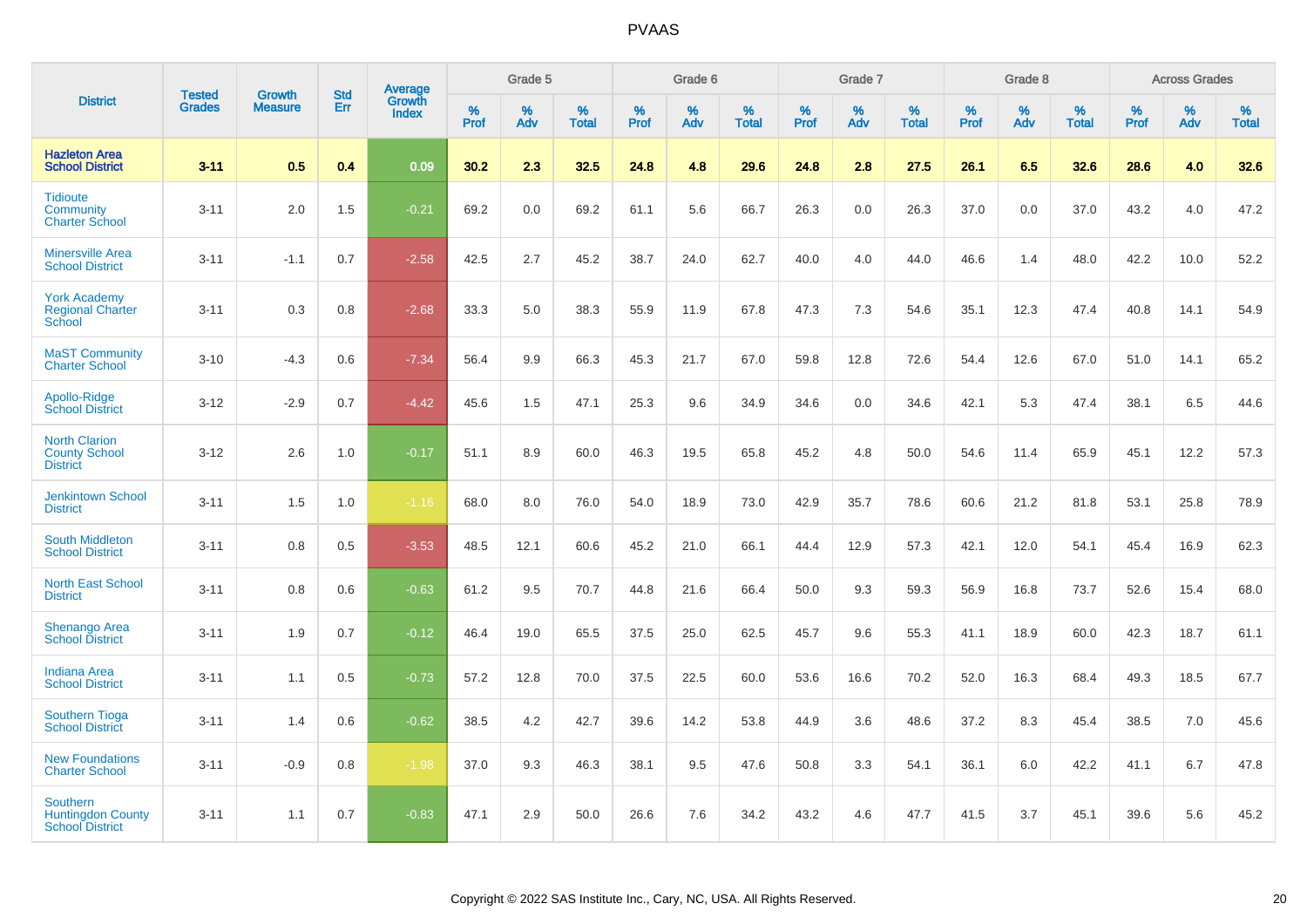# PVAAS

| District | Tested Grades | Growth Measure | Std Err | Average Growth Index | Grade 5 | | | Grade 6 | | | Grade 7 | | | Grade 8 | | | Across Grades | | |
|---|---|---|---|---|---|---|---|---|---|---|---|---|---|---|---|---|---|---|---|
| | | | | | % Prof | % Adv | % Total | % Prof | % Adv | % Total | % Prof | % Adv | % Total | % Prof | % Adv | % Total | % Prof | % Adv | % Total |
| **Hazleton Area School District** | **3-11** | **0.5** | **0.4** | **0.09** | **30.2** | **2.3** | **32.5** | **24.8** | **4.8** | **29.6** | **24.8** | **2.8** | **27.5** | **26.1** | **6.5** | **32.6** | **28.6** | **4.0** | **32.6** |
| Tidioute Community Charter School | 3-11 | 2.0 | 1.5 | -0.21 | 69.2 | 0.0 | 69.2 | 61.1 | 5.6 | 66.7 | 26.3 | 0.0 | 26.3 | 37.0 | 0.0 | 37.0 | 43.2 | 4.0 | 47.2 |
| Minersville Area School District | 3-11 | -1.1 | 0.7 | -2.58 | 42.5 | 2.7 | 45.2 | 38.7 | 24.0 | 62.7 | 40.0 | 4.0 | 44.0 | 46.6 | 1.4 | 48.0 | 42.2 | 10.0 | 52.2 |
| York Academy Regional Charter School | 3-11 | 0.3 | 0.8 | -2.68 | 33.3 | 5.0 | 38.3 | 55.9 | 11.9 | 67.8 | 47.3 | 7.3 | 54.6 | 35.1 | 12.3 | 47.4 | 40.8 | 14.1 | 54.9 |
| MaST Community Charter School | 3-10 | -4.3 | 0.6 | -7.34 | 56.4 | 9.9 | 66.3 | 45.3 | 21.7 | 67.0 | 59.8 | 12.8 | 72.6 | 54.4 | 12.6 | 67.0 | 51.0 | 14.1 | 65.2 |
| Apollo-Ridge School District | 3-12 | -2.9 | 0.7 | -4.42 | 45.6 | 1.5 | 47.1 | 25.3 | 9.6 | 34.9 | 34.6 | 0.0 | 34.6 | 42.1 | 5.3 | 47.4 | 38.1 | 6.5 | 44.6 |
| North Clarion County School District | 3-12 | 2.6 | 1.0 | -0.17 | 51.1 | 8.9 | 60.0 | 46.3 | 19.5 | 65.8 | 45.2 | 4.8 | 50.0 | 54.6 | 11.4 | 65.9 | 45.1 | 12.2 | 57.3 |
| Jenkintown School District | 3-11 | 1.5 | 1.0 | -1.16 | 68.0 | 8.0 | 76.0 | 54.0 | 18.9 | 73.0 | 42.9 | 35.7 | 78.6 | 60.6 | 21.2 | 81.8 | 53.1 | 25.8 | 78.9 |
| South Middleton School District | 3-11 | 0.8 | 0.5 | -3.53 | 48.5 | 12.1 | 60.6 | 45.2 | 21.0 | 66.1 | 44.4 | 12.9 | 57.3 | 42.1 | 12.0 | 54.1 | 45.4 | 16.9 | 62.3 |
| North East School District | 3-11 | 0.8 | 0.6 | -0.63 | 61.2 | 9.5 | 70.7 | 44.8 | 21.6 | 66.4 | 50.0 | 9.3 | 59.3 | 56.9 | 16.8 | 73.7 | 52.6 | 15.4 | 68.0 |
| Shenango Area School District | 3-11 | 1.9 | 0.7 | -0.12 | 46.4 | 19.0 | 65.5 | 37.5 | 25.0 | 62.5 | 45.7 | 9.6 | 55.3 | 41.1 | 18.9 | 60.0 | 42.3 | 18.7 | 61.1 |
| Indiana Area School District | 3-11 | 1.1 | 0.5 | -0.73 | 57.2 | 12.8 | 70.0 | 37.5 | 22.5 | 60.0 | 53.6 | 16.6 | 70.2 | 52.0 | 16.3 | 68.4 | 49.3 | 18.5 | 67.7 |
| Southern Tioga School District | 3-11 | 1.4 | 0.6 | -0.62 | 38.5 | 4.2 | 42.7 | 39.6 | 14.2 | 53.8 | 44.9 | 3.6 | 48.6 | 37.2 | 8.3 | 45.4 | 38.5 | 7.0 | 45.6 |
| New Foundations Charter School | 3-11 | -0.9 | 0.8 | -1.98 | 37.0 | 9.3 | 46.3 | 38.1 | 9.5 | 47.6 | 50.8 | 3.3 | 54.1 | 36.1 | 6.0 | 42.2 | 41.1 | 6.7 | 47.8 |
| Southern Huntingdon County School District | 3-11 | 1.1 | 0.7 | -0.83 | 47.1 | 2.9 | 50.0 | 26.6 | 7.6 | 34.2 | 43.2 | 4.6 | 47.7 | 41.5 | 3.7 | 45.1 | 39.6 | 5.6 | 45.2 |

Copyright © 2022 SAS Institute Inc., Cary, NC, USA. All Rights Reserved.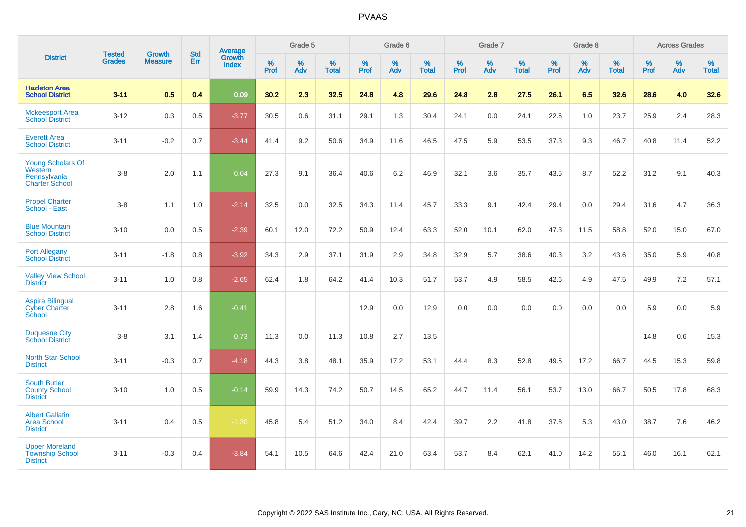| District | Tested Grades | Growth Measure | Std Err | Average Growth Index | Grade 5 | | | Grade 6 | | | Grade 7 | | | Grade 8 | | | Across Grades | | |
|---|---|---|---|---|---|---|---|---|---|---|---|---|---|---|---|---|---|---|---|
| | | | | | % Prof | % Adv | % Total | % Prof | % Adv | % Total | % Prof | % Adv | % Total | % Prof | % Adv | % Total | % Prof | % Adv | % Total |
| **Hazleton Area School District** | **3-11** | **0.5** | **0.4** | **0.09** | **30.2** | **2.3** | **32.5** | **24.8** | **4.8** | **29.6** | **24.8** | **2.8** | **27.5** | **26.1** | **6.5** | **32.6** | **28.6** | **4.0** | **32.6** |
| Mckeesport Area School District | 3-12 | 0.3 | 0.5 | -3.77 | 30.5 | 0.6 | 31.1 | 29.1 | 1.3 | 30.4 | 24.1 | 0.0 | 24.1 | 22.6 | 1.0 | 23.7 | 25.9 | 2.4 | 28.3 |
| Everett Area School District | 3-11 | -0.2 | 0.7 | -3.44 | 41.4 | 9.2 | 50.6 | 34.9 | 11.6 | 46.5 | 47.5 | 5.9 | 53.5 | 37.3 | 9.3 | 46.7 | 40.8 | 11.4 | 52.2 |
| Young Scholars Of Western Pennsylvania Charter School | 3-8 | 2.0 | 1.1 | 0.04 | 27.3 | 9.1 | 36.4 | 40.6 | 6.2 | 46.9 | 32.1 | 3.6 | 35.7 | 43.5 | 8.7 | 52.2 | 31.2 | 9.1 | 40.3 |
| Propel Charter School - East | 3-8 | 1.1 | 1.0 | -2.14 | 32.5 | 0.0 | 32.5 | 34.3 | 11.4 | 45.7 | 33.3 | 9.1 | 42.4 | 29.4 | 0.0 | 29.4 | 31.6 | 4.7 | 36.3 |
| Blue Mountain School District | 3-10 | 0.0 | 0.5 | -2.39 | 60.1 | 12.0 | 72.2 | 50.9 | 12.4 | 63.3 | 52.0 | 10.1 | 62.0 | 47.3 | 11.5 | 58.8 | 52.0 | 15.0 | 67.0 |
| Port Allegany School District | 3-11 | -1.8 | 0.8 | -3.92 | 34.3 | 2.9 | 37.1 | 31.9 | 2.9 | 34.8 | 32.9 | 5.7 | 38.6 | 40.3 | 3.2 | 43.6 | 35.0 | 5.9 | 40.8 |
| Valley View School District | 3-11 | 1.0 | 0.8 | -2.65 | 62.4 | 1.8 | 64.2 | 41.4 | 10.3 | 51.7 | 53.7 | 4.9 | 58.5 | 42.6 | 4.9 | 47.5 | 49.9 | 7.2 | 57.1 |
| Aspira Bilingual Cyber Charter School | 3-11 | 2.8 | 1.6 | -0.41 | | | | 12.9 | 0.0 | 12.9 | 0.0 | 0.0 | 0.0 | 0.0 | 0.0 | 0.0 | 5.9 | 0.0 | 5.9 |
| Duquesne City School District | 3-8 | 3.1 | 1.4 | 0.73 | 11.3 | 0.0 | 11.3 | 10.8 | 2.7 | 13.5 | | | | | | | 14.8 | 0.6 | 15.3 |
| North Star School District | 3-11 | -0.3 | 0.7 | -4.18 | 44.3 | 3.8 | 48.1 | 35.9 | 17.2 | 53.1 | 44.4 | 8.3 | 52.8 | 49.5 | 17.2 | 66.7 | 44.5 | 15.3 | 59.8 |
| South Butler County School District | 3-10 | 1.0 | 0.5 | -0.14 | 59.9 | 14.3 | 74.2 | 50.7 | 14.5 | 65.2 | 44.7 | 11.4 | 56.1 | 53.7 | 13.0 | 66.7 | 50.5 | 17.8 | 68.3 |
| Albert Gallatin Area School District | 3-11 | 0.4 | 0.5 | -1.30 | 45.8 | 5.4 | 51.2 | 34.0 | 8.4 | 42.4 | 39.7 | 2.2 | 41.8 | 37.8 | 5.3 | 43.0 | 38.7 | 7.6 | 46.2 |
| Upper Moreland Township School District | 3-11 | -0.3 | 0.4 | -3.84 | 54.1 | 10.5 | 64.6 | 42.4 | 21.0 | 63.4 | 53.7 | 8.4 | 62.1 | 41.0 | 14.2 | 55.1 | 46.0 | 16.1 | 62.1 |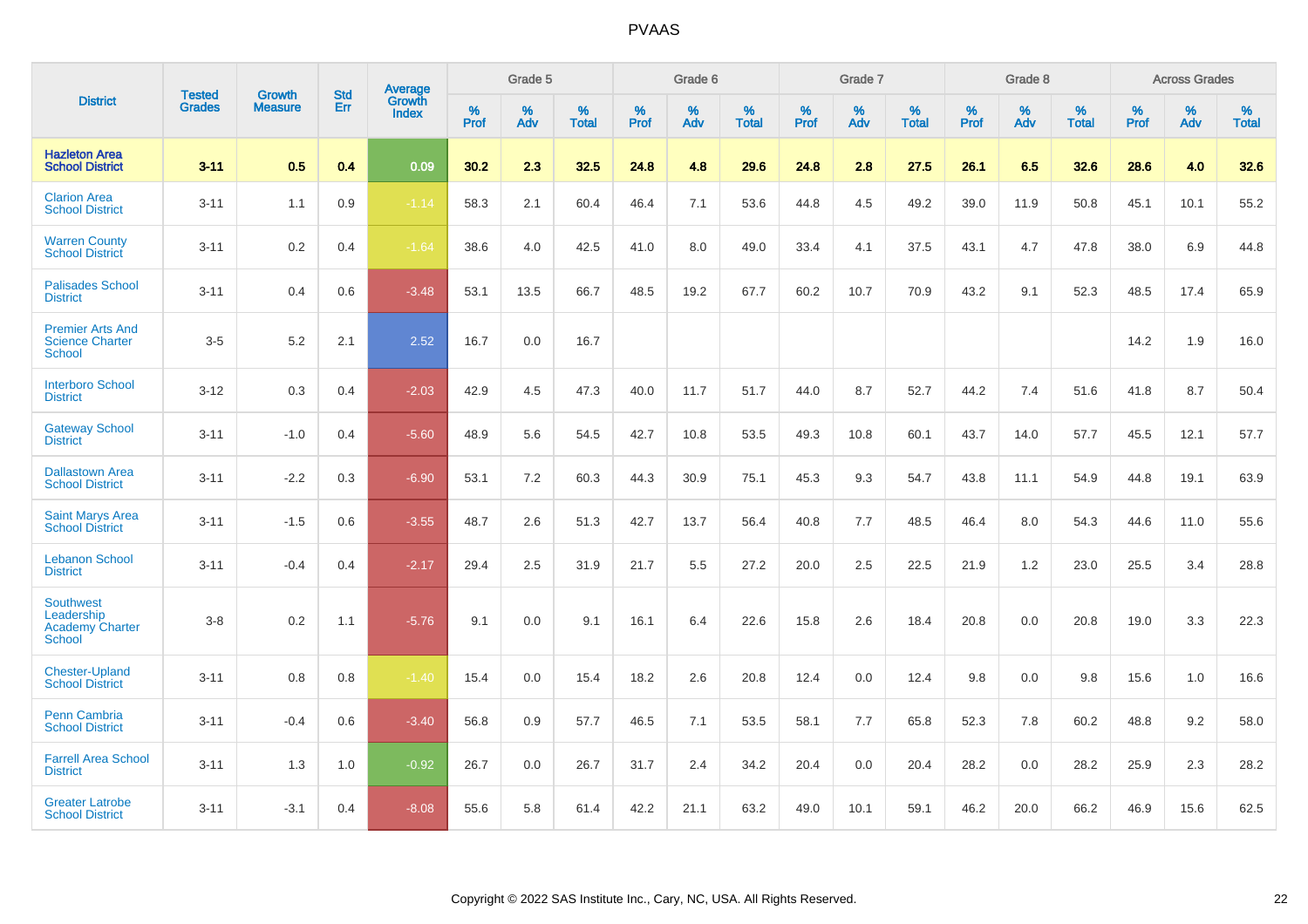# PVAAS

| District | Tested Grades | Growth Measure | Std Err | Average Growth Index | Grade 5 | | | Grade 6 | | | Grade 7 | | | Grade 8 | | | Across Grades | | |
|---|---|---|---|---|---|---|---|---|---|---|---|---|---|---|---|---|---|---|---|
| | | | | | % Prof | % Adv | % Total | % Prof | % Adv | % Total | % Prof | % Adv | % Total | % Prof | % Adv | % Total | % Prof | % Adv | % Total |
| **Hazleton Area School District** | **3-11** | **0.5** | **0.4** | **0.09** | **30.2** | **2.3** | **32.5** | **24.8** | **4.8** | **29.6** | **24.8** | **2.8** | **27.5** | **26.1** | **6.5** | **32.6** | **28.6** | **4.0** | **32.6** |
| Clarion Area School District | 3-11 | 1.1 | 0.9 | -1.14 | 58.3 | 2.1 | 60.4 | 46.4 | 7.1 | 53.6 | 44.8 | 4.5 | 49.2 | 39.0 | 11.9 | 50.8 | 45.1 | 10.1 | 55.2 |
| Warren County School District | 3-11 | 0.2 | 0.4 | -1.64 | 38.6 | 4.0 | 42.5 | 41.0 | 8.0 | 49.0 | 33.4 | 4.1 | 37.5 | 43.1 | 4.7 | 47.8 | 38.0 | 6.9 | 44.8 |
| Palisades School District | 3-11 | 0.4 | 0.6 | -3.48 | 53.1 | 13.5 | 66.7 | 48.5 | 19.2 | 67.7 | 60.2 | 10.7 | 70.9 | 43.2 | 9.1 | 52.3 | 48.5 | 17.4 | 65.9 |
| Premier Arts And Science Charter School | 3-5 | 5.2 | 2.1 | 2.52 | 16.7 | 0.0 | 16.7 | | | | | | | | | | 14.2 | 1.9 | 16.0 |
| Interboro School District | 3-12 | 0.3 | 0.4 | -2.03 | 42.9 | 4.5 | 47.3 | 40.0 | 11.7 | 51.7 | 44.0 | 8.7 | 52.7 | 44.2 | 7.4 | 51.6 | 41.8 | 8.7 | 50.4 |
| Gateway School District | 3-11 | -1.0 | 0.4 | -5.60 | 48.9 | 5.6 | 54.5 | 42.7 | 10.8 | 53.5 | 49.3 | 10.8 | 60.1 | 43.7 | 14.0 | 57.7 | 45.5 | 12.1 | 57.7 |
| Dallastown Area School District | 3-11 | -2.2 | 0.3 | -6.90 | 53.1 | 7.2 | 60.3 | 44.3 | 30.9 | 75.1 | 45.3 | 9.3 | 54.7 | 43.8 | 11.1 | 54.9 | 44.8 | 19.1 | 63.9 |
| Saint Marys Area School District | 3-11 | -1.5 | 0.6 | -3.55 | 48.7 | 2.6 | 51.3 | 42.7 | 13.7 | 56.4 | 40.8 | 7.7 | 48.5 | 46.4 | 8.0 | 54.3 | 44.6 | 11.0 | 55.6 |
| Lebanon School District | 3-11 | -0.4 | 0.4 | -2.17 | 29.4 | 2.5 | 31.9 | 21.7 | 5.5 | 27.2 | 20.0 | 2.5 | 22.5 | 21.9 | 1.2 | 23.0 | 25.5 | 3.4 | 28.8 |
| Southwest Leadership Academy Charter School | 3-8 | 0.2 | 1.1 | -5.76 | 9.1 | 0.0 | 9.1 | 16.1 | 6.4 | 22.6 | 15.8 | 2.6 | 18.4 | 20.8 | 0.0 | 20.8 | 19.0 | 3.3 | 22.3 |
| Chester-Upland School District | 3-11 | 0.8 | 0.8 | -1.40 | 15.4 | 0.0 | 15.4 | 18.2 | 2.6 | 20.8 | 12.4 | 0.0 | 12.4 | 9.8 | 0.0 | 9.8 | 15.6 | 1.0 | 16.6 |
| Penn Cambria School District | 3-11 | -0.4 | 0.6 | -3.40 | 56.8 | 0.9 | 57.7 | 46.5 | 7.1 | 53.5 | 58.1 | 7.7 | 65.8 | 52.3 | 7.8 | 60.2 | 48.8 | 9.2 | 58.0 |
| Farrell Area School District | 3-11 | 1.3 | 1.0 | -0.92 | 26.7 | 0.0 | 26.7 | 31.7 | 2.4 | 34.2 | 20.4 | 0.0 | 20.4 | 28.2 | 0.0 | 28.2 | 25.9 | 2.3 | 28.2 |
| Greater Latrobe School District | 3-11 | -3.1 | 0.4 | -8.08 | 55.6 | 5.8 | 61.4 | 42.2 | 21.1 | 63.2 | 49.0 | 10.1 | 59.1 | 46.2 | 20.0 | 66.2 | 46.9 | 15.6 | 62.5 |

Copyright © 2022 SAS Institute Inc., Cary, NC, USA. All Rights Reserved.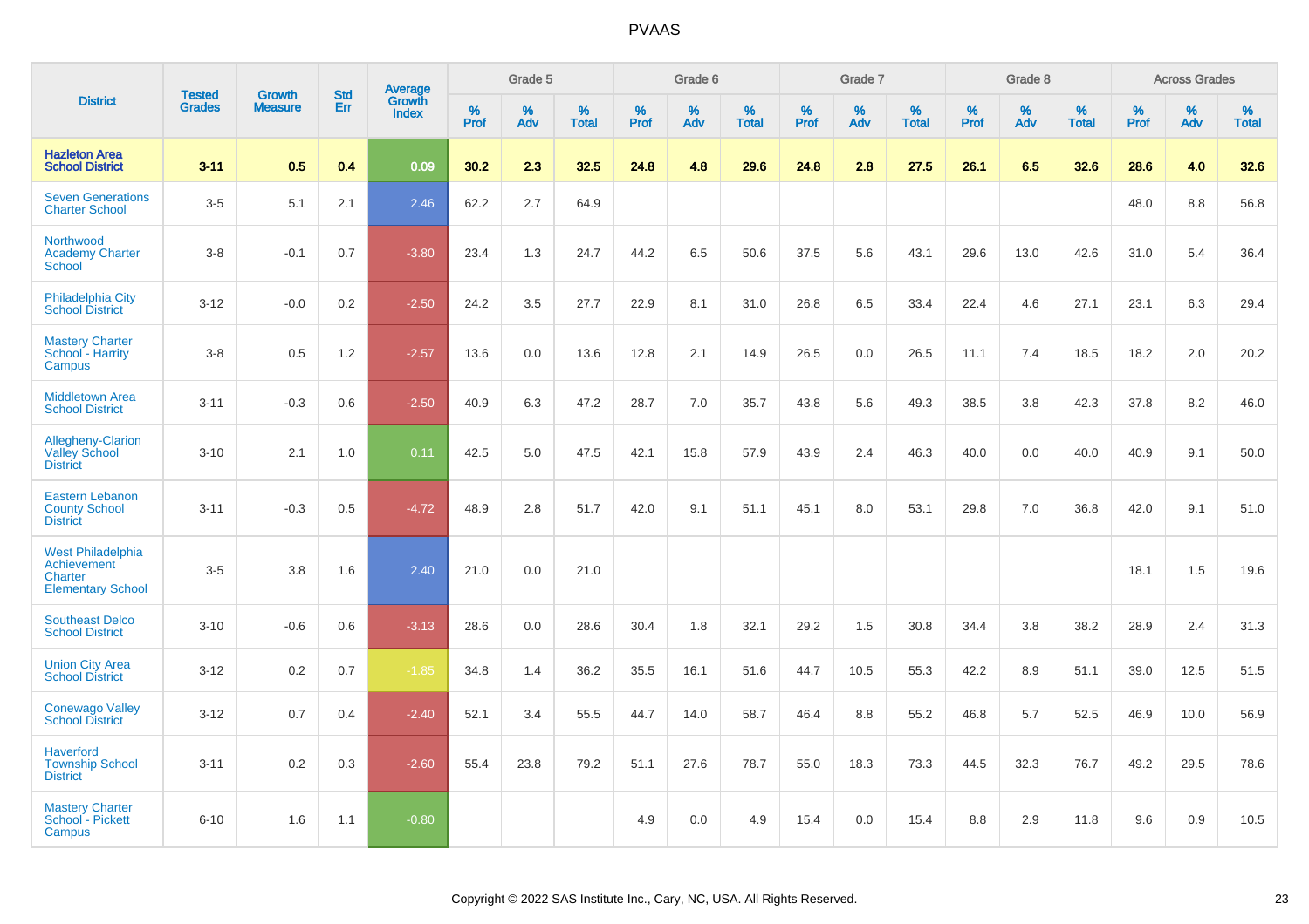# PVAAS

| District | Tested Grades | Growth Measure | Std Err | Average Growth Index | Grade 5 | | | Grade 6 | | | Grade 7 | | | Grade 8 | | | Across Grades | | |
|---|---|---|---|---|---|---|---|---|---|---|---|---|---|---|---|---|---|---|---|
| | | | | | % Prof | % Adv | % Total | % Prof | % Adv | % Total | % Prof | % Adv | % Total | % Prof | % Adv | % Total | % Prof | % Adv | % Total |
| **Hazleton Area School District** | **3-11** | **0.5** | **0.4** | **0.09** | **30.2** | **2.3** | **32.5** | **24.8** | **4.8** | **29.6** | **24.8** | **2.8** | **27.5** | **26.1** | **6.5** | **32.6** | **28.6** | **4.0** | **32.6** |
| Seven Generations Charter School | 3-5 | 5.1 | 2.1 | 2.46 | 62.2 | 2.7 | 64.9 | | | | | | | | | | 48.0 | 8.8 | 56.8 |
| Northwood Academy Charter School | 3-8 | -0.1 | 0.7 | -3.80 | 23.4 | 1.3 | 24.7 | 44.2 | 6.5 | 50.6 | 37.5 | 5.6 | 43.1 | 29.6 | 13.0 | 42.6 | 31.0 | 5.4 | 36.4 |
| Philadelphia City School District | 3-12 | -0.0 | 0.2 | -2.50 | 24.2 | 3.5 | 27.7 | 22.9 | 8.1 | 31.0 | 26.8 | 6.5 | 33.4 | 22.4 | 4.6 | 27.1 | 23.1 | 6.3 | 29.4 |
| Mastery Charter School - Harrity Campus | 3-8 | 0.5 | 1.2 | -2.57 | 13.6 | 0.0 | 13.6 | 12.8 | 2.1 | 14.9 | 26.5 | 0.0 | 26.5 | 11.1 | 7.4 | 18.5 | 18.2 | 2.0 | 20.2 |
| Middletown Area School District | 3-11 | -0.3 | 0.6 | -2.50 | 40.9 | 6.3 | 47.2 | 28.7 | 7.0 | 35.7 | 43.8 | 5.6 | 49.3 | 38.5 | 3.8 | 42.3 | 37.8 | 8.2 | 46.0 |
| Allegheny-Clarion Valley School District | 3-10 | 2.1 | 1.0 | 0.11 | 42.5 | 5.0 | 47.5 | 42.1 | 15.8 | 57.9 | 43.9 | 2.4 | 46.3 | 40.0 | 0.0 | 40.0 | 40.9 | 9.1 | 50.0 |
| Eastern Lebanon County School District | 3-11 | -0.3 | 0.5 | -4.72 | 48.9 | 2.8 | 51.7 | 42.0 | 9.1 | 51.1 | 45.1 | 8.0 | 53.1 | 29.8 | 7.0 | 36.8 | 42.0 | 9.1 | 51.0 |
| West Philadelphia Achievement Charter Elementary School | 3-5 | 3.8 | 1.6 | 2.40 | 21.0 | 0.0 | 21.0 | | | | | | | | | | 18.1 | 1.5 | 19.6 |
| Southeast Delco School District | 3-10 | -0.6 | 0.6 | -3.13 | 28.6 | 0.0 | 28.6 | 30.4 | 1.8 | 32.1 | 29.2 | 1.5 | 30.8 | 34.4 | 3.8 | 38.2 | 28.9 | 2.4 | 31.3 |
| Union City Area School District | 3-12 | 0.2 | 0.7 | -1.85 | 34.8 | 1.4 | 36.2 | 35.5 | 16.1 | 51.6 | 44.7 | 10.5 | 55.3 | 42.2 | 8.9 | 51.1 | 39.0 | 12.5 | 51.5 |
| Conewago Valley School District | 3-12 | 0.7 | 0.4 | -2.40 | 52.1 | 3.4 | 55.5 | 44.7 | 14.0 | 58.7 | 46.4 | 8.8 | 55.2 | 46.8 | 5.7 | 52.5 | 46.9 | 10.0 | 56.9 |
| Haverford Township School District | 3-11 | 0.2 | 0.3 | -2.60 | 55.4 | 23.8 | 79.2 | 51.1 | 27.6 | 78.7 | 55.0 | 18.3 | 73.3 | 44.5 | 32.3 | 76.7 | 49.2 | 29.5 | 78.6 |
| Mastery Charter School - Pickett Campus | 6-10 | 1.6 | 1.1 | -0.80 | | | | 4.9 | 0.0 | 4.9 | 15.4 | 0.0 | 15.4 | 8.8 | 2.9 | 11.8 | 9.6 | 0.9 | 10.5 |

Copyright © 2022 SAS Institute Inc., Cary, NC, USA. All Rights Reserved.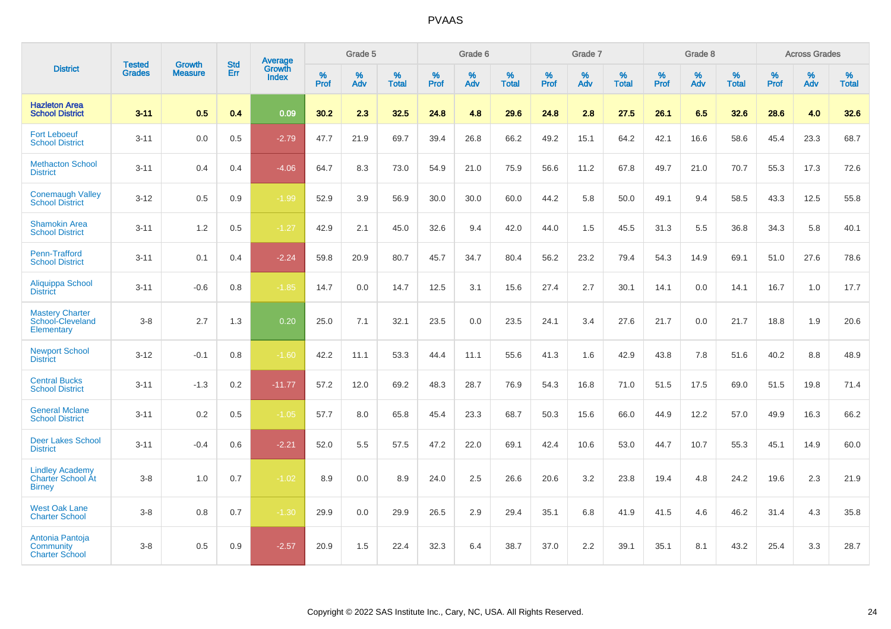# PVAAS

| District | Tested Grades | Growth Measure | Std Err | Average Growth Index | Grade 5 | | | Grade 6 | | | Grade 7 | | | Grade 8 | | | Across Grades | | |
|---|---|---|---|---|---|---|---|---|---|---|---|---|---|---|---|---|---|---|---|
| | | | | | % Prof | % Adv | % Total | % Prof | % Adv | % Total | % Prof | % Adv | % Total | % Prof | % Adv | % Total | % Prof | % Adv | % Total |
| **Hazleton Area School District** | **3-11** | **0.5** | **0.4** | **0.09** | **30.2** | **2.3** | **32.5** | **24.8** | **4.8** | **29.6** | **24.8** | **2.8** | **27.5** | **26.1** | **6.5** | **32.6** | **28.6** | **4.0** | **32.6** |
| Fort Leboeuf School District | 3-11 | 0.0 | 0.5 | -2.79 | 47.7 | 21.9 | 69.7 | 39.4 | 26.8 | 66.2 | 49.2 | 15.1 | 64.2 | 42.1 | 16.6 | 58.6 | 45.4 | 23.3 | 68.7 |
| Methacton School District | 3-11 | 0.4 | 0.4 | -4.06 | 64.7 | 8.3 | 73.0 | 54.9 | 21.0 | 75.9 | 56.6 | 11.2 | 67.8 | 49.7 | 21.0 | 70.7 | 55.3 | 17.3 | 72.6 |
| Conemaugh Valley School District | 3-12 | 0.5 | 0.9 | -1.99 | 52.9 | 3.9 | 56.9 | 30.0 | 30.0 | 60.0 | 44.2 | 5.8 | 50.0 | 49.1 | 9.4 | 58.5 | 43.3 | 12.5 | 55.8 |
| Shamokin Area School District | 3-11 | 1.2 | 0.5 | -1.27 | 42.9 | 2.1 | 45.0 | 32.6 | 9.4 | 42.0 | 44.0 | 1.5 | 45.5 | 31.3 | 5.5 | 36.8 | 34.3 | 5.8 | 40.1 |
| Penn-Trafford School District | 3-11 | 0.1 | 0.4 | -2.24 | 59.8 | 20.9 | 80.7 | 45.7 | 34.7 | 80.4 | 56.2 | 23.2 | 79.4 | 54.3 | 14.9 | 69.1 | 51.0 | 27.6 | 78.6 |
| Aliquippa School District | 3-11 | -0.6 | 0.8 | -1.85 | 14.7 | 0.0 | 14.7 | 12.5 | 3.1 | 15.6 | 27.4 | 2.7 | 30.1 | 14.1 | 0.0 | 14.1 | 16.7 | 1.0 | 17.7 |
| Mastery Charter School-Cleveland Elementary | 3-8 | 2.7 | 1.3 | 0.20 | 25.0 | 7.1 | 32.1 | 23.5 | 0.0 | 23.5 | 24.1 | 3.4 | 27.6 | 21.7 | 0.0 | 21.7 | 18.8 | 1.9 | 20.6 |
| Newport School District | 3-12 | -0.1 | 0.8 | -1.60 | 42.2 | 11.1 | 53.3 | 44.4 | 11.1 | 55.6 | 41.3 | 1.6 | 42.9 | 43.8 | 7.8 | 51.6 | 40.2 | 8.8 | 48.9 |
| Central Bucks School District | 3-11 | -1.3 | 0.2 | -11.77 | 57.2 | 12.0 | 69.2 | 48.3 | 28.7 | 76.9 | 54.3 | 16.8 | 71.0 | 51.5 | 17.5 | 69.0 | 51.5 | 19.8 | 71.4 |
| General Mclane School District | 3-11 | 0.2 | 0.5 | -1.05 | 57.7 | 8.0 | 65.8 | 45.4 | 23.3 | 68.7 | 50.3 | 15.6 | 66.0 | 44.9 | 12.2 | 57.0 | 49.9 | 16.3 | 66.2 |
| Deer Lakes School District | 3-11 | -0.4 | 0.6 | -2.21 | 52.0 | 5.5 | 57.5 | 47.2 | 22.0 | 69.1 | 42.4 | 10.6 | 53.0 | 44.7 | 10.7 | 55.3 | 45.1 | 14.9 | 60.0 |
| Lindley Academy Charter School At Birney | 3-8 | 1.0 | 0.7 | -1.02 | 8.9 | 0.0 | 8.9 | 24.0 | 2.5 | 26.6 | 20.6 | 3.2 | 23.8 | 19.4 | 4.8 | 24.2 | 19.6 | 2.3 | 21.9 |
| West Oak Lane Charter School | 3-8 | 0.8 | 0.7 | -1.30 | 29.9 | 0.0 | 29.9 | 26.5 | 2.9 | 29.4 | 35.1 | 6.8 | 41.9 | 41.5 | 4.6 | 46.2 | 31.4 | 4.3 | 35.8 |
| Antonia Pantoja Community Charter School | 3-8 | 0.5 | 0.9 | -2.57 | 20.9 | 1.5 | 22.4 | 32.3 | 6.4 | 38.7 | 37.0 | 2.2 | 39.1 | 35.1 | 8.1 | 43.2 | 25.4 | 3.3 | 28.7 |

Copyright © 2022 SAS Institute Inc., Cary, NC, USA. All Rights Reserved.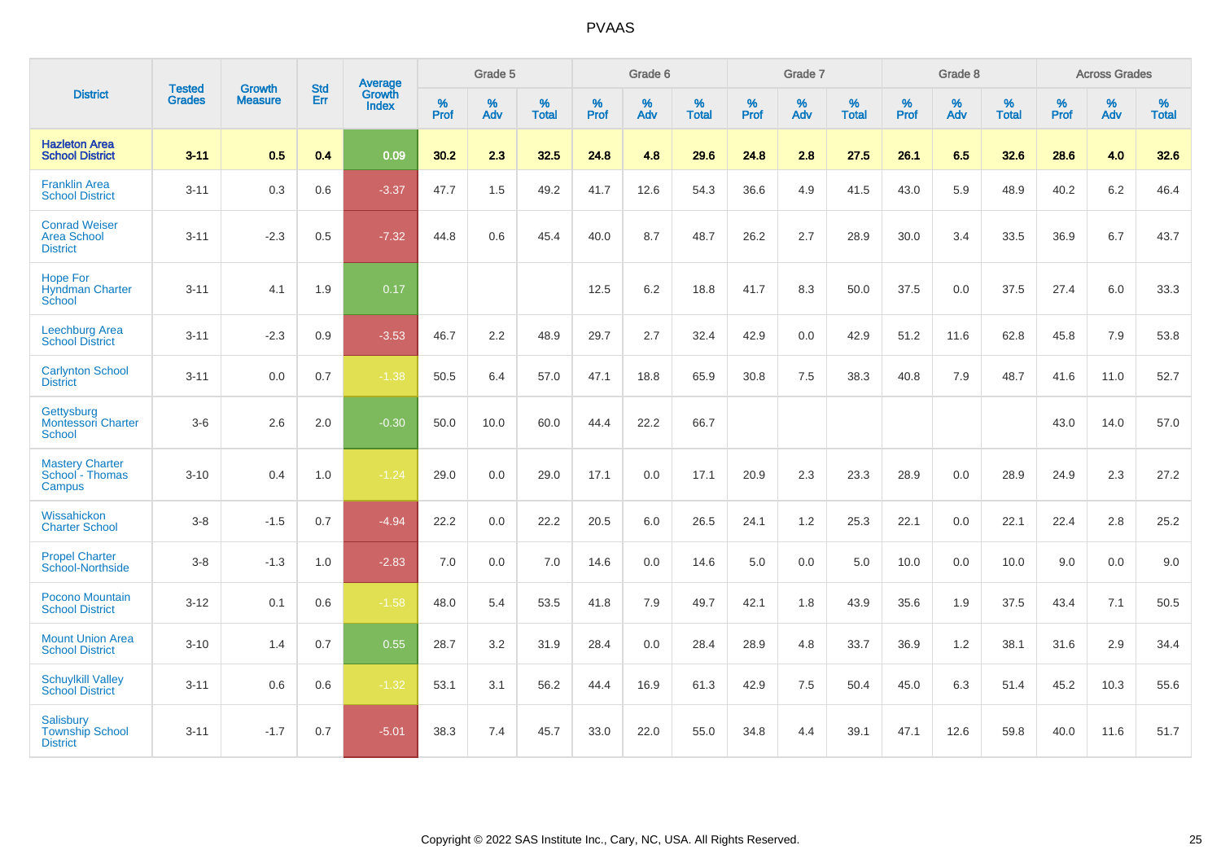# PVAAS

| District | Tested Grades | Growth Measure | Std Err | Average Growth Index | Grade 5 | | | Grade 6 | | | Grade 7 | | | Grade 8 | | | Across Grades | | |
|---|---|---|---|---|---|---|---|---|---|---|---|---|---|---|---|---|---|---|---|
| | | | | | % Prof | % Adv | % Total | % Prof | % Adv | % Total | % Prof | % Adv | % Total | % Prof | % Adv | % Total | % Prof | % Adv | % Total |
| **Hazleton Area School District** | **3-11** | **0.5** | **0.4** | **0.09** | **30.2** | **2.3** | **32.5** | **24.8** | **4.8** | **29.6** | **24.8** | **2.8** | **27.5** | **26.1** | **6.5** | **32.6** | **28.6** | **4.0** | **32.6** |
| Franklin Area School District | 3-11 | 0.3 | 0.6 | -3.37 | 47.7 | 1.5 | 49.2 | 41.7 | 12.6 | 54.3 | 36.6 | 4.9 | 41.5 | 43.0 | 5.9 | 48.9 | 40.2 | 6.2 | 46.4 |
| Conrad Weiser Area School District | 3-11 | -2.3 | 0.5 | -7.32 | 44.8 | 0.6 | 45.4 | 40.0 | 8.7 | 48.7 | 26.2 | 2.7 | 28.9 | 30.0 | 3.4 | 33.5 | 36.9 | 6.7 | 43.7 |
| Hope For Hyndman Charter School | 3-11 | 4.1 | 1.9 | 0.17 | | | | 12.5 | 6.2 | 18.8 | 41.7 | 8.3 | 50.0 | 37.5 | 0.0 | 37.5 | 27.4 | 6.0 | 33.3 |
| Leechburg Area School District | 3-11 | -2.3 | 0.9 | -3.53 | 46.7 | 2.2 | 48.9 | 29.7 | 2.7 | 32.4 | 42.9 | 0.0 | 42.9 | 51.2 | 11.6 | 62.8 | 45.8 | 7.9 | 53.8 |
| Carlynton School District | 3-11 | 0.0 | 0.7 | -1.38 | 50.5 | 6.4 | 57.0 | 47.1 | 18.8 | 65.9 | 30.8 | 7.5 | 38.3 | 40.8 | 7.9 | 48.7 | 41.6 | 11.0 | 52.7 |
| Gettysburg Montessori Charter School | 3-6 | 2.6 | 2.0 | -0.30 | 50.0 | 10.0 | 60.0 | 44.4 | 22.2 | 66.7 | | | | | | | 43.0 | 14.0 | 57.0 |
| Mastery Charter School - Thomas Campus | 3-10 | 0.4 | 1.0 | -1.24 | 29.0 | 0.0 | 29.0 | 17.1 | 0.0 | 17.1 | 20.9 | 2.3 | 23.3 | 28.9 | 0.0 | 28.9 | 24.9 | 2.3 | 27.2 |
| Wissahickon Charter School | 3-8 | -1.5 | 0.7 | -4.94 | 22.2 | 0.0 | 22.2 | 20.5 | 6.0 | 26.5 | 24.1 | 1.2 | 25.3 | 22.1 | 0.0 | 22.1 | 22.4 | 2.8 | 25.2 |
| Propel Charter School-Northside | 3-8 | -1.3 | 1.0 | -2.83 | 7.0 | 0.0 | 7.0 | 14.6 | 0.0 | 14.6 | 5.0 | 0.0 | 5.0 | 10.0 | 0.0 | 10.0 | 9.0 | 0.0 | 9.0 |
| Pocono Mountain School District | 3-12 | 0.1 | 0.6 | -1.58 | 48.0 | 5.4 | 53.5 | 41.8 | 7.9 | 49.7 | 42.1 | 1.8 | 43.9 | 35.6 | 1.9 | 37.5 | 43.4 | 7.1 | 50.5 |
| Mount Union Area School District | 3-10 | 1.4 | 0.7 | 0.55 | 28.7 | 3.2 | 31.9 | 28.4 | 0.0 | 28.4 | 28.9 | 4.8 | 33.7 | 36.9 | 1.2 | 38.1 | 31.6 | 2.9 | 34.4 |
| Schuylkill Valley School District | 3-11 | 0.6 | 0.6 | -1.32 | 53.1 | 3.1 | 56.2 | 44.4 | 16.9 | 61.3 | 42.9 | 7.5 | 50.4 | 45.0 | 6.3 | 51.4 | 45.2 | 10.3 | 55.6 |
| Salisbury Township School District | 3-11 | -1.7 | 0.7 | -5.01 | 38.3 | 7.4 | 45.7 | 33.0 | 22.0 | 55.0 | 34.8 | 4.4 | 39.1 | 47.1 | 12.6 | 59.8 | 40.0 | 11.6 | 51.7 |

Copyright © 2022 SAS Institute Inc., Cary, NC, USA. All Rights Reserved.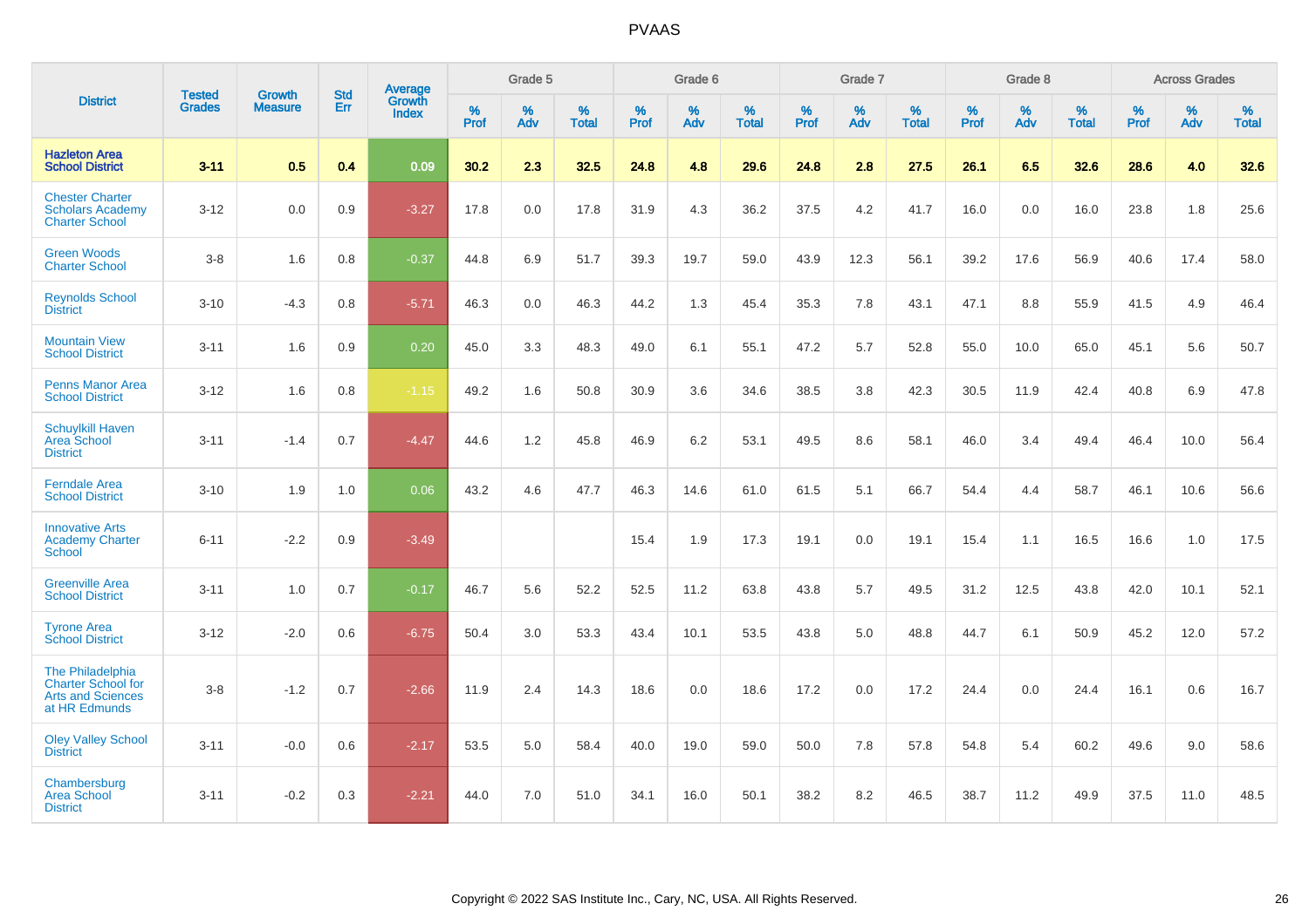# PVAAS

| District | Tested Grades | Growth Measure | Std Err | Average Growth Index | Grade 5 | | | Grade 6 | | | Grade 7 | | | Grade 8 | | | Across Grades | | |
|---|---|---|---|---|---|---|---|---|---|---|---|---|---|---|---|---|---|---|---|
| | | | | | % Prof | % Adv | % Total | % Prof | % Adv | % Total | % Prof | % Adv | % Total | % Prof | % Adv | % Total | % Prof | % Adv | % Total |
| **Hazleton Area School District** | **3-11** | **0.5** | **0.4** | **0.09** | **30.2** | **2.3** | **32.5** | **24.8** | **4.8** | **29.6** | **24.8** | **2.8** | **27.5** | **26.1** | **6.5** | **32.6** | **28.6** | **4.0** | **32.6** |
| Chester Charter Scholars Academy Charter School | 3-12 | 0.0 | 0.9 | -3.27 | 17.8 | 0.0 | 17.8 | 31.9 | 4.3 | 36.2 | 37.5 | 4.2 | 41.7 | 16.0 | 0.0 | 16.0 | 23.8 | 1.8 | 25.6 |
| Green Woods Charter School | 3-8 | 1.6 | 0.8 | -0.37 | 44.8 | 6.9 | 51.7 | 39.3 | 19.7 | 59.0 | 43.9 | 12.3 | 56.1 | 39.2 | 17.6 | 56.9 | 40.6 | 17.4 | 58.0 |
| Reynolds School District | 3-10 | -4.3 | 0.8 | -5.71 | 46.3 | 0.0 | 46.3 | 44.2 | 1.3 | 45.4 | 35.3 | 7.8 | 43.1 | 47.1 | 8.8 | 55.9 | 41.5 | 4.9 | 46.4 |
| Mountain View School District | 3-11 | 1.6 | 0.9 | 0.20 | 45.0 | 3.3 | 48.3 | 49.0 | 6.1 | 55.1 | 47.2 | 5.7 | 52.8 | 55.0 | 10.0 | 65.0 | 45.1 | 5.6 | 50.7 |
| Penns Manor Area School District | 3-12 | 1.6 | 0.8 | -1.15 | 49.2 | 1.6 | 50.8 | 30.9 | 3.6 | 34.6 | 38.5 | 3.8 | 42.3 | 30.5 | 11.9 | 42.4 | 40.8 | 6.9 | 47.8 |
| Schuylkill Haven Area School District | 3-11 | -1.4 | 0.7 | -4.47 | 44.6 | 1.2 | 45.8 | 46.9 | 6.2 | 53.1 | 49.5 | 8.6 | 58.1 | 46.0 | 3.4 | 49.4 | 46.4 | 10.0 | 56.4 |
| Ferndale Area School District | 3-10 | 1.9 | 1.0 | 0.06 | 43.2 | 4.6 | 47.7 | 46.3 | 14.6 | 61.0 | 61.5 | 5.1 | 66.7 | 54.4 | 4.4 | 58.7 | 46.1 | 10.6 | 56.6 |
| Innovative Arts Academy Charter School | 6-11 | -2.2 | 0.9 | -3.49 | | | | 15.4 | 1.9 | 17.3 | 19.1 | 0.0 | 19.1 | 15.4 | 1.1 | 16.5 | 16.6 | 1.0 | 17.5 |
| Greenville Area School District | 3-11 | 1.0 | 0.7 | -0.17 | 46.7 | 5.6 | 52.2 | 52.5 | 11.2 | 63.8 | 43.8 | 5.7 | 49.5 | 31.2 | 12.5 | 43.8 | 42.0 | 10.1 | 52.1 |
| Tyrone Area School District | 3-12 | -2.0 | 0.6 | -6.75 | 50.4 | 3.0 | 53.3 | 43.4 | 10.1 | 53.5 | 43.8 | 5.0 | 48.8 | 44.7 | 6.1 | 50.9 | 45.2 | 12.0 | 57.2 |
| The Philadelphia Charter School for Arts and Sciences at HR Edmunds | 3-8 | -1.2 | 0.7 | -2.66 | 11.9 | 2.4 | 14.3 | 18.6 | 0.0 | 18.6 | 17.2 | 0.0 | 17.2 | 24.4 | 0.0 | 24.4 | 16.1 | 0.6 | 16.7 |
| Oley Valley School District | 3-11 | -0.0 | 0.6 | -2.17 | 53.5 | 5.0 | 58.4 | 40.0 | 19.0 | 59.0 | 50.0 | 7.8 | 57.8 | 54.8 | 5.4 | 60.2 | 49.6 | 9.0 | 58.6 |
| Chambersburg Area School District | 3-11 | -0.2 | 0.3 | -2.21 | 44.0 | 7.0 | 51.0 | 34.1 | 16.0 | 50.1 | 38.2 | 8.2 | 46.5 | 38.7 | 11.2 | 49.9 | 37.5 | 11.0 | 48.5 |

Copyright © 2022 SAS Institute Inc., Cary, NC, USA. All Rights Reserved.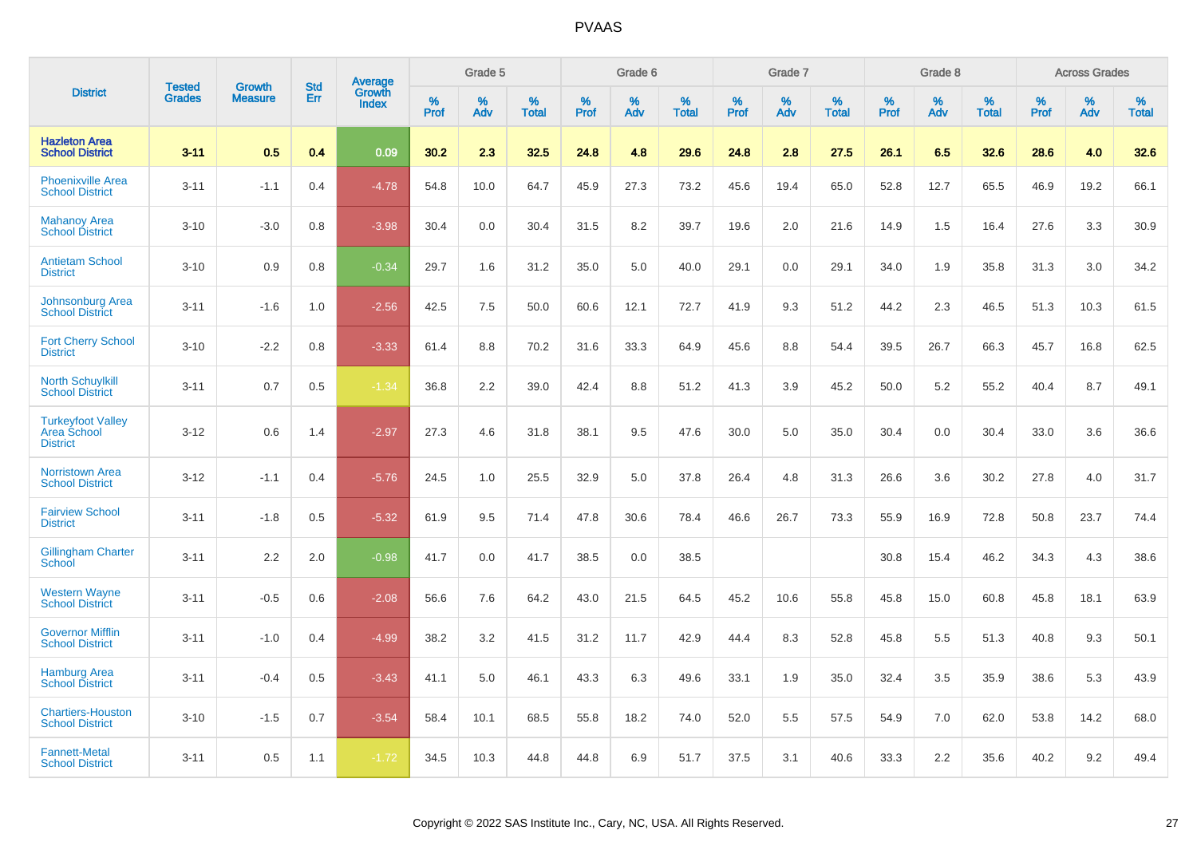# PVAAS

| District | Tested Grades | Growth Measure | Std Err | Average Growth Index | Grade 5 | | | Grade 6 | | | Grade 7 | | | Grade 8 | | | Across Grades | | |
|---|---|---|---|---|---|---|---|---|---|---|---|---|---|---|---|---|---|---|---|
| | | | | | % Prof | % Adv | % Total | % Prof | % Adv | % Total | % Prof | % Adv | % Total | % Prof | % Adv | % Total | % Prof | % Adv | % Total |
| **Hazleton Area School District** | **3-11** | **0.5** | **0.4** | **0.09** | **30.2** | **2.3** | **32.5** | **24.8** | **4.8** | **29.6** | **24.8** | **2.8** | **27.5** | **26.1** | **6.5** | **32.6** | **28.6** | **4.0** | **32.6** |
| Phoenixville Area School District | 3-11 | -1.1 | 0.4 | -4.78 | 54.8 | 10.0 | 64.7 | 45.9 | 27.3 | 73.2 | 45.6 | 19.4 | 65.0 | 52.8 | 12.7 | 65.5 | 46.9 | 19.2 | 66.1 |
| Mahanoy Area School District | 3-10 | -3.0 | 0.8 | -3.98 | 30.4 | 0.0 | 30.4 | 31.5 | 8.2 | 39.7 | 19.6 | 2.0 | 21.6 | 14.9 | 1.5 | 16.4 | 27.6 | 3.3 | 30.9 |
| Antietam School District | 3-10 | 0.9 | 0.8 | -0.34 | 29.7 | 1.6 | 31.2 | 35.0 | 5.0 | 40.0 | 29.1 | 0.0 | 29.1 | 34.0 | 1.9 | 35.8 | 31.3 | 3.0 | 34.2 |
| Johnsonburg Area School District | 3-11 | -1.6 | 1.0 | -2.56 | 42.5 | 7.5 | 50.0 | 60.6 | 12.1 | 72.7 | 41.9 | 9.3 | 51.2 | 44.2 | 2.3 | 46.5 | 51.3 | 10.3 | 61.5 |
| Fort Cherry School District | 3-10 | -2.2 | 0.8 | -3.33 | 61.4 | 8.8 | 70.2 | 31.6 | 33.3 | 64.9 | 45.6 | 8.8 | 54.4 | 39.5 | 26.7 | 66.3 | 45.7 | 16.8 | 62.5 |
| North Schuylkill School District | 3-11 | 0.7 | 0.5 | -1.34 | 36.8 | 2.2 | 39.0 | 42.4 | 8.8 | 51.2 | 41.3 | 3.9 | 45.2 | 50.0 | 5.2 | 55.2 | 40.4 | 8.7 | 49.1 |
| Turkeyfoot Valley Area School District | 3-12 | 0.6 | 1.4 | -2.97 | 27.3 | 4.6 | 31.8 | 38.1 | 9.5 | 47.6 | 30.0 | 5.0 | 35.0 | 30.4 | 0.0 | 30.4 | 33.0 | 3.6 | 36.6 |
| Norristown Area School District | 3-12 | -1.1 | 0.4 | -5.76 | 24.5 | 1.0 | 25.5 | 32.9 | 5.0 | 37.8 | 26.4 | 4.8 | 31.3 | 26.6 | 3.6 | 30.2 | 27.8 | 4.0 | 31.7 |
| Fairview School District | 3-11 | -1.8 | 0.5 | -5.32 | 61.9 | 9.5 | 71.4 | 47.8 | 30.6 | 78.4 | 46.6 | 26.7 | 73.3 | 55.9 | 16.9 | 72.8 | 50.8 | 23.7 | 74.4 |
| Gillingham Charter School | 3-11 | 2.2 | 2.0 | -0.98 | 41.7 | 0.0 | 41.7 | 38.5 | 0.0 | 38.5 | | | | 30.8 | 15.4 | 46.2 | 34.3 | 4.3 | 38.6 |
| Western Wayne School District | 3-11 | -0.5 | 0.6 | -2.08 | 56.6 | 7.6 | 64.2 | 43.0 | 21.5 | 64.5 | 45.2 | 10.6 | 55.8 | 45.8 | 15.0 | 60.8 | 45.8 | 18.1 | 63.9 |
| Governor Mifflin School District | 3-11 | -1.0 | 0.4 | -4.99 | 38.2 | 3.2 | 41.5 | 31.2 | 11.7 | 42.9 | 44.4 | 8.3 | 52.8 | 45.8 | 5.5 | 51.3 | 40.8 | 9.3 | 50.1 |
| Hamburg Area School District | 3-11 | -0.4 | 0.5 | -3.43 | 41.1 | 5.0 | 46.1 | 43.3 | 6.3 | 49.6 | 33.1 | 1.9 | 35.0 | 32.4 | 3.5 | 35.9 | 38.6 | 5.3 | 43.9 |
| Chartiers-Houston School District | 3-10 | -1.5 | 0.7 | -3.54 | 58.4 | 10.1 | 68.5 | 55.8 | 18.2 | 74.0 | 52.0 | 5.5 | 57.5 | 54.9 | 7.0 | 62.0 | 53.8 | 14.2 | 68.0 |
| Fannett-Metal School District | 3-11 | 0.5 | 1.1 | -1.72 | 34.5 | 10.3 | 44.8 | 44.8 | 6.9 | 51.7 | 37.5 | 3.1 | 40.6 | 33.3 | 2.2 | 35.6 | 40.2 | 9.2 | 49.4 |

Copyright © 2022 SAS Institute Inc., Cary, NC, USA. All Rights Reserved.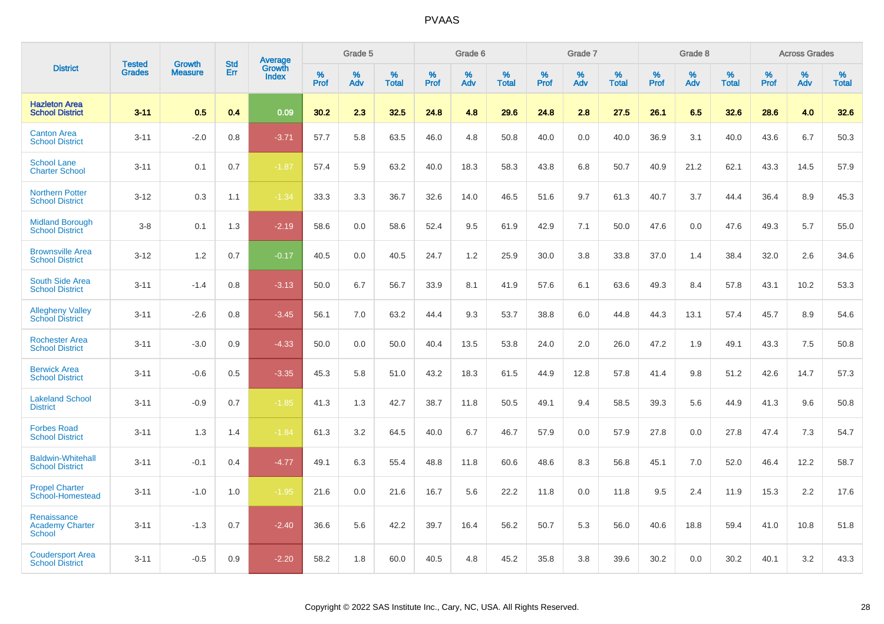PVAAS

| District | Tested Grades | Growth Measure | Std Err | Average Growth Index | Grade 5 | | | Grade 6 | | | Grade 7 | | | Grade 8 | | | Across Grades | | |
|---|---|---|---|---|---|---|---|---|---|---|---|---|---|---|---|---|---|---|---|
| | | | | | % Prof | % Adv | % Total | % Prof | % Adv | % Total | % Prof | % Adv | % Total | % Prof | % Adv | % Total | % Prof | % Adv | % Total |
| **Hazleton Area School District** | **3-11** | **0.5** | **0.4** | **0.09** | **30.2** | **2.3** | **32.5** | **24.8** | **4.8** | **29.6** | **24.8** | **2.8** | **27.5** | **26.1** | **6.5** | **32.6** | **28.6** | **4.0** | **32.6** |
| Canton Area School District | 3-11 | -2.0 | 0.8 | -3.71 | 57.7 | 5.8 | 63.5 | 46.0 | 4.8 | 50.8 | 40.0 | 0.0 | 40.0 | 36.9 | 3.1 | 40.0 | 43.6 | 6.7 | 50.3 |
| School Lane Charter School | 3-11 | 0.1 | 0.7 | -1.87 | 57.4 | 5.9 | 63.2 | 40.0 | 18.3 | 58.3 | 43.8 | 6.8 | 50.7 | 40.9 | 21.2 | 62.1 | 43.3 | 14.5 | 57.9 |
| Northern Potter School District | 3-12 | 0.3 | 1.1 | -1.34 | 33.3 | 3.3 | 36.7 | 32.6 | 14.0 | 46.5 | 51.6 | 9.7 | 61.3 | 40.7 | 3.7 | 44.4 | 36.4 | 8.9 | 45.3 |
| Midland Borough School District | 3-8 | 0.1 | 1.3 | -2.19 | 58.6 | 0.0 | 58.6 | 52.4 | 9.5 | 61.9 | 42.9 | 7.1 | 50.0 | 47.6 | 0.0 | 47.6 | 49.3 | 5.7 | 55.0 |
| Brownsville Area School District | 3-12 | 1.2 | 0.7 | -0.17 | 40.5 | 0.0 | 40.5 | 24.7 | 1.2 | 25.9 | 30.0 | 3.8 | 33.8 | 37.0 | 1.4 | 38.4 | 32.0 | 2.6 | 34.6 |
| South Side Area School District | 3-11 | -1.4 | 0.8 | -3.13 | 50.0 | 6.7 | 56.7 | 33.9 | 8.1 | 41.9 | 57.6 | 6.1 | 63.6 | 49.3 | 8.4 | 57.8 | 43.1 | 10.2 | 53.3 |
| Allegheny Valley School District | 3-11 | -2.6 | 0.8 | -3.45 | 56.1 | 7.0 | 63.2 | 44.4 | 9.3 | 53.7 | 38.8 | 6.0 | 44.8 | 44.3 | 13.1 | 57.4 | 45.7 | 8.9 | 54.6 |
| Rochester Area School District | 3-11 | -3.0 | 0.9 | -4.33 | 50.0 | 0.0 | 50.0 | 40.4 | 13.5 | 53.8 | 24.0 | 2.0 | 26.0 | 47.2 | 1.9 | 49.1 | 43.3 | 7.5 | 50.8 |
| Berwick Area School District | 3-11 | -0.6 | 0.5 | -3.35 | 45.3 | 5.8 | 51.0 | 43.2 | 18.3 | 61.5 | 44.9 | 12.8 | 57.8 | 41.4 | 9.8 | 51.2 | 42.6 | 14.7 | 57.3 |
| Lakeland School District | 3-11 | -0.9 | 0.7 | -1.85 | 41.3 | 1.3 | 42.7 | 38.7 | 11.8 | 50.5 | 49.1 | 9.4 | 58.5 | 39.3 | 5.6 | 44.9 | 41.3 | 9.6 | 50.8 |
| Forbes Road School District | 3-11 | 1.3 | 1.4 | -1.84 | 61.3 | 3.2 | 64.5 | 40.0 | 6.7 | 46.7 | 57.9 | 0.0 | 57.9 | 27.8 | 0.0 | 27.8 | 47.4 | 7.3 | 54.7 |
| Baldwin-Whitehall School District | 3-11 | -0.1 | 0.4 | -4.77 | 49.1 | 6.3 | 55.4 | 48.8 | 11.8 | 60.6 | 48.6 | 8.3 | 56.8 | 45.1 | 7.0 | 52.0 | 46.4 | 12.2 | 58.7 |
| Propel Charter School-Homestead | 3-11 | -1.0 | 1.0 | -1.95 | 21.6 | 0.0 | 21.6 | 16.7 | 5.6 | 22.2 | 11.8 | 0.0 | 11.8 | 9.5 | 2.4 | 11.9 | 15.3 | 2.2 | 17.6 |
| Renaissance Academy Charter School | 3-11 | -1.3 | 0.7 | -2.40 | 36.6 | 5.6 | 42.2 | 39.7 | 16.4 | 56.2 | 50.7 | 5.3 | 56.0 | 40.6 | 18.8 | 59.4 | 41.0 | 10.8 | 51.8 |
| Coudersport Area School District | 3-11 | -0.5 | 0.9 | -2.20 | 58.2 | 1.8 | 60.0 | 40.5 | 4.8 | 45.2 | 35.8 | 3.8 | 39.6 | 30.2 | 0.0 | 30.2 | 40.1 | 3.2 | 43.3 |

Copyright © 2022 SAS Institute Inc., Cary, NC, USA. All Rights Reserved.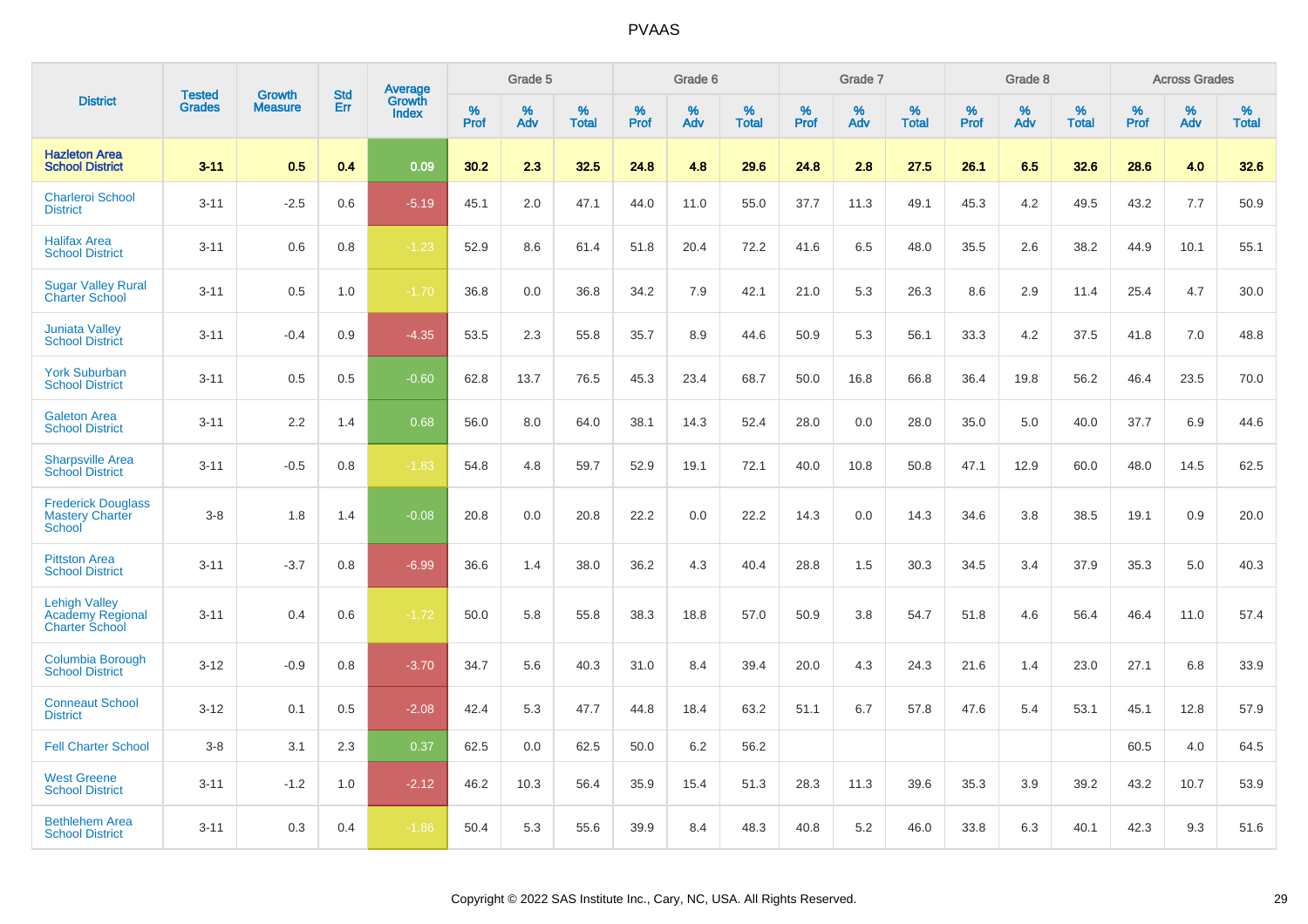| District | Tested Grades | Growth Measure | Std Err | Average Growth Index | Grade 5 | | | Grade 6 | | | Grade 7 | | | Grade 8 | | | Across Grades | | |
|---|---|---|---|---|---|---|---|---|---|---|---|---|---|---|---|---|---|---|---|
| | | | | | % Prof | % Adv | % Total | % Prof | % Adv | % Total | % Prof | % Adv | % Total | % Prof | % Adv | % Total | % Prof | % Adv | % Total |
| **Hazleton Area School District** | **3-11** | **0.5** | **0.4** | **0.09** | **30.2** | **2.3** | **32.5** | **24.8** | **4.8** | **29.6** | **24.8** | **2.8** | **27.5** | **26.1** | **6.5** | **32.6** | **28.6** | **4.0** | **32.6** |
| Charleroi School District | 3-11 | -2.5 | 0.6 | -5.19 | 45.1 | 2.0 | 47.1 | 44.0 | 11.0 | 55.0 | 37.7 | 11.3 | 49.1 | 45.3 | 4.2 | 49.5 | 43.2 | 7.7 | 50.9 |
| Halifax Area School District | 3-11 | 0.6 | 0.8 | -1.23 | 52.9 | 8.6 | 61.4 | 51.8 | 20.4 | 72.2 | 41.6 | 6.5 | 48.0 | 35.5 | 2.6 | 38.2 | 44.9 | 10.1 | 55.1 |
| Sugar Valley Rural Charter School | 3-11 | 0.5 | 1.0 | -1.70 | 36.8 | 0.0 | 36.8 | 34.2 | 7.9 | 42.1 | 21.0 | 5.3 | 26.3 | 8.6 | 2.9 | 11.4 | 25.4 | 4.7 | 30.0 |
| Juniata Valley School District | 3-11 | -0.4 | 0.9 | -4.35 | 53.5 | 2.3 | 55.8 | 35.7 | 8.9 | 44.6 | 50.9 | 5.3 | 56.1 | 33.3 | 4.2 | 37.5 | 41.8 | 7.0 | 48.8 |
| York Suburban School District | 3-11 | 0.5 | 0.5 | -0.60 | 62.8 | 13.7 | 76.5 | 45.3 | 23.4 | 68.7 | 50.0 | 16.8 | 66.8 | 36.4 | 19.8 | 56.2 | 46.4 | 23.5 | 70.0 |
| Galeton Area School District | 3-11 | 2.2 | 1.4 | 0.68 | 56.0 | 8.0 | 64.0 | 38.1 | 14.3 | 52.4 | 28.0 | 0.0 | 28.0 | 35.0 | 5.0 | 40.0 | 37.7 | 6.9 | 44.6 |
| Sharpsville Area School District | 3-11 | -0.5 | 0.8 | -1.83 | 54.8 | 4.8 | 59.7 | 52.9 | 19.1 | 72.1 | 40.0 | 10.8 | 50.8 | 47.1 | 12.9 | 60.0 | 48.0 | 14.5 | 62.5 |
| Frederick Douglass Mastery Charter School | 3-8 | 1.8 | 1.4 | -0.08 | 20.8 | 0.0 | 20.8 | 22.2 | 0.0 | 22.2 | 14.3 | 0.0 | 14.3 | 34.6 | 3.8 | 38.5 | 19.1 | 0.9 | 20.0 |
| Pittston Area School District | 3-11 | -3.7 | 0.8 | -6.99 | 36.6 | 1.4 | 38.0 | 36.2 | 4.3 | 40.4 | 28.8 | 1.5 | 30.3 | 34.5 | 3.4 | 37.9 | 35.3 | 5.0 | 40.3 |
| Lehigh Valley Academy Regional Charter School | 3-11 | 0.4 | 0.6 | -1.72 | 50.0 | 5.8 | 55.8 | 38.3 | 18.8 | 57.0 | 50.9 | 3.8 | 54.7 | 51.8 | 4.6 | 56.4 | 46.4 | 11.0 | 57.4 |
| Columbia Borough School District | 3-12 | -0.9 | 0.8 | -3.70 | 34.7 | 5.6 | 40.3 | 31.0 | 8.4 | 39.4 | 20.0 | 4.3 | 24.3 | 21.6 | 1.4 | 23.0 | 27.1 | 6.8 | 33.9 |
| Conneaut School District | 3-12 | 0.1 | 0.5 | -2.08 | 42.4 | 5.3 | 47.7 | 44.8 | 18.4 | 63.2 | 51.1 | 6.7 | 57.8 | 47.6 | 5.4 | 53.1 | 45.1 | 12.8 | 57.9 |
| Fell Charter School | 3-8 | 3.1 | 2.3 | 0.37 | 62.5 | 0.0 | 62.5 | 50.0 | 6.2 | 56.2 | | | | | | | 60.5 | 4.0 | 64.5 |
| West Greene School District | 3-11 | -1.2 | 1.0 | -2.12 | 46.2 | 10.3 | 56.4 | 35.9 | 15.4 | 51.3 | 28.3 | 11.3 | 39.6 | 35.3 | 3.9 | 39.2 | 43.2 | 10.7 | 53.9 |
| Bethlehem Area School District | 3-11 | 0.3 | 0.4 | -1.86 | 50.4 | 5.3 | 55.6 | 39.9 | 8.4 | 48.3 | 40.8 | 5.2 | 46.0 | 33.8 | 6.3 | 40.1 | 42.3 | 9.3 | 51.6 |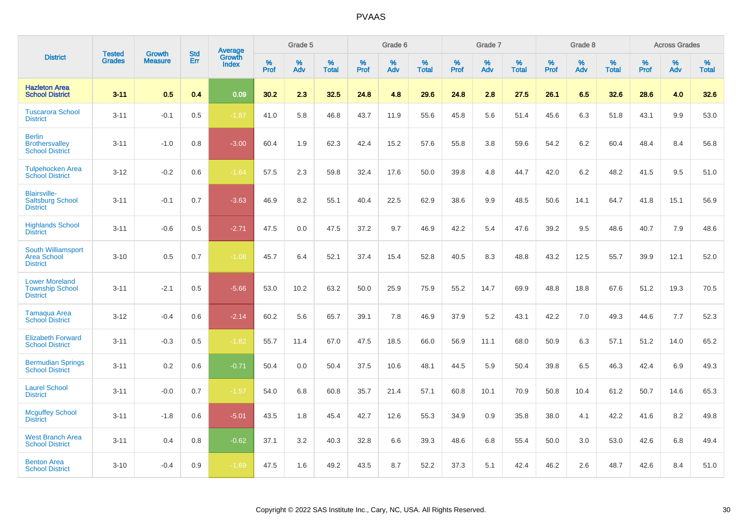# PVAAS

| District | Tested Grades | Growth Measure | Std Err | Average Growth Index | Grade 5 | | | Grade 6 | | | Grade 7 | | | Grade 8 | | | Across Grades | | |
|---|---|---|---|---|---|---|---|---|---|---|---|---|---|---|---|---|---|---|---|
| | | | | | % Prof | % Adv | % Total | % Prof | % Adv | % Total | % Prof | % Adv | % Total | % Prof | % Adv | % Total | % Prof | % Adv | % Total |
| **Hazleton Area School District** | **3-11** | **0.5** | **0.4** | **0.09** | **30.2** | **2.3** | **32.5** | **24.8** | **4.8** | **29.6** | **24.8** | **2.8** | **27.5** | **26.1** | **6.5** | **32.6** | **28.6** | **4.0** | **32.6** |
| Tuscarora School District | 3-11 | -0.1 | 0.5 | -1.87 | 41.0 | 5.8 | 46.8 | 43.7 | 11.9 | 55.6 | 45.8 | 5.6 | 51.4 | 45.6 | 6.3 | 51.8 | 43.1 | 9.9 | 53.0 |
| Berlin Brothersvalley School District | 3-11 | -1.0 | 0.8 | -3.00 | 60.4 | 1.9 | 62.3 | 42.4 | 15.2 | 57.6 | 55.8 | 3.8 | 59.6 | 54.2 | 6.2 | 60.4 | 48.4 | 8.4 | 56.8 |
| Tulpehocken Area School District | 3-12 | -0.2 | 0.6 | -1.64 | 57.5 | 2.3 | 59.8 | 32.4 | 17.6 | 50.0 | 39.8 | 4.8 | 44.7 | 42.0 | 6.2 | 48.2 | 41.5 | 9.5 | 51.0 |
| Blairsville-Saltsburg School District | 3-11 | -0.1 | 0.7 | -3.63 | 46.9 | 8.2 | 55.1 | 40.4 | 22.5 | 62.9 | 38.6 | 9.9 | 48.5 | 50.6 | 14.1 | 64.7 | 41.8 | 15.1 | 56.9 |
| Highlands School District | 3-11 | -0.6 | 0.5 | -2.71 | 47.5 | 0.0 | 47.5 | 37.2 | 9.7 | 46.9 | 42.2 | 5.4 | 47.6 | 39.2 | 9.5 | 48.6 | 40.7 | 7.9 | 48.6 |
| South Williamsport Area School District | 3-10 | 0.5 | 0.7 | -1.08 | 45.7 | 6.4 | 52.1 | 37.4 | 15.4 | 52.8 | 40.5 | 8.3 | 48.8 | 43.2 | 12.5 | 55.7 | 39.9 | 12.1 | 52.0 |
| Lower Moreland Township School District | 3-11 | -2.1 | 0.5 | -5.66 | 53.0 | 10.2 | 63.2 | 50.0 | 25.9 | 75.9 | 55.2 | 14.7 | 69.9 | 48.8 | 18.8 | 67.6 | 51.2 | 19.3 | 70.5 |
| Tamaqua Area School District | 3-12 | -0.4 | 0.6 | -2.14 | 60.2 | 5.6 | 65.7 | 39.1 | 7.8 | 46.9 | 37.9 | 5.2 | 43.1 | 42.2 | 7.0 | 49.3 | 44.6 | 7.7 | 52.3 |
| Elizabeth Forward School District | 3-11 | -0.3 | 0.5 | -1.82 | 55.7 | 11.4 | 67.0 | 47.5 | 18.5 | 66.0 | 56.9 | 11.1 | 68.0 | 50.9 | 6.3 | 57.1 | 51.2 | 14.0 | 65.2 |
| Bermudian Springs School District | 3-11 | 0.2 | 0.6 | -0.71 | 50.4 | 0.0 | 50.4 | 37.5 | 10.6 | 48.1 | 44.5 | 5.9 | 50.4 | 39.8 | 6.5 | 46.3 | 42.4 | 6.9 | 49.3 |
| Laurel School District | 3-11 | -0.0 | 0.7 | -1.57 | 54.0 | 6.8 | 60.8 | 35.7 | 21.4 | 57.1 | 60.8 | 10.1 | 70.9 | 50.8 | 10.4 | 61.2 | 50.7 | 14.6 | 65.3 |
| Mcguffey School District | 3-11 | -1.8 | 0.6 | -5.01 | 43.5 | 1.8 | 45.4 | 42.7 | 12.6 | 55.3 | 34.9 | 0.9 | 35.8 | 38.0 | 4.1 | 42.2 | 41.6 | 8.2 | 49.8 |
| West Branch Area School District | 3-11 | 0.4 | 0.8 | -0.62 | 37.1 | 3.2 | 40.3 | 32.8 | 6.6 | 39.3 | 48.6 | 6.8 | 55.4 | 50.0 | 3.0 | 53.0 | 42.6 | 6.8 | 49.4 |
| Benton Area School District | 3-10 | -0.4 | 0.9 | -1.69 | 47.5 | 1.6 | 49.2 | 43.5 | 8.7 | 52.2 | 37.3 | 5.1 | 42.4 | 46.2 | 2.6 | 48.7 | 42.6 | 8.4 | 51.0 |

Copyright © 2022 SAS Institute Inc., Cary, NC, USA. All Rights Reserved.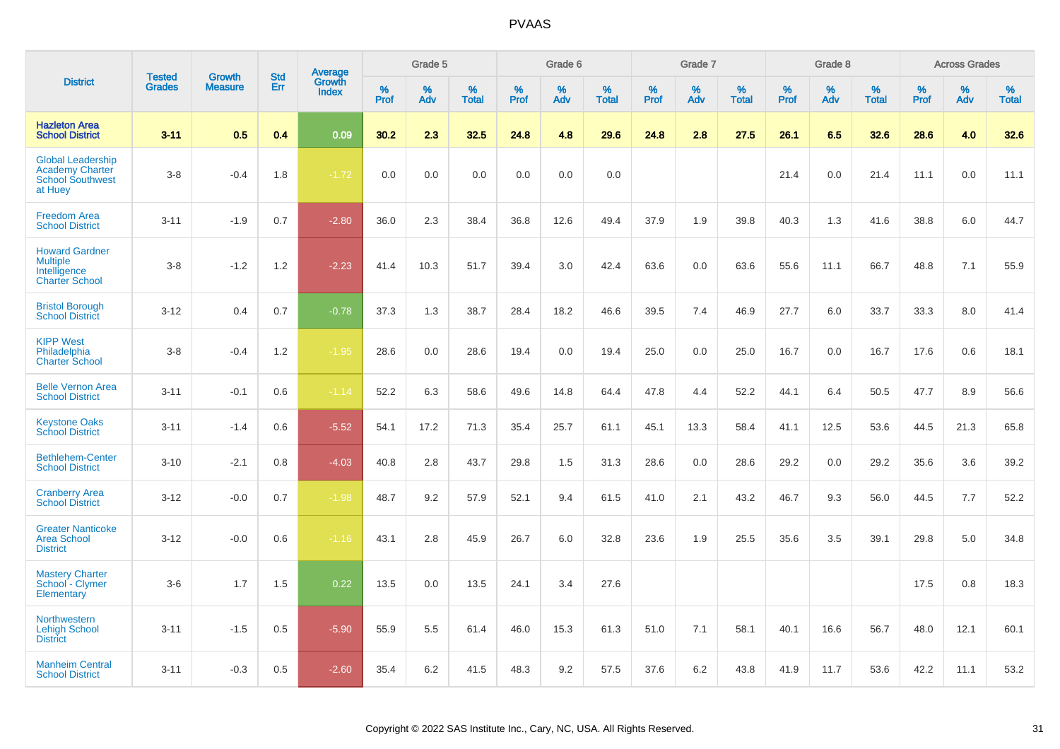# PVAAS

| District | Tested Grades | Growth Measure | Std Err | Average Growth Index | Grade 5 | | | Grade 6 | | | Grade 7 | | | Grade 8 | | | Across Grades | | |
|---|---|---|---|---|---|---|---|---|---|---|---|---|---|---|---|---|---|---|---|
| | | | | | % Prof | % Adv | % Total | % Prof | % Adv | % Total | % Prof | % Adv | % Total | % Prof | % Adv | % Total | % Prof | % Adv | % Total |
| **Hazleton Area School District** | **3-11** | **0.5** | **0.4** | **0.09** | **30.2** | **2.3** | **32.5** | **24.8** | **4.8** | **29.6** | **24.8** | **2.8** | **27.5** | **26.1** | **6.5** | **32.6** | **28.6** | **4.0** | **32.6** |
| Global Leadership Academy Charter School Southwest at Huey | 3-8 | -0.4 | 1.8 | -1.72 | 0.0 | 0.0 | 0.0 | 0.0 | 0.0 | 0.0 | | | | 21.4 | 0.0 | 21.4 | 11.1 | 0.0 | 11.1 |
| Freedom Area School District | 3-11 | -1.9 | 0.7 | -2.80 | 36.0 | 2.3 | 38.4 | 36.8 | 12.6 | 49.4 | 37.9 | 1.9 | 39.8 | 40.3 | 1.3 | 41.6 | 38.8 | 6.0 | 44.7 |
| Howard Gardner Multiple Intelligence Charter School | 3-8 | -1.2 | 1.2 | -2.23 | 41.4 | 10.3 | 51.7 | 39.4 | 3.0 | 42.4 | 63.6 | 0.0 | 63.6 | 55.6 | 11.1 | 66.7 | 48.8 | 7.1 | 55.9 |
| Bristol Borough School District | 3-12 | 0.4 | 0.7 | -0.78 | 37.3 | 1.3 | 38.7 | 28.4 | 18.2 | 46.6 | 39.5 | 7.4 | 46.9 | 27.7 | 6.0 | 33.7 | 33.3 | 8.0 | 41.4 |
| KIPP West Philadelphia Charter School | 3-8 | -0.4 | 1.2 | -1.95 | 28.6 | 0.0 | 28.6 | 19.4 | 0.0 | 19.4 | 25.0 | 0.0 | 25.0 | 16.7 | 0.0 | 16.7 | 17.6 | 0.6 | 18.1 |
| Belle Vernon Area School District | 3-11 | -0.1 | 0.6 | -1.14 | 52.2 | 6.3 | 58.6 | 49.6 | 14.8 | 64.4 | 47.8 | 4.4 | 52.2 | 44.1 | 6.4 | 50.5 | 47.7 | 8.9 | 56.6 |
| Keystone Oaks School District | 3-11 | -1.4 | 0.6 | -5.52 | 54.1 | 17.2 | 71.3 | 35.4 | 25.7 | 61.1 | 45.1 | 13.3 | 58.4 | 41.1 | 12.5 | 53.6 | 44.5 | 21.3 | 65.8 |
| Bethlehem-Center School District | 3-10 | -2.1 | 0.8 | -4.03 | 40.8 | 2.8 | 43.7 | 29.8 | 1.5 | 31.3 | 28.6 | 0.0 | 28.6 | 29.2 | 0.0 | 29.2 | 35.6 | 3.6 | 39.2 |
| Cranberry Area School District | 3-12 | -0.0 | 0.7 | -1.98 | 48.7 | 9.2 | 57.9 | 52.1 | 9.4 | 61.5 | 41.0 | 2.1 | 43.2 | 46.7 | 9.3 | 56.0 | 44.5 | 7.7 | 52.2 |
| Greater Nanticoke Area School District | 3-12 | -0.0 | 0.6 | -1.16 | 43.1 | 2.8 | 45.9 | 26.7 | 6.0 | 32.8 | 23.6 | 1.9 | 25.5 | 35.6 | 3.5 | 39.1 | 29.8 | 5.0 | 34.8 |
| Mastery Charter School - Clymer Elementary | 3-6 | 1.7 | 1.5 | 0.22 | 13.5 | 0.0 | 13.5 | 24.1 | 3.4 | 27.6 | | | | | | | 17.5 | 0.8 | 18.3 |
| Northwestern Lehigh School District | 3-11 | -1.5 | 0.5 | -5.90 | 55.9 | 5.5 | 61.4 | 46.0 | 15.3 | 61.3 | 51.0 | 7.1 | 58.1 | 40.1 | 16.6 | 56.7 | 48.0 | 12.1 | 60.1 |
| Manheim Central School District | 3-11 | -0.3 | 0.5 | -2.60 | 35.4 | 6.2 | 41.5 | 48.3 | 9.2 | 57.5 | 37.6 | 6.2 | 43.8 | 41.9 | 11.7 | 53.6 | 42.2 | 11.1 | 53.2 |

Copyright © 2022 SAS Institute Inc., Cary, NC, USA. All Rights Reserved.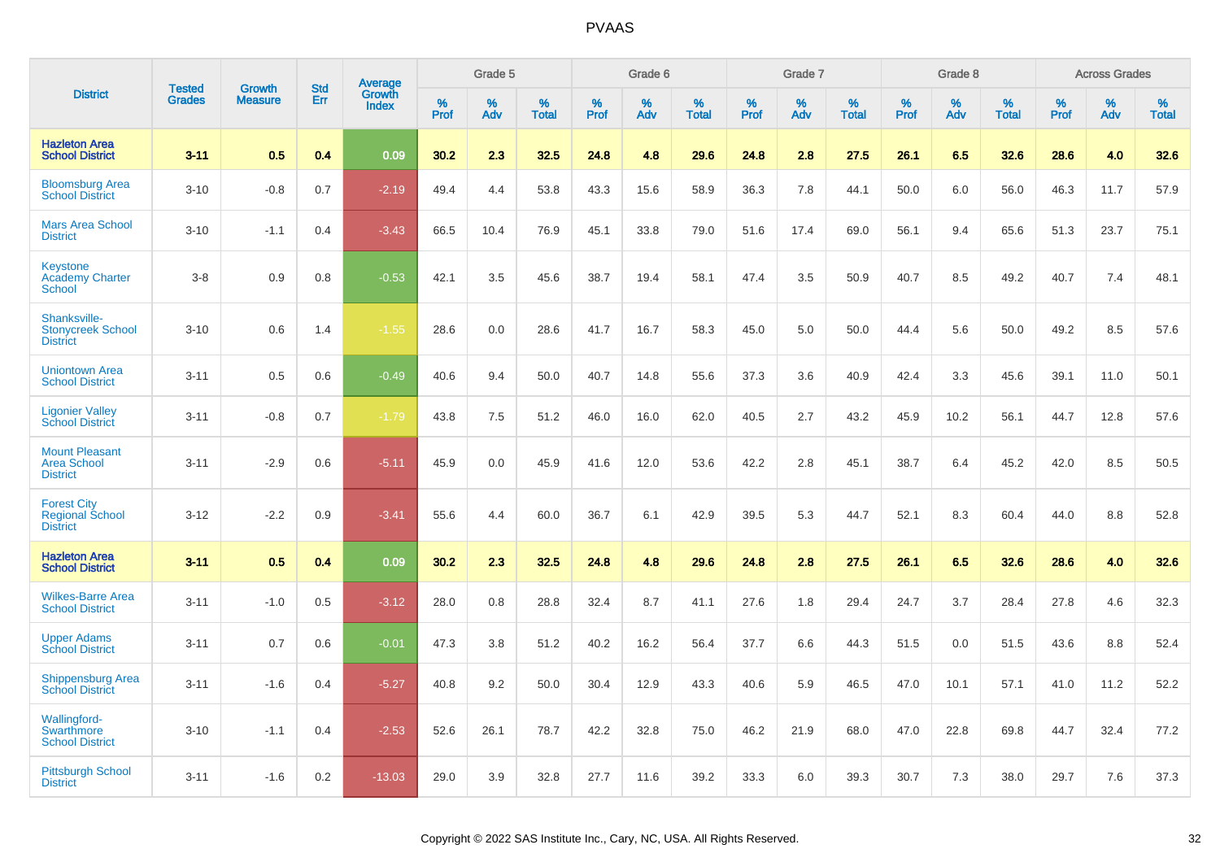# PVAAS

| District | Tested Grades | Growth Measure | Std Err | Average Growth Index | Grade 5 | | | Grade 6 | | | Grade 7 | | | Grade 8 | | | Across Grades | | |
|---|---|---|---|---|---|---|---|---|---|---|---|---|---|---|---|---|---|---|---|
| | | | | | % Prof | % Adv | % Total | % Prof | % Adv | % Total | % Prof | % Adv | % Total | % Prof | % Adv | % Total | % Prof | % Adv | % Total |
| **Hazleton Area School District** | **3-11** | **0.5** | **0.4** | **0.09** | **30.2** | **2.3** | **32.5** | **24.8** | **4.8** | **29.6** | **24.8** | **2.8** | **27.5** | **26.1** | **6.5** | **32.6** | **28.6** | **4.0** | **32.6** |
| Bloomsburg Area School District | 3-10 | -0.8 | 0.7 | -2.19 | 49.4 | 4.4 | 53.8 | 43.3 | 15.6 | 58.9 | 36.3 | 7.8 | 44.1 | 50.0 | 6.0 | 56.0 | 46.3 | 11.7 | 57.9 |
| Mars Area School District | 3-10 | -1.1 | 0.4 | -3.43 | 66.5 | 10.4 | 76.9 | 45.1 | 33.8 | 79.0 | 51.6 | 17.4 | 69.0 | 56.1 | 9.4 | 65.6 | 51.3 | 23.7 | 75.1 |
| Keystone Academy Charter School | 3-8 | 0.9 | 0.8 | -0.53 | 42.1 | 3.5 | 45.6 | 38.7 | 19.4 | 58.1 | 47.4 | 3.5 | 50.9 | 40.7 | 8.5 | 49.2 | 40.7 | 7.4 | 48.1 |
| Shanksville-Stonycreek School District | 3-10 | 0.6 | 1.4 | -1.55 | 28.6 | 0.0 | 28.6 | 41.7 | 16.7 | 58.3 | 45.0 | 5.0 | 50.0 | 44.4 | 5.6 | 50.0 | 49.2 | 8.5 | 57.6 |
| Uniontown Area School District | 3-11 | 0.5 | 0.6 | -0.49 | 40.6 | 9.4 | 50.0 | 40.7 | 14.8 | 55.6 | 37.3 | 3.6 | 40.9 | 42.4 | 3.3 | 45.6 | 39.1 | 11.0 | 50.1 |
| Ligonier Valley School District | 3-11 | -0.8 | 0.7 | -1.79 | 43.8 | 7.5 | 51.2 | 46.0 | 16.0 | 62.0 | 40.5 | 2.7 | 43.2 | 45.9 | 10.2 | 56.1 | 44.7 | 12.8 | 57.6 |
| Mount Pleasant Area School District | 3-11 | -2.9 | 0.6 | -5.11 | 45.9 | 0.0 | 45.9 | 41.6 | 12.0 | 53.6 | 42.2 | 2.8 | 45.1 | 38.7 | 6.4 | 45.2 | 42.0 | 8.5 | 50.5 |
| Forest City Regional School District | 3-12 | -2.2 | 0.9 | -3.41 | 55.6 | 4.4 | 60.0 | 36.7 | 6.1 | 42.9 | 39.5 | 5.3 | 44.7 | 52.1 | 8.3 | 60.4 | 44.0 | 8.8 | 52.8 |
| **Hazleton Area School District** | **3-11** | **0.5** | **0.4** | **0.09** | **30.2** | **2.3** | **32.5** | **24.8** | **4.8** | **29.6** | **24.8** | **2.8** | **27.5** | **26.1** | **6.5** | **32.6** | **28.6** | **4.0** | **32.6** |
| Wilkes-Barre Area School District | 3-11 | -1.0 | 0.5 | -3.12 | 28.0 | 0.8 | 28.8 | 32.4 | 8.7 | 41.1 | 27.6 | 1.8 | 29.4 | 24.7 | 3.7 | 28.4 | 27.8 | 4.6 | 32.3 |
| Upper Adams School District | 3-11 | 0.7 | 0.6 | -0.01 | 47.3 | 3.8 | 51.2 | 40.2 | 16.2 | 56.4 | 37.7 | 6.6 | 44.3 | 51.5 | 0.0 | 51.5 | 43.6 | 8.8 | 52.4 |
| Shippensburg Area School District | 3-11 | -1.6 | 0.4 | -5.27 | 40.8 | 9.2 | 50.0 | 30.4 | 12.9 | 43.3 | 40.6 | 5.9 | 46.5 | 47.0 | 10.1 | 57.1 | 41.0 | 11.2 | 52.2 |
| Wallingford-Swarthmore School District | 3-10 | -1.1 | 0.4 | -2.53 | 52.6 | 26.1 | 78.7 | 42.2 | 32.8 | 75.0 | 46.2 | 21.9 | 68.0 | 47.0 | 22.8 | 69.8 | 44.7 | 32.4 | 77.2 |
| Pittsburgh School District | 3-11 | -1.6 | 0.2 | -13.03 | 29.0 | 3.9 | 32.8 | 27.7 | 11.6 | 39.2 | 33.3 | 6.0 | 39.3 | 30.7 | 7.3 | 38.0 | 29.7 | 7.6 | 37.3 |

Copyright © 2022 SAS Institute Inc., Cary, NC, USA. All Rights Reserved.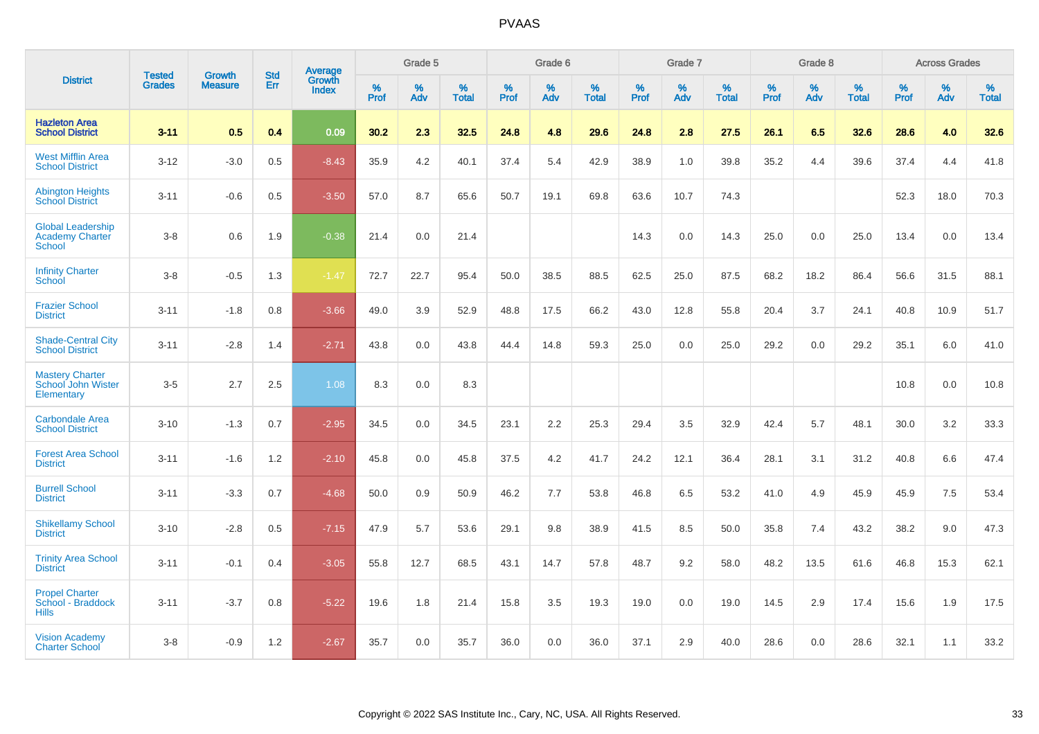# PVAAS

| District | Tested Grades | Growth Measure | Std Err | Average Growth Index | Grade 5 | | | Grade 6 | | | Grade 7 | | | Grade 8 | | | Across Grades | | |
|---|---|---|---|---|---|---|---|---|---|---|---|---|---|---|---|---|---|---|---|
| | | | | | % Prof | % Adv | % Total | % Prof | % Adv | % Total | % Prof | % Adv | % Total | % Prof | % Adv | % Total | % Prof | % Adv | % Total |
| **Hazleton Area School District** | **3-11** | **0.5** | **0.4** | **0.09** | **30.2** | **2.3** | **32.5** | **24.8** | **4.8** | **29.6** | **24.8** | **2.8** | **27.5** | **26.1** | **6.5** | **32.6** | **28.6** | **4.0** | **32.6** |
| West Mifflin Area School District | 3-12 | -3.0 | 0.5 | -8.43 | 35.9 | 4.2 | 40.1 | 37.4 | 5.4 | 42.9 | 38.9 | 1.0 | 39.8 | 35.2 | 4.4 | 39.6 | 37.4 | 4.4 | 41.8 |
| Abington Heights School District | 3-11 | -0.6 | 0.5 | -3.50 | 57.0 | 8.7 | 65.6 | 50.7 | 19.1 | 69.8 | 63.6 | 10.7 | 74.3 | | | | 52.3 | 18.0 | 70.3 |
| Global Leadership Academy Charter School | 3-8 | 0.6 | 1.9 | -0.38 | 21.4 | 0.0 | 21.4 | | | | 14.3 | 0.0 | 14.3 | 25.0 | 0.0 | 25.0 | 13.4 | 0.0 | 13.4 |
| Infinity Charter School | 3-8 | -0.5 | 1.3 | -1.47 | 72.7 | 22.7 | 95.4 | 50.0 | 38.5 | 88.5 | 62.5 | 25.0 | 87.5 | 68.2 | 18.2 | 86.4 | 56.6 | 31.5 | 88.1 |
| Frazier School District | 3-11 | -1.8 | 0.8 | -3.66 | 49.0 | 3.9 | 52.9 | 48.8 | 17.5 | 66.2 | 43.0 | 12.8 | 55.8 | 20.4 | 3.7 | 24.1 | 40.8 | 10.9 | 51.7 |
| Shade-Central City School District | 3-11 | -2.8 | 1.4 | -2.71 | 43.8 | 0.0 | 43.8 | 44.4 | 14.8 | 59.3 | 25.0 | 0.0 | 25.0 | 29.2 | 0.0 | 29.2 | 35.1 | 6.0 | 41.0 |
| Mastery Charter School John Wister Elementary | 3-5 | 2.7 | 2.5 | 1.08 | 8.3 | 0.0 | 8.3 | | | | | | | | | | 10.8 | 0.0 | 10.8 |
| Carbondale Area School District | 3-10 | -1.3 | 0.7 | -2.95 | 34.5 | 0.0 | 34.5 | 23.1 | 2.2 | 25.3 | 29.4 | 3.5 | 32.9 | 42.4 | 5.7 | 48.1 | 30.0 | 3.2 | 33.3 |
| Forest Area School District | 3-11 | -1.6 | 1.2 | -2.10 | 45.8 | 0.0 | 45.8 | 37.5 | 4.2 | 41.7 | 24.2 | 12.1 | 36.4 | 28.1 | 3.1 | 31.2 | 40.8 | 6.6 | 47.4 |
| Burrell School District | 3-11 | -3.3 | 0.7 | -4.68 | 50.0 | 0.9 | 50.9 | 46.2 | 7.7 | 53.8 | 46.8 | 6.5 | 53.2 | 41.0 | 4.9 | 45.9 | 45.9 | 7.5 | 53.4 |
| Shikellamy School District | 3-10 | -2.8 | 0.5 | -7.15 | 47.9 | 5.7 | 53.6 | 29.1 | 9.8 | 38.9 | 41.5 | 8.5 | 50.0 | 35.8 | 7.4 | 43.2 | 38.2 | 9.0 | 47.3 |
| Trinity Area School District | 3-11 | -0.1 | 0.4 | -3.05 | 55.8 | 12.7 | 68.5 | 43.1 | 14.7 | 57.8 | 48.7 | 9.2 | 58.0 | 48.2 | 13.5 | 61.6 | 46.8 | 15.3 | 62.1 |
| Propel Charter School - Braddock Hills | 3-11 | -3.7 | 0.8 | -5.22 | 19.6 | 1.8 | 21.4 | 15.8 | 3.5 | 19.3 | 19.0 | 0.0 | 19.0 | 14.5 | 2.9 | 17.4 | 15.6 | 1.9 | 17.5 |
| Vision Academy Charter School | 3-8 | -0.9 | 1.2 | -2.67 | 35.7 | 0.0 | 35.7 | 36.0 | 0.0 | 36.0 | 37.1 | 2.9 | 40.0 | 28.6 | 0.0 | 28.6 | 32.1 | 1.1 | 33.2 |

Copyright © 2022 SAS Institute Inc., Cary, NC, USA. All Rights Reserved.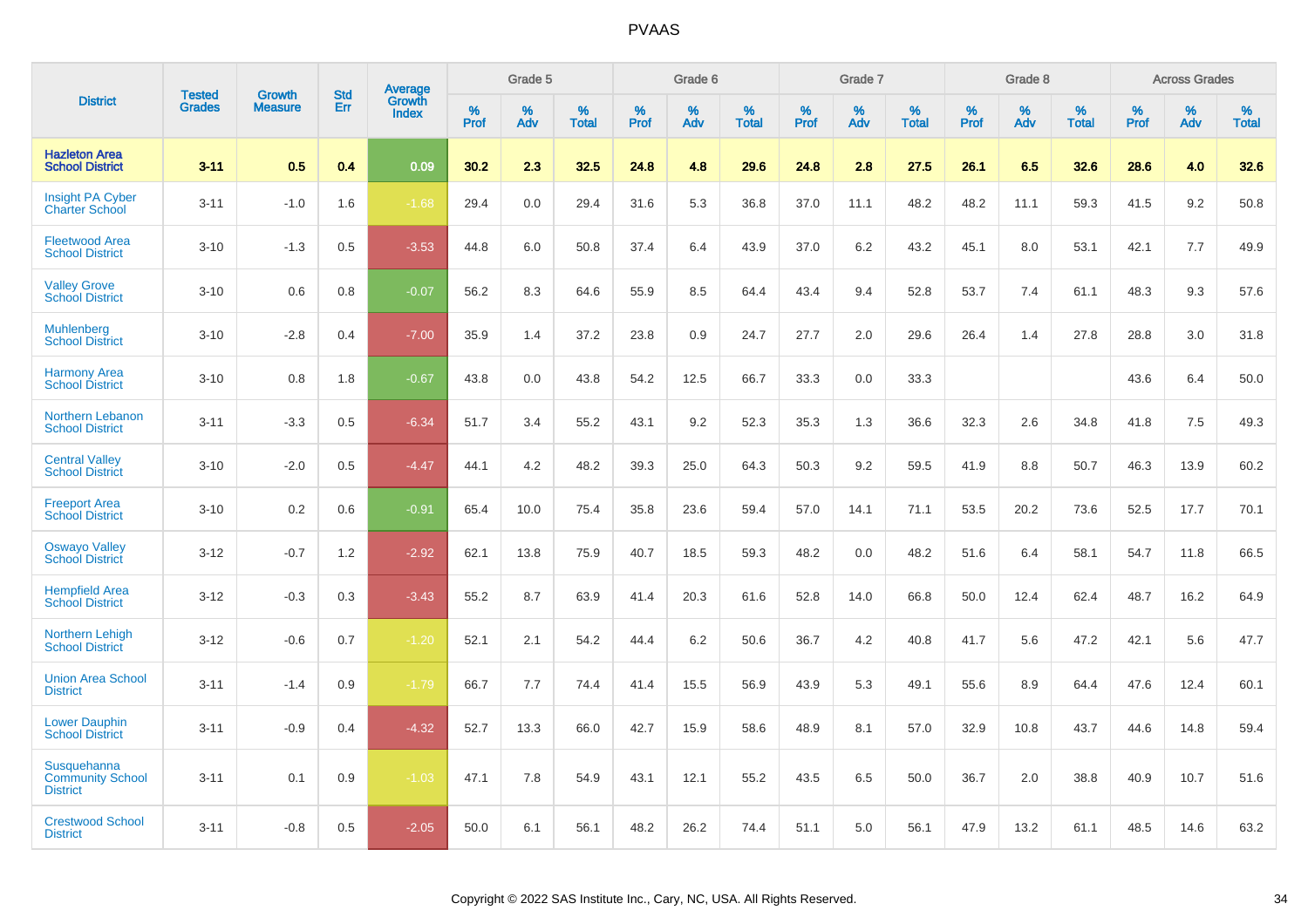# PVAAS

| District | Tested Grades | Growth Measure | Std Err | Average Growth Index | Grade 5 | | | Grade 6 | | | Grade 7 | | | Grade 8 | | | Across Grades | | |
|---|---|---|---|---|---|---|---|---|---|---|---|---|---|---|---|---|---|---|---|
| | | | | | % Prof | % Adv | % Total | % Prof | % Adv | % Total | % Prof | % Adv | % Total | % Prof | % Adv | % Total | % Prof | % Adv | % Total |
| **Hazleton Area School District** | **3-11** | **0.5** | **0.4** | **0.09** | **30.2** | **2.3** | **32.5** | **24.8** | **4.8** | **29.6** | **24.8** | **2.8** | **27.5** | **26.1** | **6.5** | **32.6** | **28.6** | **4.0** | **32.6** |
| Insight PA Cyber Charter School | 3-11 | -1.0 | 1.6 | -1.68 | 29.4 | 0.0 | 29.4 | 31.6 | 5.3 | 36.8 | 37.0 | 11.1 | 48.2 | 48.2 | 11.1 | 59.3 | 41.5 | 9.2 | 50.8 |
| Fleetwood Area School District | 3-10 | -1.3 | 0.5 | -3.53 | 44.8 | 6.0 | 50.8 | 37.4 | 6.4 | 43.9 | 37.0 | 6.2 | 43.2 | 45.1 | 8.0 | 53.1 | 42.1 | 7.7 | 49.9 |
| Valley Grove School District | 3-10 | 0.6 | 0.8 | -0.07 | 56.2 | 8.3 | 64.6 | 55.9 | 8.5 | 64.4 | 43.4 | 9.4 | 52.8 | 53.7 | 7.4 | 61.1 | 48.3 | 9.3 | 57.6 |
| Muhlenberg School District | 3-10 | -2.8 | 0.4 | -7.00 | 35.9 | 1.4 | 37.2 | 23.8 | 0.9 | 24.7 | 27.7 | 2.0 | 29.6 | 26.4 | 1.4 | 27.8 | 28.8 | 3.0 | 31.8 |
| Harmony Area School District | 3-10 | 0.8 | 1.8 | -0.67 | 43.8 | 0.0 | 43.8 | 54.2 | 12.5 | 66.7 | 33.3 | 0.0 | 33.3 | | | | 43.6 | 6.4 | 50.0 |
| Northern Lebanon School District | 3-11 | -3.3 | 0.5 | -6.34 | 51.7 | 3.4 | 55.2 | 43.1 | 9.2 | 52.3 | 35.3 | 1.3 | 36.6 | 32.3 | 2.6 | 34.8 | 41.8 | 7.5 | 49.3 |
| Central Valley School District | 3-10 | -2.0 | 0.5 | -4.47 | 44.1 | 4.2 | 48.2 | 39.3 | 25.0 | 64.3 | 50.3 | 9.2 | 59.5 | 41.9 | 8.8 | 50.7 | 46.3 | 13.9 | 60.2 |
| Freeport Area School District | 3-10 | 0.2 | 0.6 | -0.91 | 65.4 | 10.0 | 75.4 | 35.8 | 23.6 | 59.4 | 57.0 | 14.1 | 71.1 | 53.5 | 20.2 | 73.6 | 52.5 | 17.7 | 70.1 |
| Oswayo Valley School District | 3-12 | -0.7 | 1.2 | -2.92 | 62.1 | 13.8 | 75.9 | 40.7 | 18.5 | 59.3 | 48.2 | 0.0 | 48.2 | 51.6 | 6.4 | 58.1 | 54.7 | 11.8 | 66.5 |
| Hempfield Area School District | 3-12 | -0.3 | 0.3 | -3.43 | 55.2 | 8.7 | 63.9 | 41.4 | 20.3 | 61.6 | 52.8 | 14.0 | 66.8 | 50.0 | 12.4 | 62.4 | 48.7 | 16.2 | 64.9 |
| Northern Lehigh School District | 3-12 | -0.6 | 0.7 | -1.20 | 52.1 | 2.1 | 54.2 | 44.4 | 6.2 | 50.6 | 36.7 | 4.2 | 40.8 | 41.7 | 5.6 | 47.2 | 42.1 | 5.6 | 47.7 |
| Union Area School District | 3-11 | -1.4 | 0.9 | -1.79 | 66.7 | 7.7 | 74.4 | 41.4 | 15.5 | 56.9 | 43.9 | 5.3 | 49.1 | 55.6 | 8.9 | 64.4 | 47.6 | 12.4 | 60.1 |
| Lower Dauphin School District | 3-11 | -0.9 | 0.4 | -4.32 | 52.7 | 13.3 | 66.0 | 42.7 | 15.9 | 58.6 | 48.9 | 8.1 | 57.0 | 32.9 | 10.8 | 43.7 | 44.6 | 14.8 | 59.4 |
| Susquehanna Community School District | 3-11 | 0.1 | 0.9 | -1.03 | 47.1 | 7.8 | 54.9 | 43.1 | 12.1 | 55.2 | 43.5 | 6.5 | 50.0 | 36.7 | 2.0 | 38.8 | 40.9 | 10.7 | 51.6 |
| Crestwood School District | 3-11 | -0.8 | 0.5 | -2.05 | 50.0 | 6.1 | 56.1 | 48.2 | 26.2 | 74.4 | 51.1 | 5.0 | 56.1 | 47.9 | 13.2 | 61.1 | 48.5 | 14.6 | 63.2 |

Copyright © 2022 SAS Institute Inc., Cary, NC, USA. All Rights Reserved.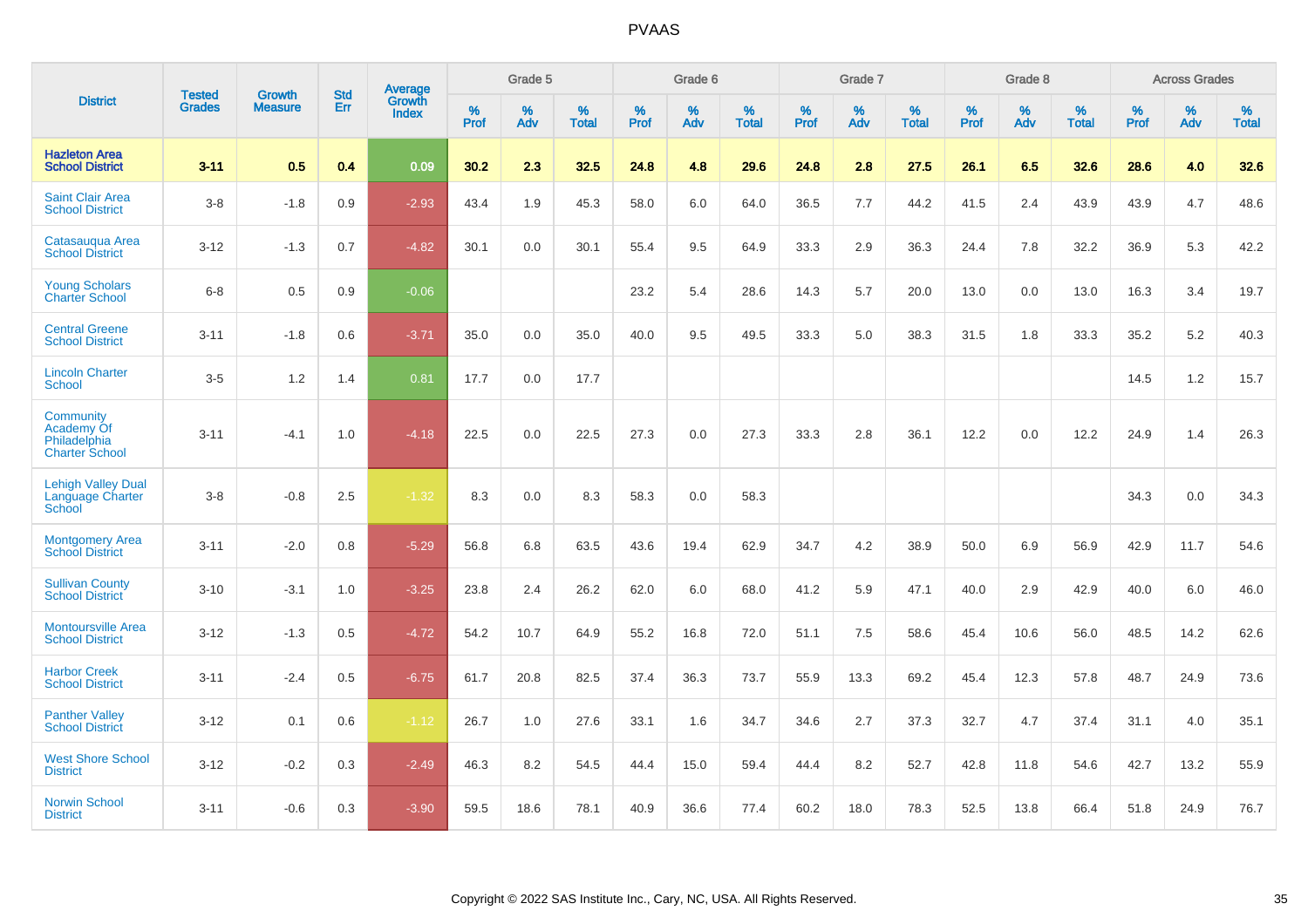# PVAAS

| District | Tested Grades | Growth Measure | Std Err | Average Growth Index | Grade 5 | | | Grade 6 | | | Grade 7 | | | Grade 8 | | | Across Grades | | |
|---|---|---|---|---|---|---|---|---|---|---|---|---|---|---|---|---|---|---|---|
| | | | | | % Prof | % Adv | % Total | % Prof | % Adv | % Total | % Prof | % Adv | % Total | % Prof | % Adv | % Total | % Prof | % Adv | % Total |
| **Hazleton Area School District** | **3-11** | **0.5** | **0.4** | **0.09** | **30.2** | **2.3** | **32.5** | **24.8** | **4.8** | **29.6** | **24.8** | **2.8** | **27.5** | **26.1** | **6.5** | **32.6** | **28.6** | **4.0** | **32.6** |
| Saint Clair Area School District | 3-8 | -1.8 | 0.9 | -2.93 | 43.4 | 1.9 | 45.3 | 58.0 | 6.0 | 64.0 | 36.5 | 7.7 | 44.2 | 41.5 | 2.4 | 43.9 | 43.9 | 4.7 | 48.6 |
| Catasauqua Area School District | 3-12 | -1.3 | 0.7 | -4.82 | 30.1 | 0.0 | 30.1 | 55.4 | 9.5 | 64.9 | 33.3 | 2.9 | 36.3 | 24.4 | 7.8 | 32.2 | 36.9 | 5.3 | 42.2 |
| Young Scholars Charter School | 6-8 | 0.5 | 0.9 | -0.06 | | | | 23.2 | 5.4 | 28.6 | 14.3 | 5.7 | 20.0 | 13.0 | 0.0 | 13.0 | 16.3 | 3.4 | 19.7 |
| Central Greene School District | 3-11 | -1.8 | 0.6 | -3.71 | 35.0 | 0.0 | 35.0 | 40.0 | 9.5 | 49.5 | 33.3 | 5.0 | 38.3 | 31.5 | 1.8 | 33.3 | 35.2 | 5.2 | 40.3 |
| Lincoln Charter School | 3-5 | 1.2 | 1.4 | 0.81 | 17.7 | 0.0 | 17.7 | | | | | | | | | | 14.5 | 1.2 | 15.7 |
| Community Academy Of Philadelphia Charter School | 3-11 | -4.1 | 1.0 | -4.18 | 22.5 | 0.0 | 22.5 | 27.3 | 0.0 | 27.3 | 33.3 | 2.8 | 36.1 | 12.2 | 0.0 | 12.2 | 24.9 | 1.4 | 26.3 |
| Lehigh Valley Dual Language Charter School | 3-8 | -0.8 | 2.5 | -1.32 | 8.3 | 0.0 | 8.3 | 58.3 | 0.0 | 58.3 | | | | | | | 34.3 | 0.0 | 34.3 |
| Montgomery Area School District | 3-11 | -2.0 | 0.8 | -5.29 | 56.8 | 6.8 | 63.5 | 43.6 | 19.4 | 62.9 | 34.7 | 4.2 | 38.9 | 50.0 | 6.9 | 56.9 | 42.9 | 11.7 | 54.6 |
| Sullivan County School District | 3-10 | -3.1 | 1.0 | -3.25 | 23.8 | 2.4 | 26.2 | 62.0 | 6.0 | 68.0 | 41.2 | 5.9 | 47.1 | 40.0 | 2.9 | 42.9 | 40.0 | 6.0 | 46.0 |
| Montoursville Area School District | 3-12 | -1.3 | 0.5 | -4.72 | 54.2 | 10.7 | 64.9 | 55.2 | 16.8 | 72.0 | 51.1 | 7.5 | 58.6 | 45.4 | 10.6 | 56.0 | 48.5 | 14.2 | 62.6 |
| Harbor Creek School District | 3-11 | -2.4 | 0.5 | -6.75 | 61.7 | 20.8 | 82.5 | 37.4 | 36.3 | 73.7 | 55.9 | 13.3 | 69.2 | 45.4 | 12.3 | 57.8 | 48.7 | 24.9 | 73.6 |
| Panther Valley School District | 3-12 | 0.1 | 0.6 | -1.12 | 26.7 | 1.0 | 27.6 | 33.1 | 1.6 | 34.7 | 34.6 | 2.7 | 37.3 | 32.7 | 4.7 | 37.4 | 31.1 | 4.0 | 35.1 |
| West Shore School District | 3-12 | -0.2 | 0.3 | -2.49 | 46.3 | 8.2 | 54.5 | 44.4 | 15.0 | 59.4 | 44.4 | 8.2 | 52.7 | 42.8 | 11.8 | 54.6 | 42.7 | 13.2 | 55.9 |
| Norwin School District | 3-11 | -0.6 | 0.3 | -3.90 | 59.5 | 18.6 | 78.1 | 40.9 | 36.6 | 77.4 | 60.2 | 18.0 | 78.3 | 52.5 | 13.8 | 66.4 | 51.8 | 24.9 | 76.7 |

Copyright © 2022 SAS Institute Inc., Cary, NC, USA. All Rights Reserved.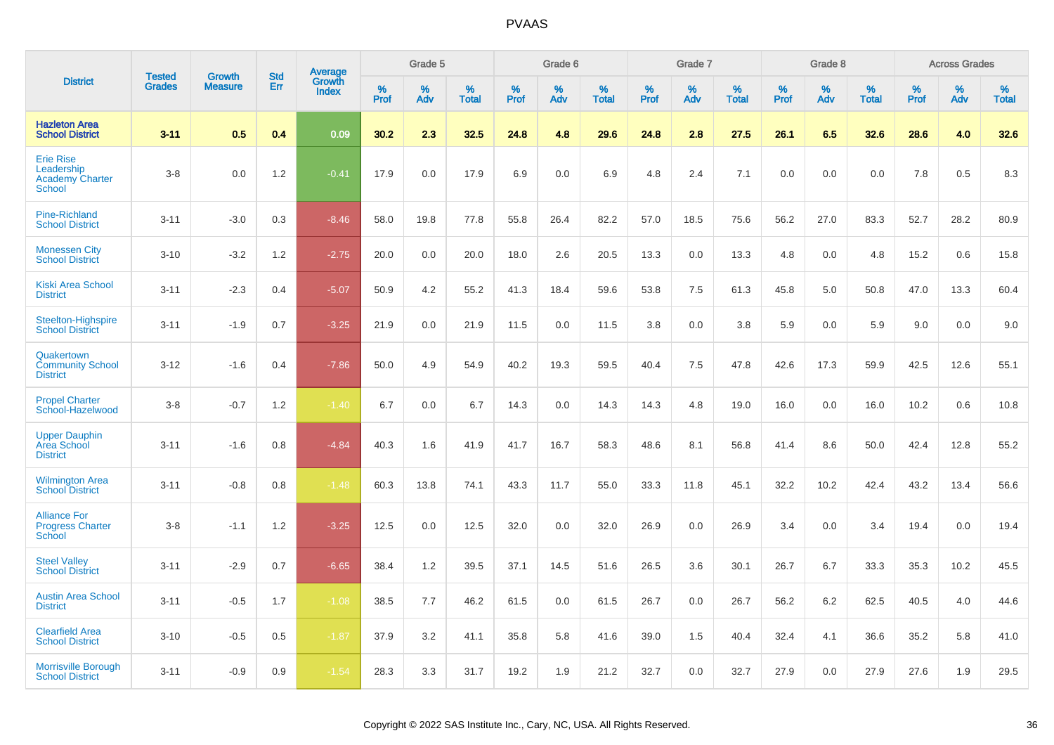# PVAAS

| District | Tested Grades | Growth Measure | Std Err | Average Growth Index | Grade 5 | | | Grade 6 | | | Grade 7 | | | Grade 8 | | | Across Grades | | |
|---|---|---|---|---|---|---|---|---|---|---|---|---|---|---|---|---|---|---|---|
| | | | | | % Prof | % Adv | % Total | % Prof | % Adv | % Total | % Prof | % Adv | % Total | % Prof | % Adv | % Total | % Prof | % Adv | % Total |
| **Hazleton Area School District** | **3-11** | **0.5** | **0.4** | **0.09** | **30.2** | **2.3** | **32.5** | **24.8** | **4.8** | **29.6** | **24.8** | **2.8** | **27.5** | **26.1** | **6.5** | **32.6** | **28.6** | **4.0** | **32.6** |
| Erie Rise Leadership Academy Charter School | 3-8 | 0.0 | 1.2 | -0.41 | 17.9 | 0.0 | 17.9 | 6.9 | 0.0 | 6.9 | 4.8 | 2.4 | 7.1 | 0.0 | 0.0 | 0.0 | 7.8 | 0.5 | 8.3 |
| Pine-Richland School District | 3-11 | -3.0 | 0.3 | -8.46 | 58.0 | 19.8 | 77.8 | 55.8 | 26.4 | 82.2 | 57.0 | 18.5 | 75.6 | 56.2 | 27.0 | 83.3 | 52.7 | 28.2 | 80.9 |
| Monessen City School District | 3-10 | -3.2 | 1.2 | -2.75 | 20.0 | 0.0 | 20.0 | 18.0 | 2.6 | 20.5 | 13.3 | 0.0 | 13.3 | 4.8 | 0.0 | 4.8 | 15.2 | 0.6 | 15.8 |
| Kiski Area School District | 3-11 | -2.3 | 0.4 | -5.07 | 50.9 | 4.2 | 55.2 | 41.3 | 18.4 | 59.6 | 53.8 | 7.5 | 61.3 | 45.8 | 5.0 | 50.8 | 47.0 | 13.3 | 60.4 |
| Steelton-Highspire School District | 3-11 | -1.9 | 0.7 | -3.25 | 21.9 | 0.0 | 21.9 | 11.5 | 0.0 | 11.5 | 3.8 | 0.0 | 3.8 | 5.9 | 0.0 | 5.9 | 9.0 | 0.0 | 9.0 |
| Quakertown Community School District | 3-12 | -1.6 | 0.4 | -7.86 | 50.0 | 4.9 | 54.9 | 40.2 | 19.3 | 59.5 | 40.4 | 7.5 | 47.8 | 42.6 | 17.3 | 59.9 | 42.5 | 12.6 | 55.1 |
| Propel Charter School-Hazelwood | 3-8 | -0.7 | 1.2 | -1.40 | 6.7 | 0.0 | 6.7 | 14.3 | 0.0 | 14.3 | 14.3 | 4.8 | 19.0 | 16.0 | 0.0 | 16.0 | 10.2 | 0.6 | 10.8 |
| Upper Dauphin Area School District | 3-11 | -1.6 | 0.8 | -4.84 | 40.3 | 1.6 | 41.9 | 41.7 | 16.7 | 58.3 | 48.6 | 8.1 | 56.8 | 41.4 | 8.6 | 50.0 | 42.4 | 12.8 | 55.2 |
| Wilmington Area School District | 3-11 | -0.8 | 0.8 | -1.48 | 60.3 | 13.8 | 74.1 | 43.3 | 11.7 | 55.0 | 33.3 | 11.8 | 45.1 | 32.2 | 10.2 | 42.4 | 43.2 | 13.4 | 56.6 |
| Alliance For Progress Charter School | 3-8 | -1.1 | 1.2 | -3.25 | 12.5 | 0.0 | 12.5 | 32.0 | 0.0 | 32.0 | 26.9 | 0.0 | 26.9 | 3.4 | 0.0 | 3.4 | 19.4 | 0.0 | 19.4 |
| Steel Valley School District | 3-11 | -2.9 | 0.7 | -6.65 | 38.4 | 1.2 | 39.5 | 37.1 | 14.5 | 51.6 | 26.5 | 3.6 | 30.1 | 26.7 | 6.7 | 33.3 | 35.3 | 10.2 | 45.5 |
| Austin Area School District | 3-11 | -0.5 | 1.7 | -1.08 | 38.5 | 7.7 | 46.2 | 61.5 | 0.0 | 61.5 | 26.7 | 0.0 | 26.7 | 56.2 | 6.2 | 62.5 | 40.5 | 4.0 | 44.6 |
| Clearfield Area School District | 3-10 | -0.5 | 0.5 | -1.87 | 37.9 | 3.2 | 41.1 | 35.8 | 5.8 | 41.6 | 39.0 | 1.5 | 40.4 | 32.4 | 4.1 | 36.6 | 35.2 | 5.8 | 41.0 |
| Morrisville Borough School District | 3-11 | -0.9 | 0.9 | -1.54 | 28.3 | 3.3 | 31.7 | 19.2 | 1.9 | 21.2 | 32.7 | 0.0 | 32.7 | 27.9 | 0.0 | 27.9 | 27.6 | 1.9 | 29.5 |

Copyright © 2022 SAS Institute Inc., Cary, NC, USA. All Rights Reserved.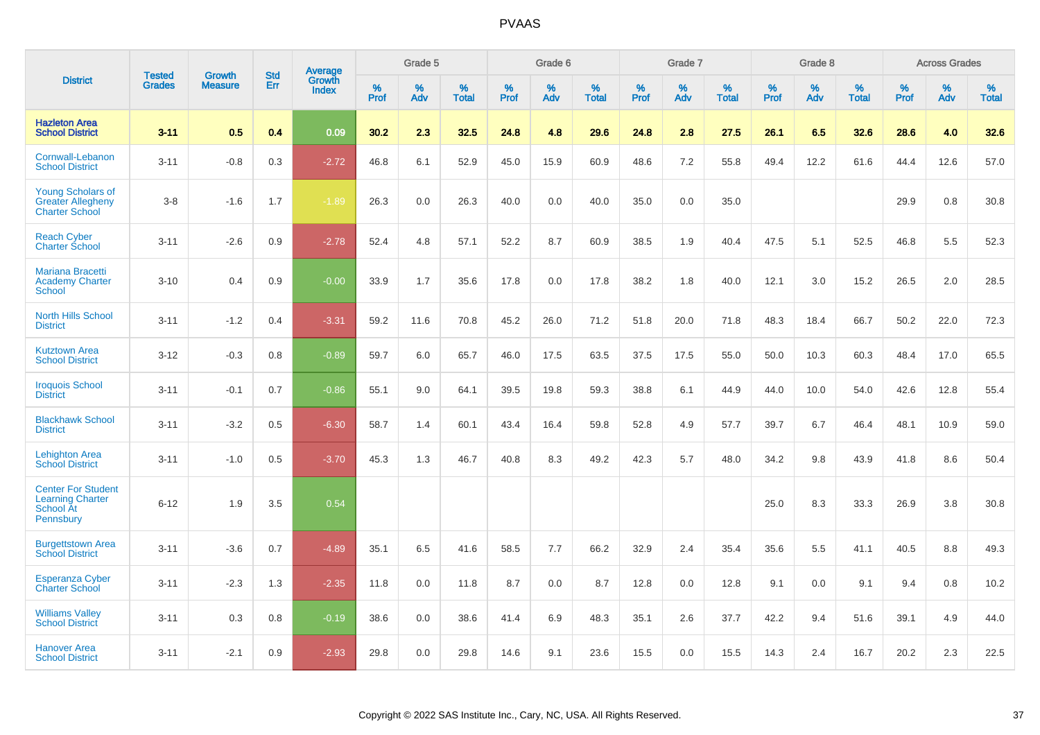# PVAAS

| District | Tested Grades | Growth Measure | Std Err | Average Growth Index | Grade 5 | | | Grade 6 | | | Grade 7 | | | Grade 8 | | | Across Grades | | |
|---|---|---|---|---|---|---|---|---|---|---|---|---|---|---|---|---|---|---|---|
| | | | | | % Prof | % Adv | % Total | % Prof | % Adv | % Total | % Prof | % Adv | % Total | % Prof | % Adv | % Total | % Prof | % Adv | % Total |
| **Hazleton Area School District** | **3-11** | **0.5** | **0.4** | **0.09** | **30.2** | **2.3** | **32.5** | **24.8** | **4.8** | **29.6** | **24.8** | **2.8** | **27.5** | **26.1** | **6.5** | **32.6** | **28.6** | **4.0** | **32.6** |
| Cornwall-Lebanon School District | 3-11 | -0.8 | 0.3 | -2.72 | 46.8 | 6.1 | 52.9 | 45.0 | 15.9 | 60.9 | 48.6 | 7.2 | 55.8 | 49.4 | 12.2 | 61.6 | 44.4 | 12.6 | 57.0 |
| Young Scholars of Greater Allegheny Charter School | 3-8 | -1.6 | 1.7 | -1.89 | 26.3 | 0.0 | 26.3 | 40.0 | 0.0 | 40.0 | 35.0 | 0.0 | 35.0 | | | | 29.9 | 0.8 | 30.8 |
| Reach Cyber Charter School | 3-11 | -2.6 | 0.9 | -2.78 | 52.4 | 4.8 | 57.1 | 52.2 | 8.7 | 60.9 | 38.5 | 1.9 | 40.4 | 47.5 | 5.1 | 52.5 | 46.8 | 5.5 | 52.3 |
| Mariana Bracetti Academy Charter School | 3-10 | 0.4 | 0.9 | -0.00 | 33.9 | 1.7 | 35.6 | 17.8 | 0.0 | 17.8 | 38.2 | 1.8 | 40.0 | 12.1 | 3.0 | 15.2 | 26.5 | 2.0 | 28.5 |
| North Hills School District | 3-11 | -1.2 | 0.4 | -3.31 | 59.2 | 11.6 | 70.8 | 45.2 | 26.0 | 71.2 | 51.8 | 20.0 | 71.8 | 48.3 | 18.4 | 66.7 | 50.2 | 22.0 | 72.3 |
| Kutztown Area School District | 3-12 | -0.3 | 0.8 | -0.89 | 59.7 | 6.0 | 65.7 | 46.0 | 17.5 | 63.5 | 37.5 | 17.5 | 55.0 | 50.0 | 10.3 | 60.3 | 48.4 | 17.0 | 65.5 |
| Iroquois School District | 3-11 | -0.1 | 0.7 | -0.86 | 55.1 | 9.0 | 64.1 | 39.5 | 19.8 | 59.3 | 38.8 | 6.1 | 44.9 | 44.0 | 10.0 | 54.0 | 42.6 | 12.8 | 55.4 |
| Blackhawk School District | 3-11 | -3.2 | 0.5 | -6.30 | 58.7 | 1.4 | 60.1 | 43.4 | 16.4 | 59.8 | 52.8 | 4.9 | 57.7 | 39.7 | 6.7 | 46.4 | 48.1 | 10.9 | 59.0 |
| Lehighton Area School District | 3-11 | -1.0 | 0.5 | -3.70 | 45.3 | 1.3 | 46.7 | 40.8 | 8.3 | 49.2 | 42.3 | 5.7 | 48.0 | 34.2 | 9.8 | 43.9 | 41.8 | 8.6 | 50.4 |
| Center For Student Learning Charter School At Pennsbury | 6-12 | 1.9 | 3.5 | 0.54 | | | | | | | | | | 25.0 | 8.3 | 33.3 | 26.9 | 3.8 | 30.8 |
| Burgettstown Area School District | 3-11 | -3.6 | 0.7 | -4.89 | 35.1 | 6.5 | 41.6 | 58.5 | 7.7 | 66.2 | 32.9 | 2.4 | 35.4 | 35.6 | 5.5 | 41.1 | 40.5 | 8.8 | 49.3 |
| Esperanza Cyber Charter School | 3-11 | -2.3 | 1.3 | -2.35 | 11.8 | 0.0 | 11.8 | 8.7 | 0.0 | 8.7 | 12.8 | 0.0 | 12.8 | 9.1 | 0.0 | 9.1 | 9.4 | 0.8 | 10.2 |
| Williams Valley School District | 3-11 | 0.3 | 0.8 | -0.19 | 38.6 | 0.0 | 38.6 | 41.4 | 6.9 | 48.3 | 35.1 | 2.6 | 37.7 | 42.2 | 9.4 | 51.6 | 39.1 | 4.9 | 44.0 |
| Hanover Area School District | 3-11 | -2.1 | 0.9 | -2.93 | 29.8 | 0.0 | 29.8 | 14.6 | 9.1 | 23.6 | 15.5 | 0.0 | 15.5 | 14.3 | 2.4 | 16.7 | 20.2 | 2.3 | 22.5 |

Copyright © 2022 SAS Institute Inc., Cary, NC, USA. All Rights Reserved.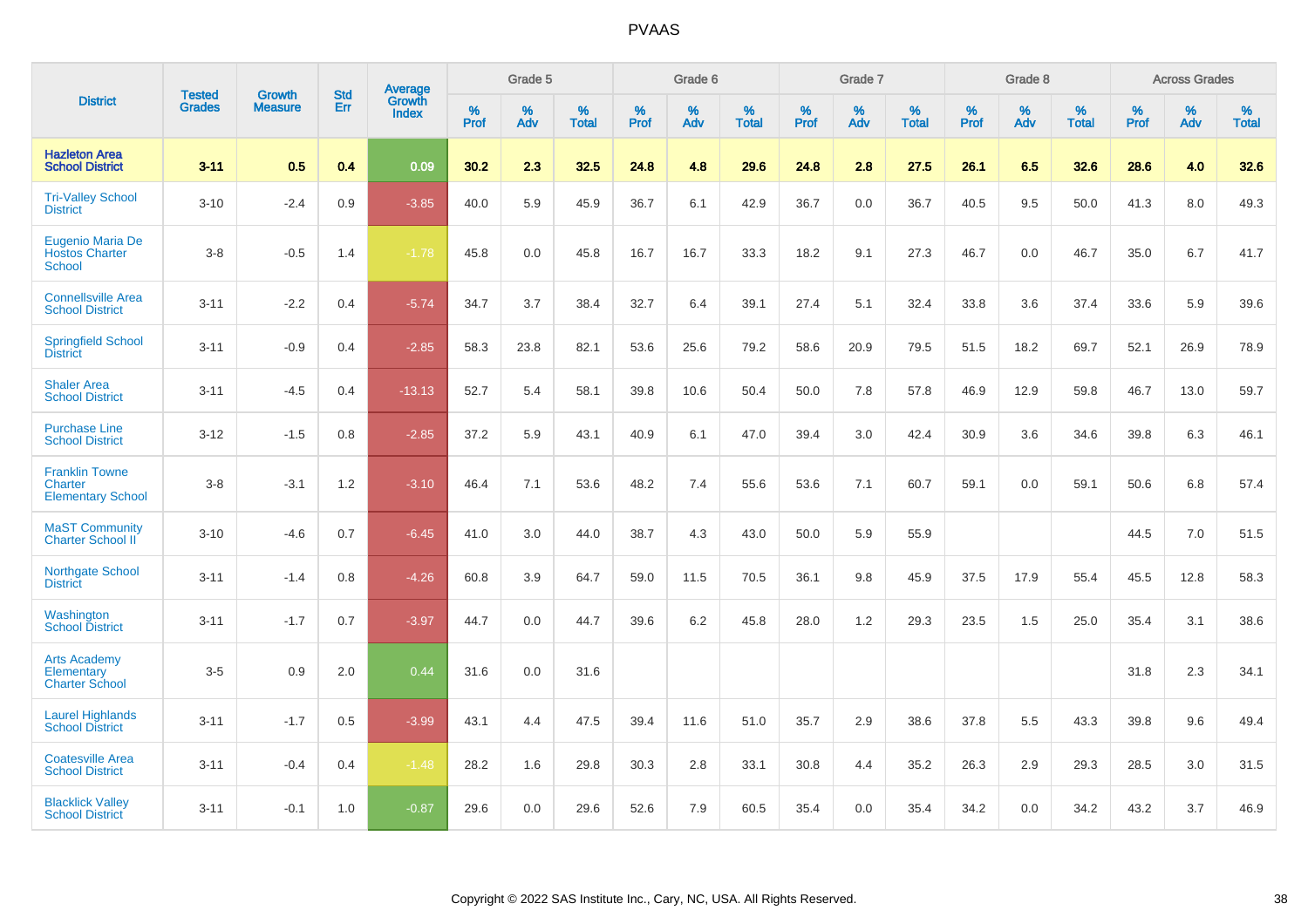# PVAAS

| District | Tested Grades | Growth Measure | Std Err | Average Growth Index | Grade 5 | | | Grade 6 | | | Grade 7 | | | Grade 8 | | | Across Grades | | |
|---|---|---|---|---|---|---|---|---|---|---|---|---|---|---|---|---|---|---|---|
| | | | | | % Prof | % Adv | % Total | % Prof | % Adv | % Total | % Prof | % Adv | % Total | % Prof | % Adv | % Total | % Prof | % Adv | % Total |
| **Hazleton Area School District** | **3-11** | **0.5** | **0.4** | **0.09** | **30.2** | **2.3** | **32.5** | **24.8** | **4.8** | **29.6** | **24.8** | **2.8** | **27.5** | **26.1** | **6.5** | **32.6** | **28.6** | **4.0** | **32.6** |
| Tri-Valley School District | 3-10 | -2.4 | 0.9 | -3.85 | 40.0 | 5.9 | 45.9 | 36.7 | 6.1 | 42.9 | 36.7 | 0.0 | 36.7 | 40.5 | 9.5 | 50.0 | 41.3 | 8.0 | 49.3 |
| Eugenio Maria De Hostos Charter School | 3-8 | -0.5 | 1.4 | -1.78 | 45.8 | 0.0 | 45.8 | 16.7 | 16.7 | 33.3 | 18.2 | 9.1 | 27.3 | 46.7 | 0.0 | 46.7 | 35.0 | 6.7 | 41.7 |
| Connellsville Area School District | 3-11 | -2.2 | 0.4 | -5.74 | 34.7 | 3.7 | 38.4 | 32.7 | 6.4 | 39.1 | 27.4 | 5.1 | 32.4 | 33.8 | 3.6 | 37.4 | 33.6 | 5.9 | 39.6 |
| Springfield School District | 3-11 | -0.9 | 0.4 | -2.85 | 58.3 | 23.8 | 82.1 | 53.6 | 25.6 | 79.2 | 58.6 | 20.9 | 79.5 | 51.5 | 18.2 | 69.7 | 52.1 | 26.9 | 78.9 |
| Shaler Area School District | 3-11 | -4.5 | 0.4 | -13.13 | 52.7 | 5.4 | 58.1 | 39.8 | 10.6 | 50.4 | 50.0 | 7.8 | 57.8 | 46.9 | 12.9 | 59.8 | 46.7 | 13.0 | 59.7 |
| Purchase Line School District | 3-12 | -1.5 | 0.8 | -2.85 | 37.2 | 5.9 | 43.1 | 40.9 | 6.1 | 47.0 | 39.4 | 3.0 | 42.4 | 30.9 | 3.6 | 34.6 | 39.8 | 6.3 | 46.1 |
| Franklin Towne Charter Elementary School | 3-8 | -3.1 | 1.2 | -3.10 | 46.4 | 7.1 | 53.6 | 48.2 | 7.4 | 55.6 | 53.6 | 7.1 | 60.7 | 59.1 | 0.0 | 59.1 | 50.6 | 6.8 | 57.4 |
| MaST Community Charter School II | 3-10 | -4.6 | 0.7 | -6.45 | 41.0 | 3.0 | 44.0 | 38.7 | 4.3 | 43.0 | 50.0 | 5.9 | 55.9 | | | | 44.5 | 7.0 | 51.5 |
| Northgate School District | 3-11 | -1.4 | 0.8 | -4.26 | 60.8 | 3.9 | 64.7 | 59.0 | 11.5 | 70.5 | 36.1 | 9.8 | 45.9 | 37.5 | 17.9 | 55.4 | 45.5 | 12.8 | 58.3 |
| Washington School District | 3-11 | -1.7 | 0.7 | -3.97 | 44.7 | 0.0 | 44.7 | 39.6 | 6.2 | 45.8 | 28.0 | 1.2 | 29.3 | 23.5 | 1.5 | 25.0 | 35.4 | 3.1 | 38.6 |
| Arts Academy Elementary Charter School | 3-5 | 0.9 | 2.0 | 0.44 | 31.6 | 0.0 | 31.6 | | | | | | | | | | 31.8 | 2.3 | 34.1 |
| Laurel Highlands School District | 3-11 | -1.7 | 0.5 | -3.99 | 43.1 | 4.4 | 47.5 | 39.4 | 11.6 | 51.0 | 35.7 | 2.9 | 38.6 | 37.8 | 5.5 | 43.3 | 39.8 | 9.6 | 49.4 |
| Coatesville Area School District | 3-11 | -0.4 | 0.4 | -1.48 | 28.2 | 1.6 | 29.8 | 30.3 | 2.8 | 33.1 | 30.8 | 4.4 | 35.2 | 26.3 | 2.9 | 29.3 | 28.5 | 3.0 | 31.5 |
| Blacklick Valley School District | 3-11 | -0.1 | 1.0 | -0.87 | 29.6 | 0.0 | 29.6 | 52.6 | 7.9 | 60.5 | 35.4 | 0.0 | 35.4 | 34.2 | 0.0 | 34.2 | 43.2 | 3.7 | 46.9 |

Copyright © 2022 SAS Institute Inc., Cary, NC, USA. All Rights Reserved.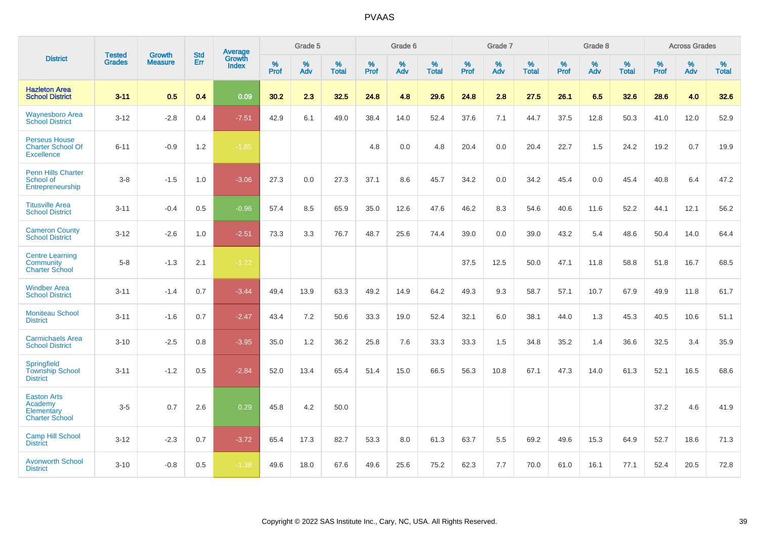| District | Tested Grades | Growth Measure | Std Err | Average Growth Index | Grade 5 | | | Grade 6 | | | Grade 7 | | | Grade 8 | | | Across Grades | | |
|---|---|---|---|---|---|---|---|---|---|---|---|---|---|---|---|---|---|---|---|
| | | | | | % Prof | % Adv | % Total | % Prof | % Adv | % Total | % Prof | % Adv | % Total | % Prof | % Adv | % Total | % Prof | % Adv | % Total |
| **Hazleton Area School District** | **3-11** | **0.5** | **0.4** | **0.09** | **30.2** | **2.3** | **32.5** | **24.8** | **4.8** | **29.6** | **24.8** | **2.8** | **27.5** | **26.1** | **6.5** | **32.6** | **28.6** | **4.0** | **32.6** |
| Waynesboro Area School District | 3-12 | -2.8 | 0.4 | -7.51 | 42.9 | 6.1 | 49.0 | 38.4 | 14.0 | 52.4 | 37.6 | 7.1 | 44.7 | 37.5 | 12.8 | 50.3 | 41.0 | 12.0 | 52.9 |
| Perseus House Charter School Of Excellence | 6-11 | -0.9 | 1.2 | -1.85 | | | | 4.8 | 0.0 | 4.8 | 20.4 | 0.0 | 20.4 | 22.7 | 1.5 | 24.2 | 19.2 | 0.7 | 19.9 |
| Penn Hills Charter School of Entrepreneurship | 3-8 | -1.5 | 1.0 | -3.06 | 27.3 | 0.0 | 27.3 | 37.1 | 8.6 | 45.7 | 34.2 | 0.0 | 34.2 | 45.4 | 0.0 | 45.4 | 40.8 | 6.4 | 47.2 |
| Titusville Area School District | 3-11 | -0.4 | 0.5 | -0.96 | 57.4 | 8.5 | 65.9 | 35.0 | 12.6 | 47.6 | 46.2 | 8.3 | 54.6 | 40.6 | 11.6 | 52.2 | 44.1 | 12.1 | 56.2 |
| Cameron County School District | 3-12 | -2.6 | 1.0 | -2.51 | 73.3 | 3.3 | 76.7 | 48.7 | 25.6 | 74.4 | 39.0 | 0.0 | 39.0 | 43.2 | 5.4 | 48.6 | 50.4 | 14.0 | 64.4 |
| Centre Learning Community Charter School | 5-8 | -1.3 | 2.1 | -1.22 | | | | | | | 37.5 | 12.5 | 50.0 | 47.1 | 11.8 | 58.8 | 51.8 | 16.7 | 68.5 |
| Windber Area School District | 3-11 | -1.4 | 0.7 | -3.44 | 49.4 | 13.9 | 63.3 | 49.2 | 14.9 | 64.2 | 49.3 | 9.3 | 58.7 | 57.1 | 10.7 | 67.9 | 49.9 | 11.8 | 61.7 |
| Moniteau School District | 3-11 | -1.6 | 0.7 | -2.47 | 43.4 | 7.2 | 50.6 | 33.3 | 19.0 | 52.4 | 32.1 | 6.0 | 38.1 | 44.0 | 1.3 | 45.3 | 40.5 | 10.6 | 51.1 |
| Carmichaels Area School District | 3-10 | -2.5 | 0.8 | -3.95 | 35.0 | 1.2 | 36.2 | 25.8 | 7.6 | 33.3 | 33.3 | 1.5 | 34.8 | 35.2 | 1.4 | 36.6 | 32.5 | 3.4 | 35.9 |
| Springfield Township School District | 3-11 | -1.2 | 0.5 | -2.84 | 52.0 | 13.4 | 65.4 | 51.4 | 15.0 | 66.5 | 56.3 | 10.8 | 67.1 | 47.3 | 14.0 | 61.3 | 52.1 | 16.5 | 68.6 |
| Easton Arts Academy Elementary Charter School | 3-5 | 0.7 | 2.6 | 0.29 | 45.8 | 4.2 | 50.0 | | | | | | | | | | 37.2 | 4.6 | 41.9 |
| Camp Hill School District | 3-12 | -2.3 | 0.7 | -3.72 | 65.4 | 17.3 | 82.7 | 53.3 | 8.0 | 61.3 | 63.7 | 5.5 | 69.2 | 49.6 | 15.3 | 64.9 | 52.7 | 18.6 | 71.3 |
| Avonworth School District | 3-10 | -0.8 | 0.5 | -1.38 | 49.6 | 18.0 | 67.6 | 49.6 | 25.6 | 75.2 | 62.3 | 7.7 | 70.0 | 61.0 | 16.1 | 77.1 | 52.4 | 20.5 | 72.8 |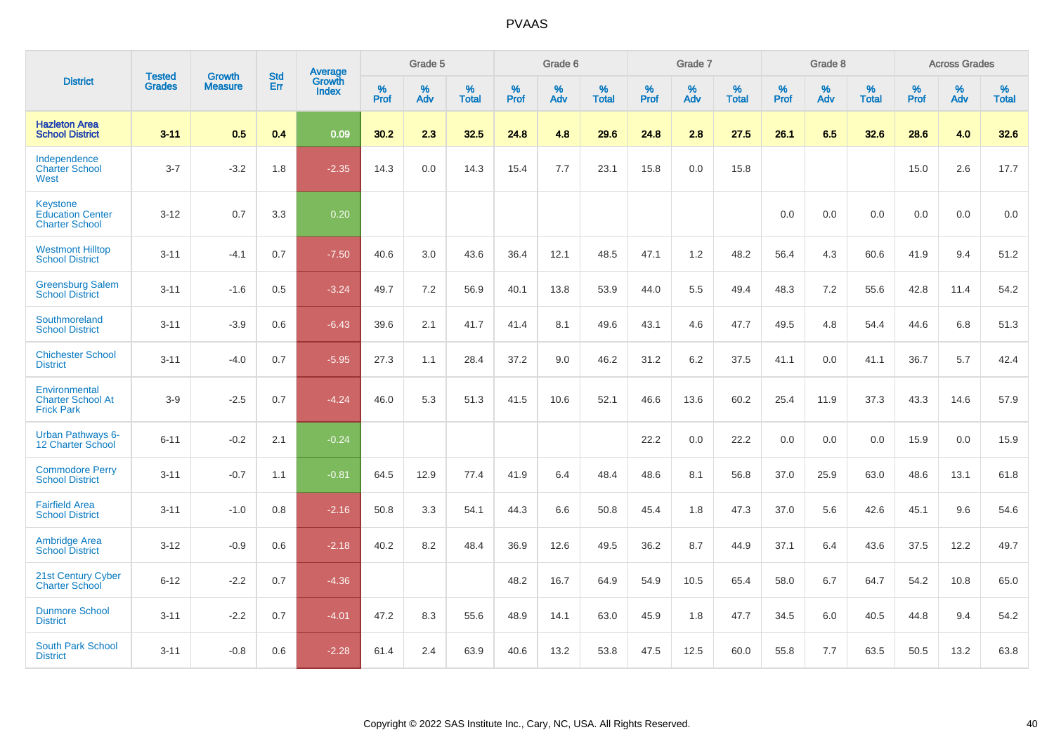# PVAAS

| District | Tested Grades | Growth Measure | Std Err | Average Growth Index | Grade 5 | | | Grade 6 | | | Grade 7 | | | Grade 8 | | | Across Grades | | |
|---|---|---|---|---|---|---|---|---|---|---|---|---|---|---|---|---|---|---|---|
| | | | | | % Prof | % Adv | % Total | % Prof | % Adv | % Total | % Prof | % Adv | % Total | % Prof | % Adv | % Total | % Prof | % Adv | % Total |
| **Hazleton Area School District** | **3-11** | **0.5** | **0.4** | **0.09** | **30.2** | **2.3** | **32.5** | **24.8** | **4.8** | **29.6** | **24.8** | **2.8** | **27.5** | **26.1** | **6.5** | **32.6** | **28.6** | **4.0** | **32.6** |
| Independence Charter School West | 3-7 | -3.2 | 1.8 | -2.35 | 14.3 | 0.0 | 14.3 | 15.4 | 7.7 | 23.1 | 15.8 | 0.0 | 15.8 | | | | 15.0 | 2.6 | 17.7 |
| Keystone Education Center Charter School | 3-12 | 0.7 | 3.3 | 0.20 | | | | | | | | | | 0.0 | 0.0 | 0.0 | 0.0 | 0.0 | 0.0 |
| Westmont Hilltop School District | 3-11 | -4.1 | 0.7 | -7.50 | 40.6 | 3.0 | 43.6 | 36.4 | 12.1 | 48.5 | 47.1 | 1.2 | 48.2 | 56.4 | 4.3 | 60.6 | 41.9 | 9.4 | 51.2 |
| Greensburg Salem School District | 3-11 | -1.6 | 0.5 | -3.24 | 49.7 | 7.2 | 56.9 | 40.1 | 13.8 | 53.9 | 44.0 | 5.5 | 49.4 | 48.3 | 7.2 | 55.6 | 42.8 | 11.4 | 54.2 |
| Southmoreland School District | 3-11 | -3.9 | 0.6 | -6.43 | 39.6 | 2.1 | 41.7 | 41.4 | 8.1 | 49.6 | 43.1 | 4.6 | 47.7 | 49.5 | 4.8 | 54.4 | 44.6 | 6.8 | 51.3 |
| Chichester School District | 3-11 | -4.0 | 0.7 | -5.95 | 27.3 | 1.1 | 28.4 | 37.2 | 9.0 | 46.2 | 31.2 | 6.2 | 37.5 | 41.1 | 0.0 | 41.1 | 36.7 | 5.7 | 42.4 |
| Environmental Charter School At Frick Park | 3-9 | -2.5 | 0.7 | -4.24 | 46.0 | 5.3 | 51.3 | 41.5 | 10.6 | 52.1 | 46.6 | 13.6 | 60.2 | 25.4 | 11.9 | 37.3 | 43.3 | 14.6 | 57.9 |
| Urban Pathways 6-12 Charter School | 6-11 | -0.2 | 2.1 | -0.24 | | | | | | | 22.2 | 0.0 | 22.2 | 0.0 | 0.0 | 0.0 | 15.9 | 0.0 | 15.9 |
| Commodore Perry School District | 3-11 | -0.7 | 1.1 | -0.81 | 64.5 | 12.9 | 77.4 | 41.9 | 6.4 | 48.4 | 48.6 | 8.1 | 56.8 | 37.0 | 25.9 | 63.0 | 48.6 | 13.1 | 61.8 |
| Fairfield Area School District | 3-11 | -1.0 | 0.8 | -2.16 | 50.8 | 3.3 | 54.1 | 44.3 | 6.6 | 50.8 | 45.4 | 1.8 | 47.3 | 37.0 | 5.6 | 42.6 | 45.1 | 9.6 | 54.6 |
| Ambridge Area School District | 3-12 | -0.9 | 0.6 | -2.18 | 40.2 | 8.2 | 48.4 | 36.9 | 12.6 | 49.5 | 36.2 | 8.7 | 44.9 | 37.1 | 6.4 | 43.6 | 37.5 | 12.2 | 49.7 |
| 21st Century Cyber Charter School | 6-12 | -2.2 | 0.7 | -4.36 | | | | 48.2 | 16.7 | 64.9 | 54.9 | 10.5 | 65.4 | 58.0 | 6.7 | 64.7 | 54.2 | 10.8 | 65.0 |
| Dunmore School District | 3-11 | -2.2 | 0.7 | -4.01 | 47.2 | 8.3 | 55.6 | 48.9 | 14.1 | 63.0 | 45.9 | 1.8 | 47.7 | 34.5 | 6.0 | 40.5 | 44.8 | 9.4 | 54.2 |
| South Park School District | 3-11 | -0.8 | 0.6 | -2.28 | 61.4 | 2.4 | 63.9 | 40.6 | 13.2 | 53.8 | 47.5 | 12.5 | 60.0 | 55.8 | 7.7 | 63.5 | 50.5 | 13.2 | 63.8 |

Copyright © 2022 SAS Institute Inc., Cary, NC, USA. All Rights Reserved.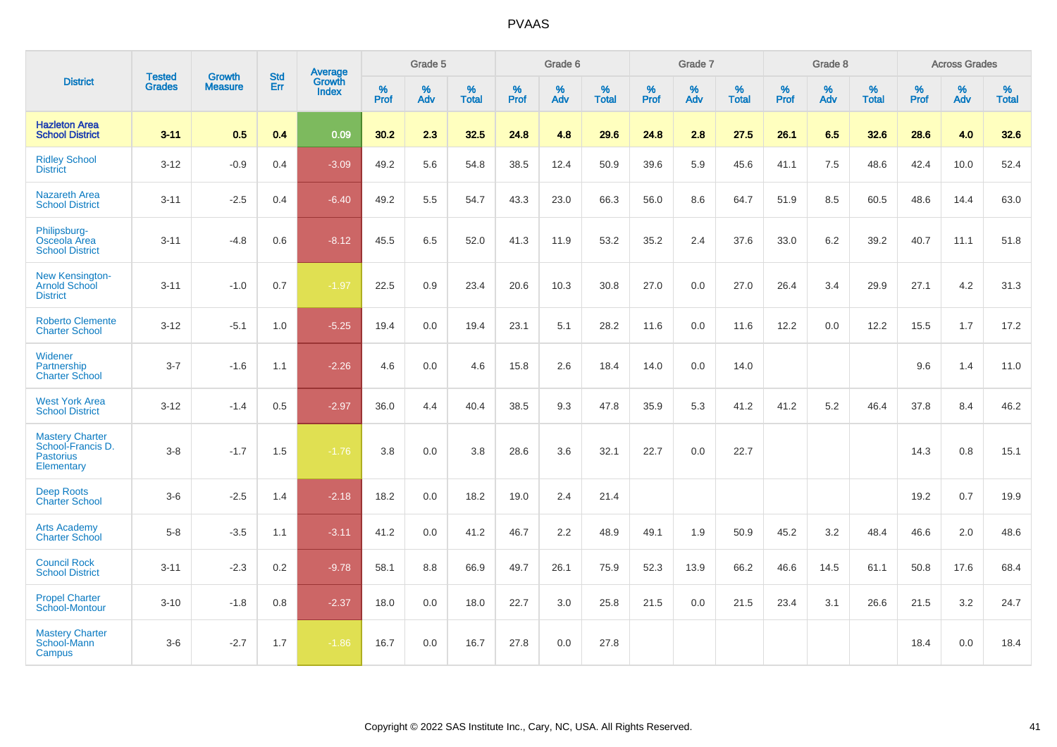# PVAAS

| District | Tested Grades | Growth Measure | Std Err | Average Growth Index | Grade 5 | | | Grade 6 | | | Grade 7 | | | Grade 8 | | | Across Grades | | |
|---|---|---|---|---|---|---|---|---|---|---|---|---|---|---|---|---|---|---|---|
| | | | | | % Prof | % Adv | % Total | % Prof | % Adv | % Total | % Prof | % Adv | % Total | % Prof | % Adv | % Total | % Prof | % Adv | % Total |
| **Hazleton Area School District** | **3-11** | **0.5** | **0.4** | **0.09** | **30.2** | **2.3** | **32.5** | **24.8** | **4.8** | **29.6** | **24.8** | **2.8** | **27.5** | **26.1** | **6.5** | **32.6** | **28.6** | **4.0** | **32.6** |
| Ridley School District | 3-12 | -0.9 | 0.4 | -3.09 | 49.2 | 5.6 | 54.8 | 38.5 | 12.4 | 50.9 | 39.6 | 5.9 | 45.6 | 41.1 | 7.5 | 48.6 | 42.4 | 10.0 | 52.4 |
| Nazareth Area School District | 3-11 | -2.5 | 0.4 | -6.40 | 49.2 | 5.5 | 54.7 | 43.3 | 23.0 | 66.3 | 56.0 | 8.6 | 64.7 | 51.9 | 8.5 | 60.5 | 48.6 | 14.4 | 63.0 |
| Philipsburg-Osceola Area School District | 3-11 | -4.8 | 0.6 | -8.12 | 45.5 | 6.5 | 52.0 | 41.3 | 11.9 | 53.2 | 35.2 | 2.4 | 37.6 | 33.0 | 6.2 | 39.2 | 40.7 | 11.1 | 51.8 |
| New Kensington-Arnold School District | 3-11 | -1.0 | 0.7 | -1.97 | 22.5 | 0.9 | 23.4 | 20.6 | 10.3 | 30.8 | 27.0 | 0.0 | 27.0 | 26.4 | 3.4 | 29.9 | 27.1 | 4.2 | 31.3 |
| Roberto Clemente Charter School | 3-12 | -5.1 | 1.0 | -5.25 | 19.4 | 0.0 | 19.4 | 23.1 | 5.1 | 28.2 | 11.6 | 0.0 | 11.6 | 12.2 | 0.0 | 12.2 | 15.5 | 1.7 | 17.2 |
| Widener Partnership Charter School | 3-7 | -1.6 | 1.1 | -2.26 | 4.6 | 0.0 | 4.6 | 15.8 | 2.6 | 18.4 | 14.0 | 0.0 | 14.0 | | | | 9.6 | 1.4 | 11.0 |
| West York Area School District | 3-12 | -1.4 | 0.5 | -2.97 | 36.0 | 4.4 | 40.4 | 38.5 | 9.3 | 47.8 | 35.9 | 5.3 | 41.2 | 41.2 | 5.2 | 46.4 | 37.8 | 8.4 | 46.2 |
| Mastery Charter School-Francis D. Pastorius Elementary | 3-8 | -1.7 | 1.5 | -1.76 | 3.8 | 0.0 | 3.8 | 28.6 | 3.6 | 32.1 | 22.7 | 0.0 | 22.7 | | | | 14.3 | 0.8 | 15.1 |
| Deep Roots Charter School | 3-6 | -2.5 | 1.4 | -2.18 | 18.2 | 0.0 | 18.2 | 19.0 | 2.4 | 21.4 | | | | | | | 19.2 | 0.7 | 19.9 |
| Arts Academy Charter School | 5-8 | -3.5 | 1.1 | -3.11 | 41.2 | 0.0 | 41.2 | 46.7 | 2.2 | 48.9 | 49.1 | 1.9 | 50.9 | 45.2 | 3.2 | 48.4 | 46.6 | 2.0 | 48.6 |
| Council Rock School District | 3-11 | -2.3 | 0.2 | -9.78 | 58.1 | 8.8 | 66.9 | 49.7 | 26.1 | 75.9 | 52.3 | 13.9 | 66.2 | 46.6 | 14.5 | 61.1 | 50.8 | 17.6 | 68.4 |
| Propel Charter School-Montour | 3-10 | -1.8 | 0.8 | -2.37 | 18.0 | 0.0 | 18.0 | 22.7 | 3.0 | 25.8 | 21.5 | 0.0 | 21.5 | 23.4 | 3.1 | 26.6 | 21.5 | 3.2 | 24.7 |
| Mastery Charter School-Mann Campus | 3-6 | -2.7 | 1.7 | -1.86 | 16.7 | 0.0 | 16.7 | 27.8 | 0.0 | 27.8 | | | | | | | 18.4 | 0.0 | 18.4 |

Copyright © 2022 SAS Institute Inc., Cary, NC, USA. All Rights Reserved.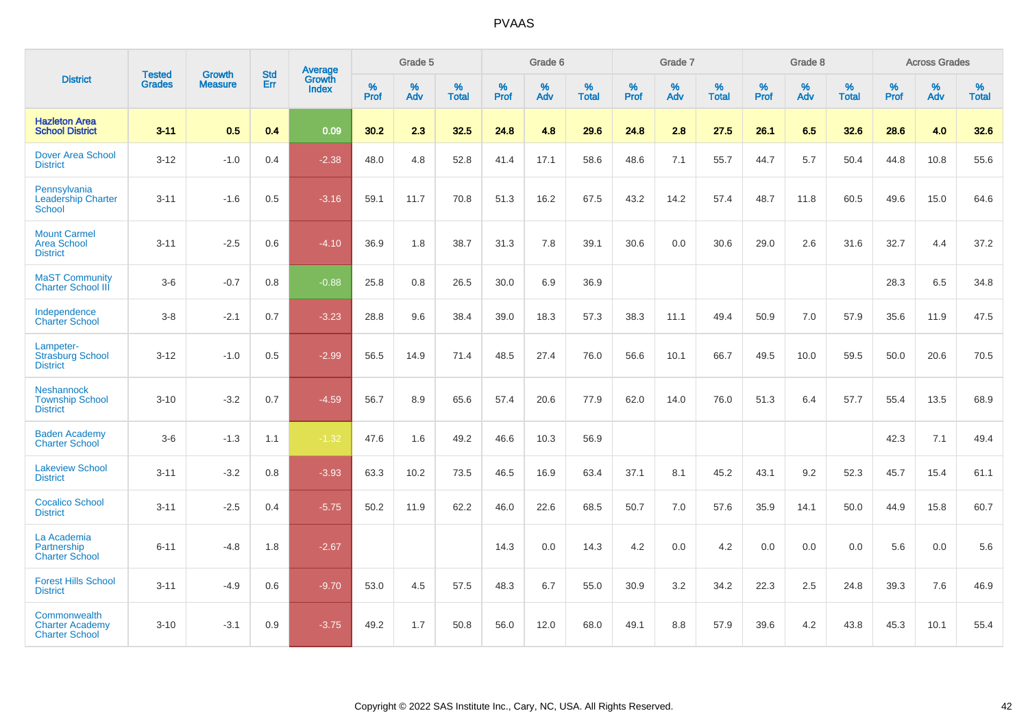# PVAAS

| District | Tested Grades | Growth Measure | Std Err | Average Growth Index | Grade 5 | | | Grade 6 | | | Grade 7 | | | Grade 8 | | | Across Grades | | |
|---|---|---|---|---|---|---|---|---|---|---|---|---|---|---|---|---|---|---|---|
| | | | | | % Prof | % Adv | % Total | % Prof | % Adv | % Total | % Prof | % Adv | % Total | % Prof | % Adv | % Total | % Prof | % Adv | % Total |
| **Hazleton Area School District** | **3-11** | **0.5** | **0.4** | **0.09** | **30.2** | **2.3** | **32.5** | **24.8** | **4.8** | **29.6** | **24.8** | **2.8** | **27.5** | **26.1** | **6.5** | **32.6** | **28.6** | **4.0** | **32.6** |
| Dover Area School District | 3-12 | -1.0 | 0.4 | -2.38 | 48.0 | 4.8 | 52.8 | 41.4 | 17.1 | 58.6 | 48.6 | 7.1 | 55.7 | 44.7 | 5.7 | 50.4 | 44.8 | 10.8 | 55.6 |
| Pennsylvania Leadership Charter School | 3-11 | -1.6 | 0.5 | -3.16 | 59.1 | 11.7 | 70.8 | 51.3 | 16.2 | 67.5 | 43.2 | 14.2 | 57.4 | 48.7 | 11.8 | 60.5 | 49.6 | 15.0 | 64.6 |
| Mount Carmel Area School District | 3-11 | -2.5 | 0.6 | -4.10 | 36.9 | 1.8 | 38.7 | 31.3 | 7.8 | 39.1 | 30.6 | 0.0 | 30.6 | 29.0 | 2.6 | 31.6 | 32.7 | 4.4 | 37.2 |
| MaST Community Charter School III | 3-6 | -0.7 | 0.8 | -0.88 | 25.8 | 0.8 | 26.5 | 30.0 | 6.9 | 36.9 | | | | | | | 28.3 | 6.5 | 34.8 |
| Independence Charter School | 3-8 | -2.1 | 0.7 | -3.23 | 28.8 | 9.6 | 38.4 | 39.0 | 18.3 | 57.3 | 38.3 | 11.1 | 49.4 | 50.9 | 7.0 | 57.9 | 35.6 | 11.9 | 47.5 |
| Lampeter-Strasburg School District | 3-12 | -1.0 | 0.5 | -2.99 | 56.5 | 14.9 | 71.4 | 48.5 | 27.4 | 76.0 | 56.6 | 10.1 | 66.7 | 49.5 | 10.0 | 59.5 | 50.0 | 20.6 | 70.5 |
| Neshannock Township School District | 3-10 | -3.2 | 0.7 | -4.59 | 56.7 | 8.9 | 65.6 | 57.4 | 20.6 | 77.9 | 62.0 | 14.0 | 76.0 | 51.3 | 6.4 | 57.7 | 55.4 | 13.5 | 68.9 |
| Baden Academy Charter School | 3-6 | -1.3 | 1.1 | -1.32 | 47.6 | 1.6 | 49.2 | 46.6 | 10.3 | 56.9 | | | | | | | 42.3 | 7.1 | 49.4 |
| Lakeview School District | 3-11 | -3.2 | 0.8 | -3.93 | 63.3 | 10.2 | 73.5 | 46.5 | 16.9 | 63.4 | 37.1 | 8.1 | 45.2 | 43.1 | 9.2 | 52.3 | 45.7 | 15.4 | 61.1 |
| Cocalico School District | 3-11 | -2.5 | 0.4 | -5.75 | 50.2 | 11.9 | 62.2 | 46.0 | 22.6 | 68.5 | 50.7 | 7.0 | 57.6 | 35.9 | 14.1 | 50.0 | 44.9 | 15.8 | 60.7 |
| La Academia Partnership Charter School | 6-11 | -4.8 | 1.8 | -2.67 | | | | 14.3 | 0.0 | 14.3 | 4.2 | 0.0 | 4.2 | 0.0 | 0.0 | 0.0 | 5.6 | 0.0 | 5.6 |
| Forest Hills School District | 3-11 | -4.9 | 0.6 | -9.70 | 53.0 | 4.5 | 57.5 | 48.3 | 6.7 | 55.0 | 30.9 | 3.2 | 34.2 | 22.3 | 2.5 | 24.8 | 39.3 | 7.6 | 46.9 |
| Commonwealth Charter Academy Charter School | 3-10 | -3.1 | 0.9 | -3.75 | 49.2 | 1.7 | 50.8 | 56.0 | 12.0 | 68.0 | 49.1 | 8.8 | 57.9 | 39.6 | 4.2 | 43.8 | 45.3 | 10.1 | 55.4 |

Copyright © 2022 SAS Institute Inc., Cary, NC, USA. All Rights Reserved.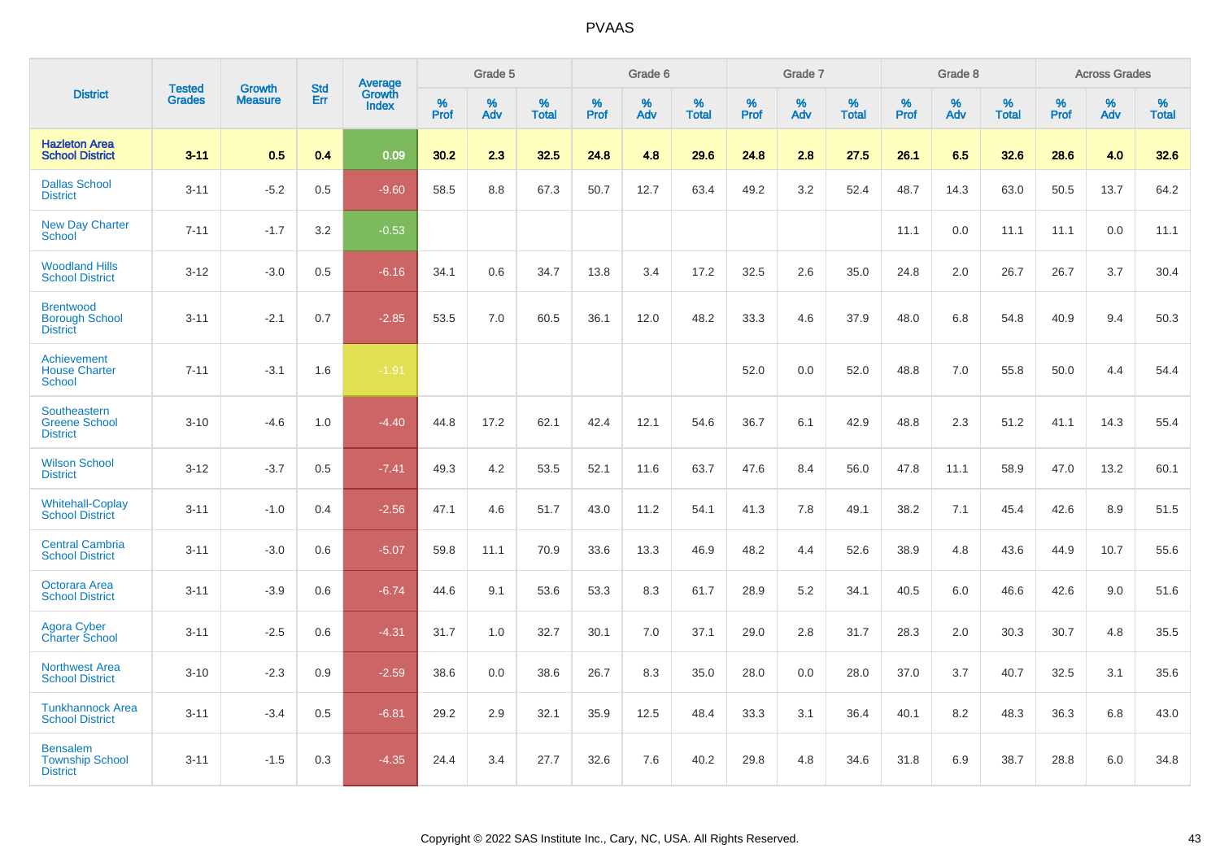# PVAAS

| District | Tested Grades | Growth Measure | Std Err | Average Growth Index | Grade 5 | | | Grade 6 | | | Grade 7 | | | Grade 8 | | | Across Grades | | |
|---|---|---|---|---|---|---|---|---|---|---|---|---|---|---|---|---|---|---|---|
| | | | | | % Prof | % Adv | % Total | % Prof | % Adv | % Total | % Prof | % Adv | % Total | % Prof | % Adv | % Total | % Prof | % Adv | % Total |
| **Hazleton Area School District** | **3-11** | **0.5** | **0.4** | **0.09** | **30.2** | **2.3** | **32.5** | **24.8** | **4.8** | **29.6** | **24.8** | **2.8** | **27.5** | **26.1** | **6.5** | **32.6** | **28.6** | **4.0** | **32.6** |
| Dallas School District | 3-11 | -5.2 | 0.5 | -9.60 | 58.5 | 8.8 | 67.3 | 50.7 | 12.7 | 63.4 | 49.2 | 3.2 | 52.4 | 48.7 | 14.3 | 63.0 | 50.5 | 13.7 | 64.2 |
| New Day Charter School | 7-11 | -1.7 | 3.2 | -0.53 | | | | | | | | | | 11.1 | 0.0 | 11.1 | 11.1 | 0.0 | 11.1 |
| Woodland Hills School District | 3-12 | -3.0 | 0.5 | -6.16 | 34.1 | 0.6 | 34.7 | 13.8 | 3.4 | 17.2 | 32.5 | 2.6 | 35.0 | 24.8 | 2.0 | 26.7 | 26.7 | 3.7 | 30.4 |
| Brentwood Borough School District | 3-11 | -2.1 | 0.7 | -2.85 | 53.5 | 7.0 | 60.5 | 36.1 | 12.0 | 48.2 | 33.3 | 4.6 | 37.9 | 48.0 | 6.8 | 54.8 | 40.9 | 9.4 | 50.3 |
| Achievement House Charter School | 7-11 | -3.1 | 1.6 | -1.91 | | | | | | | 52.0 | 0.0 | 52.0 | 48.8 | 7.0 | 55.8 | 50.0 | 4.4 | 54.4 |
| Southeastern Greene School District | 3-10 | -4.6 | 1.0 | -4.40 | 44.8 | 17.2 | 62.1 | 42.4 | 12.1 | 54.6 | 36.7 | 6.1 | 42.9 | 48.8 | 2.3 | 51.2 | 41.1 | 14.3 | 55.4 |
| Wilson School District | 3-12 | -3.7 | 0.5 | -7.41 | 49.3 | 4.2 | 53.5 | 52.1 | 11.6 | 63.7 | 47.6 | 8.4 | 56.0 | 47.8 | 11.1 | 58.9 | 47.0 | 13.2 | 60.1 |
| Whitehall-Coplay School District | 3-11 | -1.0 | 0.4 | -2.56 | 47.1 | 4.6 | 51.7 | 43.0 | 11.2 | 54.1 | 41.3 | 7.8 | 49.1 | 38.2 | 7.1 | 45.4 | 42.6 | 8.9 | 51.5 |
| Central Cambria School District | 3-11 | -3.0 | 0.6 | -5.07 | 59.8 | 11.1 | 70.9 | 33.6 | 13.3 | 46.9 | 48.2 | 4.4 | 52.6 | 38.9 | 4.8 | 43.6 | 44.9 | 10.7 | 55.6 |
| Octorara Area School District | 3-11 | -3.9 | 0.6 | -6.74 | 44.6 | 9.1 | 53.6 | 53.3 | 8.3 | 61.7 | 28.9 | 5.2 | 34.1 | 40.5 | 6.0 | 46.6 | 42.6 | 9.0 | 51.6 |
| Agora Cyber Charter School | 3-11 | -2.5 | 0.6 | -4.31 | 31.7 | 1.0 | 32.7 | 30.1 | 7.0 | 37.1 | 29.0 | 2.8 | 31.7 | 28.3 | 2.0 | 30.3 | 30.7 | 4.8 | 35.5 |
| Northwest Area School District | 3-10 | -2.3 | 0.9 | -2.59 | 38.6 | 0.0 | 38.6 | 26.7 | 8.3 | 35.0 | 28.0 | 0.0 | 28.0 | 37.0 | 3.7 | 40.7 | 32.5 | 3.1 | 35.6 |
| Tunkhannock Area School District | 3-11 | -3.4 | 0.5 | -6.81 | 29.2 | 2.9 | 32.1 | 35.9 | 12.5 | 48.4 | 33.3 | 3.1 | 36.4 | 40.1 | 8.2 | 48.3 | 36.3 | 6.8 | 43.0 |
| Bensalem Township School District | 3-11 | -1.5 | 0.3 | -4.35 | 24.4 | 3.4 | 27.7 | 32.6 | 7.6 | 40.2 | 29.8 | 4.8 | 34.6 | 31.8 | 6.9 | 38.7 | 28.8 | 6.0 | 34.8 |

Copyright © 2022 SAS Institute Inc., Cary, NC, USA. All Rights Reserved.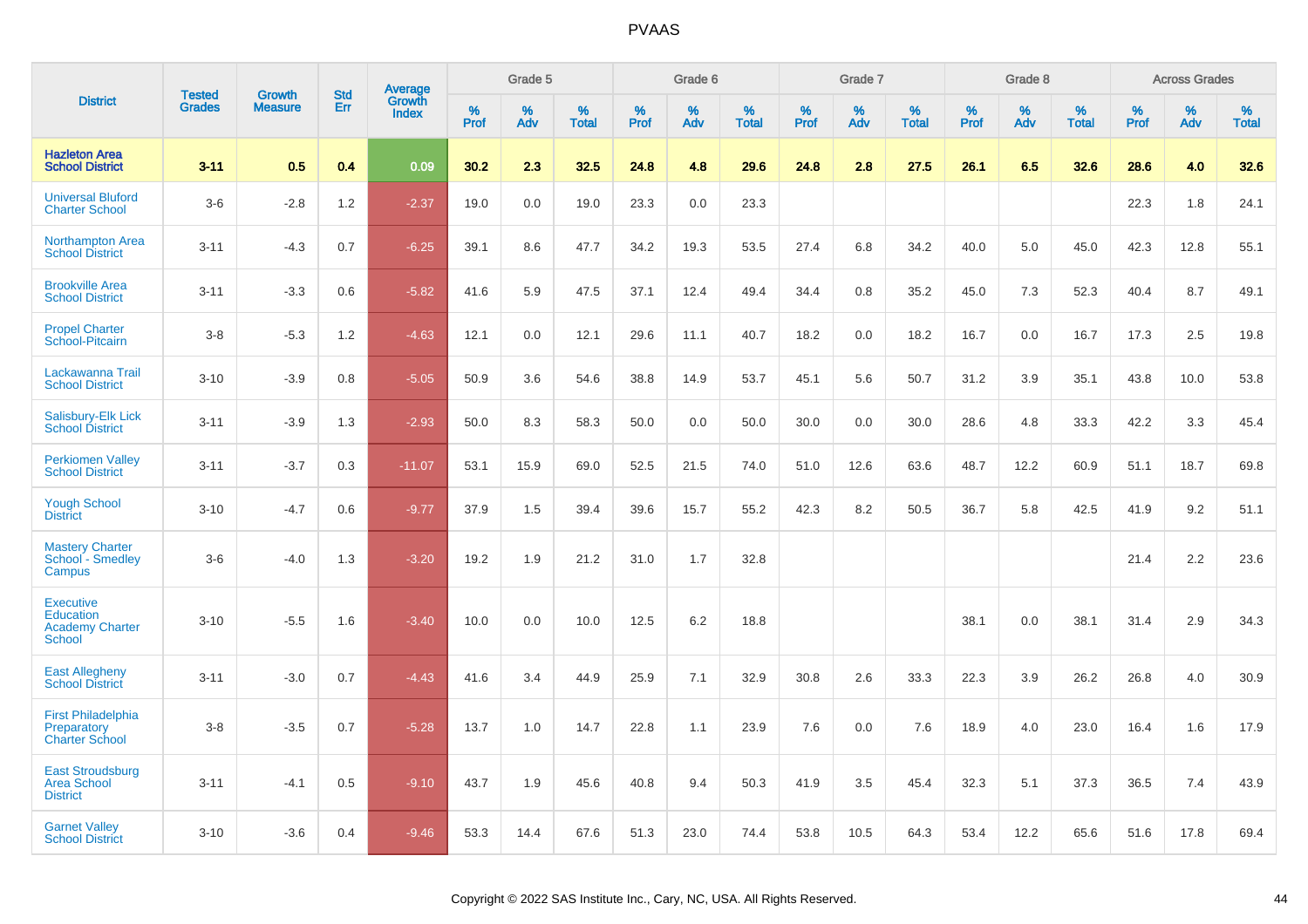# PVAAS

| District | Tested Grades | Growth Measure | Std Err | Average Growth Index | Grade 5 | | | Grade 6 | | | Grade 7 | | | Grade 8 | | | Across Grades | | |
|---|---|---|---|---|---|---|---|---|---|---|---|---|---|---|---|---|---|---|---|
| | | | | | % Prof | % Adv | % Total | % Prof | % Adv | % Total | % Prof | % Adv | % Total | % Prof | % Adv | % Total | % Prof | % Adv | % Total |
| **Hazleton Area School District** | **3-11** | **0.5** | **0.4** | **0.09** | **30.2** | **2.3** | **32.5** | **24.8** | **4.8** | **29.6** | **24.8** | **2.8** | **27.5** | **26.1** | **6.5** | **32.6** | **28.6** | **4.0** | **32.6** |
| Universal Bluford Charter School | 3-6 | -2.8 | 1.2 | -2.37 | 19.0 | 0.0 | 19.0 | 23.3 | 0.0 | 23.3 | | | | | | | 22.3 | 1.8 | 24.1 |
| Northampton Area School District | 3-11 | -4.3 | 0.7 | -6.25 | 39.1 | 8.6 | 47.7 | 34.2 | 19.3 | 53.5 | 27.4 | 6.8 | 34.2 | 40.0 | 5.0 | 45.0 | 42.3 | 12.8 | 55.1 |
| Brookville Area School District | 3-11 | -3.3 | 0.6 | -5.82 | 41.6 | 5.9 | 47.5 | 37.1 | 12.4 | 49.4 | 34.4 | 0.8 | 35.2 | 45.0 | 7.3 | 52.3 | 40.4 | 8.7 | 49.1 |
| Propel Charter School-Pitcairn | 3-8 | -5.3 | 1.2 | -4.63 | 12.1 | 0.0 | 12.1 | 29.6 | 11.1 | 40.7 | 18.2 | 0.0 | 18.2 | 16.7 | 0.0 | 16.7 | 17.3 | 2.5 | 19.8 |
| Lackawanna Trail School District | 3-10 | -3.9 | 0.8 | -5.05 | 50.9 | 3.6 | 54.6 | 38.8 | 14.9 | 53.7 | 45.1 | 5.6 | 50.7 | 31.2 | 3.9 | 35.1 | 43.8 | 10.0 | 53.8 |
| Salisbury-Elk Lick School District | 3-11 | -3.9 | 1.3 | -2.93 | 50.0 | 8.3 | 58.3 | 50.0 | 0.0 | 50.0 | 30.0 | 0.0 | 30.0 | 28.6 | 4.8 | 33.3 | 42.2 | 3.3 | 45.4 |
| Perkiomen Valley School District | 3-11 | -3.7 | 0.3 | -11.07 | 53.1 | 15.9 | 69.0 | 52.5 | 21.5 | 74.0 | 51.0 | 12.6 | 63.6 | 48.7 | 12.2 | 60.9 | 51.1 | 18.7 | 69.8 |
| Yough School District | 3-10 | -4.7 | 0.6 | -9.77 | 37.9 | 1.5 | 39.4 | 39.6 | 15.7 | 55.2 | 42.3 | 8.2 | 50.5 | 36.7 | 5.8 | 42.5 | 41.9 | 9.2 | 51.1 |
| Mastery Charter School - Smedley Campus | 3-6 | -4.0 | 1.3 | -3.20 | 19.2 | 1.9 | 21.2 | 31.0 | 1.7 | 32.8 | | | | | | | 21.4 | 2.2 | 23.6 |
| Executive Education Academy Charter School | 3-10 | -5.5 | 1.6 | -3.40 | 10.0 | 0.0 | 10.0 | 12.5 | 6.2 | 18.8 | | | | 38.1 | 0.0 | 38.1 | 31.4 | 2.9 | 34.3 |
| East Allegheny School District | 3-11 | -3.0 | 0.7 | -4.43 | 41.6 | 3.4 | 44.9 | 25.9 | 7.1 | 32.9 | 30.8 | 2.6 | 33.3 | 22.3 | 3.9 | 26.2 | 26.8 | 4.0 | 30.9 |
| First Philadelphia Preparatory Charter School | 3-8 | -3.5 | 0.7 | -5.28 | 13.7 | 1.0 | 14.7 | 22.8 | 1.1 | 23.9 | 7.6 | 0.0 | 7.6 | 18.9 | 4.0 | 23.0 | 16.4 | 1.6 | 17.9 |
| East Stroudsburg Area School District | 3-11 | -4.1 | 0.5 | -9.10 | 43.7 | 1.9 | 45.6 | 40.8 | 9.4 | 50.3 | 41.9 | 3.5 | 45.4 | 32.3 | 5.1 | 37.3 | 36.5 | 7.4 | 43.9 |
| Garnet Valley School District | 3-10 | -3.6 | 0.4 | -9.46 | 53.3 | 14.4 | 67.6 | 51.3 | 23.0 | 74.4 | 53.8 | 10.5 | 64.3 | 53.4 | 12.2 | 65.6 | 51.6 | 17.8 | 69.4 |

Copyright © 2022 SAS Institute Inc., Cary, NC, USA. All Rights Reserved.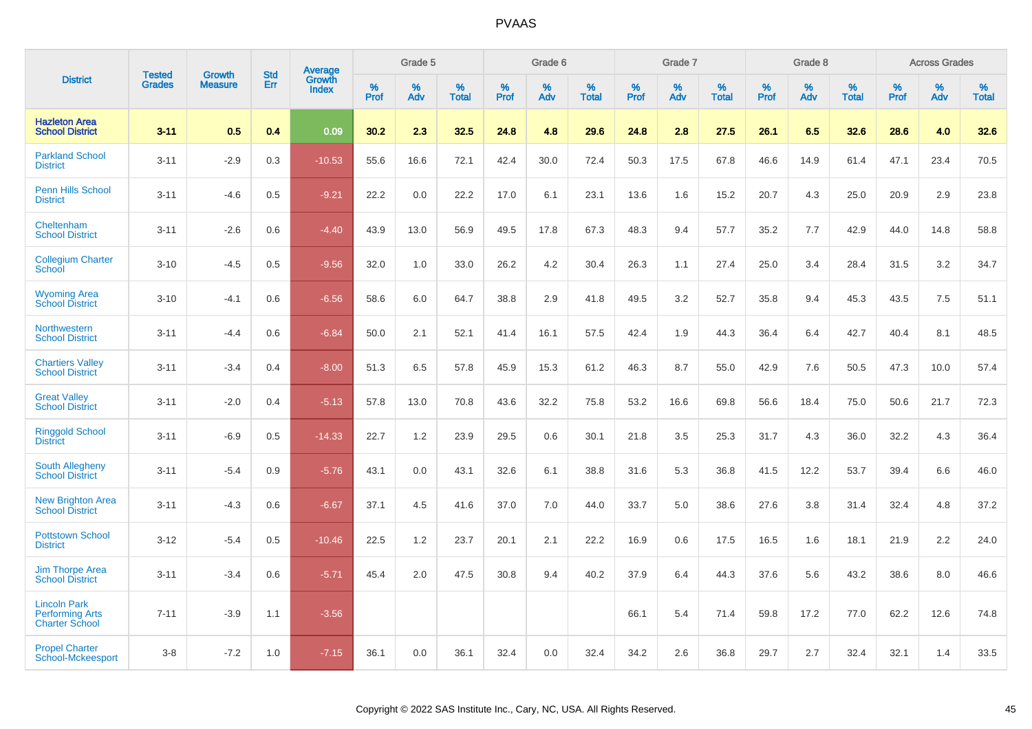# PVAAS

| District | Tested Grades | Growth Measure | Std Err | Average Growth Index | Grade 5 | | | Grade 6 | | | Grade 7 | | | Grade 8 | | | Across Grades | | |
|---|---|---|---|---|---|---|---|---|---|---|---|---|---|---|---|---|---|---|---|
| | | | | | % Prof | % Adv | % Total | % Prof | % Adv | % Total | % Prof | % Adv | % Total | % Prof | % Adv | % Total | % Prof | % Adv | % Total |
| **Hazleton Area School District** | **3-11** | **0.5** | **0.4** | **0.09** | **30.2** | **2.3** | **32.5** | **24.8** | **4.8** | **29.6** | **24.8** | **2.8** | **27.5** | **26.1** | **6.5** | **32.6** | **28.6** | **4.0** | **32.6** |
| Parkland School District | 3-11 | -2.9 | 0.3 | -10.53 | 55.6 | 16.6 | 72.1 | 42.4 | 30.0 | 72.4 | 50.3 | 17.5 | 67.8 | 46.6 | 14.9 | 61.4 | 47.1 | 23.4 | 70.5 |
| Penn Hills School District | 3-11 | -4.6 | 0.5 | -9.21 | 22.2 | 0.0 | 22.2 | 17.0 | 6.1 | 23.1 | 13.6 | 1.6 | 15.2 | 20.7 | 4.3 | 25.0 | 20.9 | 2.9 | 23.8 |
| Cheltenham School District | 3-11 | -2.6 | 0.6 | -4.40 | 43.9 | 13.0 | 56.9 | 49.5 | 17.8 | 67.3 | 48.3 | 9.4 | 57.7 | 35.2 | 7.7 | 42.9 | 44.0 | 14.8 | 58.8 |
| Collegium Charter School | 3-10 | -4.5 | 0.5 | -9.56 | 32.0 | 1.0 | 33.0 | 26.2 | 4.2 | 30.4 | 26.3 | 1.1 | 27.4 | 25.0 | 3.4 | 28.4 | 31.5 | 3.2 | 34.7 |
| Wyoming Area School District | 3-10 | -4.1 | 0.6 | -6.56 | 58.6 | 6.0 | 64.7 | 38.8 | 2.9 | 41.8 | 49.5 | 3.2 | 52.7 | 35.8 | 9.4 | 45.3 | 43.5 | 7.5 | 51.1 |
| Northwestern School District | 3-11 | -4.4 | 0.6 | -6.84 | 50.0 | 2.1 | 52.1 | 41.4 | 16.1 | 57.5 | 42.4 | 1.9 | 44.3 | 36.4 | 6.4 | 42.7 | 40.4 | 8.1 | 48.5 |
| Chartiers Valley School District | 3-11 | -3.4 | 0.4 | -8.00 | 51.3 | 6.5 | 57.8 | 45.9 | 15.3 | 61.2 | 46.3 | 8.7 | 55.0 | 42.9 | 7.6 | 50.5 | 47.3 | 10.0 | 57.4 |
| Great Valley School District | 3-11 | -2.0 | 0.4 | -5.13 | 57.8 | 13.0 | 70.8 | 43.6 | 32.2 | 75.8 | 53.2 | 16.6 | 69.8 | 56.6 | 18.4 | 75.0 | 50.6 | 21.7 | 72.3 |
| Ringgold School District | 3-11 | -6.9 | 0.5 | -14.33 | 22.7 | 1.2 | 23.9 | 29.5 | 0.6 | 30.1 | 21.8 | 3.5 | 25.3 | 31.7 | 4.3 | 36.0 | 32.2 | 4.3 | 36.4 |
| South Allegheny School District | 3-11 | -5.4 | 0.9 | -5.76 | 43.1 | 0.0 | 43.1 | 32.6 | 6.1 | 38.8 | 31.6 | 5.3 | 36.8 | 41.5 | 12.2 | 53.7 | 39.4 | 6.6 | 46.0 |
| New Brighton Area School District | 3-11 | -4.3 | 0.6 | -6.67 | 37.1 | 4.5 | 41.6 | 37.0 | 7.0 | 44.0 | 33.7 | 5.0 | 38.6 | 27.6 | 3.8 | 31.4 | 32.4 | 4.8 | 37.2 |
| Pottstown School District | 3-12 | -5.4 | 0.5 | -10.46 | 22.5 | 1.2 | 23.7 | 20.1 | 2.1 | 22.2 | 16.9 | 0.6 | 17.5 | 16.5 | 1.6 | 18.1 | 21.9 | 2.2 | 24.0 |
| Jim Thorpe Area School District | 3-11 | -3.4 | 0.6 | -5.71 | 45.4 | 2.0 | 47.5 | 30.8 | 9.4 | 40.2 | 37.9 | 6.4 | 44.3 | 37.6 | 5.6 | 43.2 | 38.6 | 8.0 | 46.6 |
| Lincoln Park Performing Arts Charter School | 7-11 | -3.9 | 1.1 | -3.56 | | | | | | | 66.1 | 5.4 | 71.4 | 59.8 | 17.2 | 77.0 | 62.2 | 12.6 | 74.8 |
| Propel Charter School-Mckeesport | 3-8 | -7.2 | 1.0 | -7.15 | 36.1 | 0.0 | 36.1 | 32.4 | 0.0 | 32.4 | 34.2 | 2.6 | 36.8 | 29.7 | 2.7 | 32.4 | 32.1 | 1.4 | 33.5 |

Copyright © 2022 SAS Institute Inc., Cary, NC, USA. All Rights Reserved.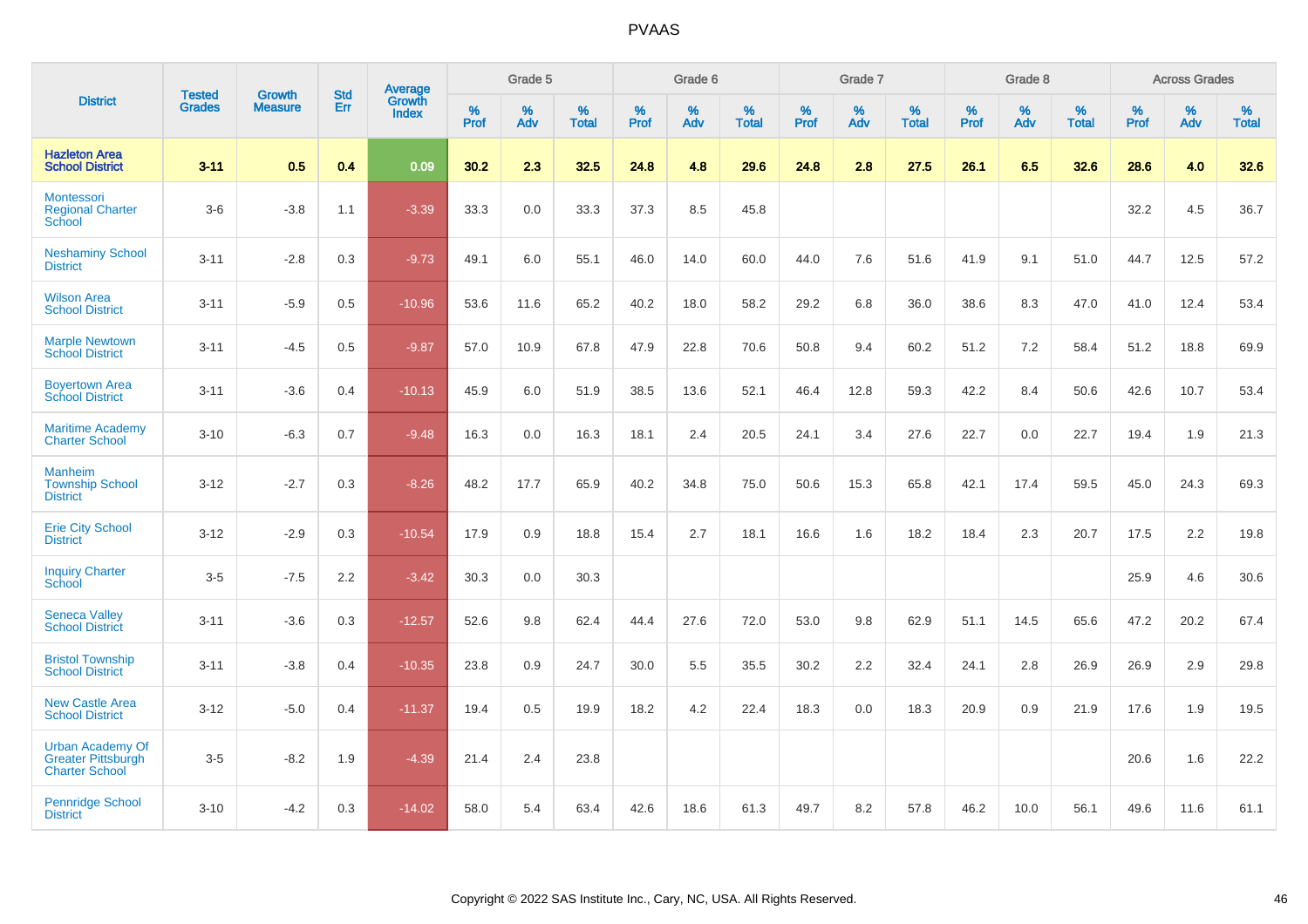# PVAAS

| District | Tested Grades | Growth Measure | Std Err | Average Growth Index | Grade 5 | | | Grade 6 | | | Grade 7 | | | Grade 8 | | | Across Grades | | |
|---|---|---|---|---|---|---|---|---|---|---|---|---|---|---|---|---|---|---|---|
| | | | | | % Prof | % Adv | % Total | % Prof | % Adv | % Total | % Prof | % Adv | % Total | % Prof | % Adv | % Total | % Prof | % Adv | % Total |
| **Hazleton Area School District** | **3-11** | **0.5** | **0.4** | **0.09** | **30.2** | **2.3** | **32.5** | **24.8** | **4.8** | **29.6** | **24.8** | **2.8** | **27.5** | **26.1** | **6.5** | **32.6** | **28.6** | **4.0** | **32.6** |
| Montessori Regional Charter School | 3-6 | -3.8 | 1.1 | -3.39 | 33.3 | 0.0 | 33.3 | 37.3 | 8.5 | 45.8 | | | | | | | 32.2 | 4.5 | 36.7 |
| Neshaminy School District | 3-11 | -2.8 | 0.3 | -9.73 | 49.1 | 6.0 | 55.1 | 46.0 | 14.0 | 60.0 | 44.0 | 7.6 | 51.6 | 41.9 | 9.1 | 51.0 | 44.7 | 12.5 | 57.2 |
| Wilson Area School District | 3-11 | -5.9 | 0.5 | -10.96 | 53.6 | 11.6 | 65.2 | 40.2 | 18.0 | 58.2 | 29.2 | 6.8 | 36.0 | 38.6 | 8.3 | 47.0 | 41.0 | 12.4 | 53.4 |
| Marple Newtown School District | 3-11 | -4.5 | 0.5 | -9.87 | 57.0 | 10.9 | 67.8 | 47.9 | 22.8 | 70.6 | 50.8 | 9.4 | 60.2 | 51.2 | 7.2 | 58.4 | 51.2 | 18.8 | 69.9 |
| Boyertown Area School District | 3-11 | -3.6 | 0.4 | -10.13 | 45.9 | 6.0 | 51.9 | 38.5 | 13.6 | 52.1 | 46.4 | 12.8 | 59.3 | 42.2 | 8.4 | 50.6 | 42.6 | 10.7 | 53.4 |
| Maritime Academy Charter School | 3-10 | -6.3 | 0.7 | -9.48 | 16.3 | 0.0 | 16.3 | 18.1 | 2.4 | 20.5 | 24.1 | 3.4 | 27.6 | 22.7 | 0.0 | 22.7 | 19.4 | 1.9 | 21.3 |
| Manheim Township School District | 3-12 | -2.7 | 0.3 | -8.26 | 48.2 | 17.7 | 65.9 | 40.2 | 34.8 | 75.0 | 50.6 | 15.3 | 65.8 | 42.1 | 17.4 | 59.5 | 45.0 | 24.3 | 69.3 |
| Erie City School District | 3-12 | -2.9 | 0.3 | -10.54 | 17.9 | 0.9 | 18.8 | 15.4 | 2.7 | 18.1 | 16.6 | 1.6 | 18.2 | 18.4 | 2.3 | 20.7 | 17.5 | 2.2 | 19.8 |
| Inquiry Charter School | 3-5 | -7.5 | 2.2 | -3.42 | 30.3 | 0.0 | 30.3 | | | | | | | | | | 25.9 | 4.6 | 30.6 |
| Seneca Valley School District | 3-11 | -3.6 | 0.3 | -12.57 | 52.6 | 9.8 | 62.4 | 44.4 | 27.6 | 72.0 | 53.0 | 9.8 | 62.9 | 51.1 | 14.5 | 65.6 | 47.2 | 20.2 | 67.4 |
| Bristol Township School District | 3-11 | -3.8 | 0.4 | -10.35 | 23.8 | 0.9 | 24.7 | 30.0 | 5.5 | 35.5 | 30.2 | 2.2 | 32.4 | 24.1 | 2.8 | 26.9 | 26.9 | 2.9 | 29.8 |
| New Castle Area School District | 3-12 | -5.0 | 0.4 | -11.37 | 19.4 | 0.5 | 19.9 | 18.2 | 4.2 | 22.4 | 18.3 | 0.0 | 18.3 | 20.9 | 0.9 | 21.9 | 17.6 | 1.9 | 19.5 |
| Urban Academy Of Greater Pittsburgh Charter School | 3-5 | -8.2 | 1.9 | -4.39 | 21.4 | 2.4 | 23.8 | | | | | | | | | | 20.6 | 1.6 | 22.2 |
| Pennridge School District | 3-10 | -4.2 | 0.3 | -14.02 | 58.0 | 5.4 | 63.4 | 42.6 | 18.6 | 61.3 | 49.7 | 8.2 | 57.8 | 46.2 | 10.0 | 56.1 | 49.6 | 11.6 | 61.1 |

Copyright © 2022 SAS Institute Inc., Cary, NC, USA. All Rights Reserved.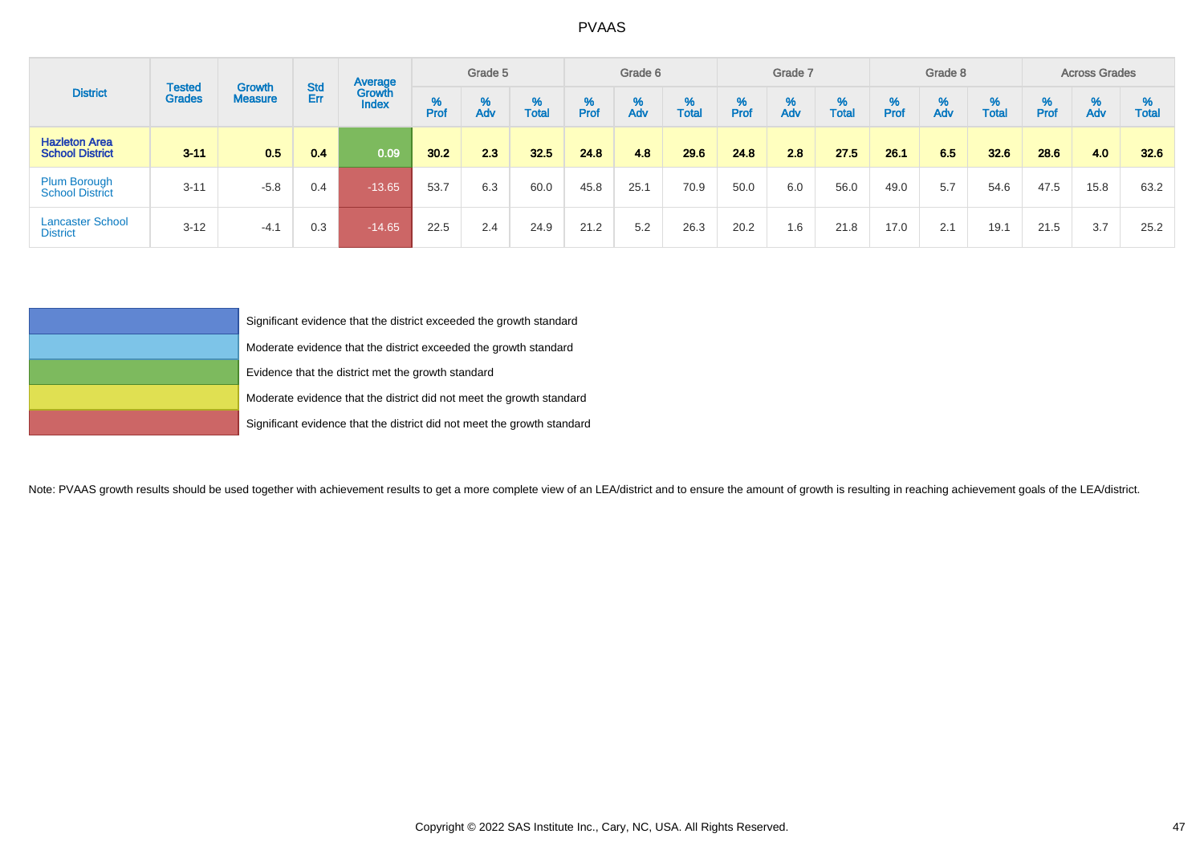# PVAAS

| District | Tested Grades | Growth Measure | Std Err | Average Growth Index | Grade 5 | | | Grade 6 | | | Grade 7 | | | Grade 8 | | | Across Grades | | |
|---|---|---|---|---|---|---|---|---|---|---|---|---|---|---|---|---|---|---|---|
| | | | | | % Prof | % Adv | % Total | % Prof | % Adv | % Total | % Prof | % Adv | % Total | % Prof | % Adv | % Total | % Prof | % Adv | % Total |
| **Hazleton Area School District** | **3-11** | **0.5** | **0.4** | **0.09** | **30.2** | **2.3** | **32.5** | **24.8** | **4.8** | **29.6** | **24.8** | **2.8** | **27.5** | **26.1** | **6.5** | **32.6** | **28.6** | **4.0** | **32.6** |
| Plum Borough School District | 3-11 | -5.8 | 0.4 | -13.65 | 53.7 | 6.3 | 60.0 | 45.8 | 25.1 | 70.9 | 50.0 | 6.0 | 56.0 | 49.0 | 5.7 | 54.6 | 47.5 | 15.8 | 63.2 |
| Lancaster School District | 3-12 | -4.1 | 0.3 | -14.65 | 22.5 | 2.4 | 24.9 | 21.2 | 5.2 | 26.3 | 20.2 | 1.6 | 21.8 | 17.0 | 2.1 | 19.1 | 21.5 | 3.7 | 25.2 |

- Significant evidence that the district exceeded the growth standard
- Moderate evidence that the district exceeded the growth standard
- Evidence that the district met the growth standard
- Moderate evidence that the district did not meet the growth standard
- Significant evidence that the district did not meet the growth standard

Note: PVAAS growth results should be used together with achievement results to get a more complete view of an LEA/district and to ensure the amount of growth is resulting in reaching achievement goals of the LEA/district.

Copyright © 2022 SAS Institute Inc., Cary, NC, USA. All Rights Reserved.